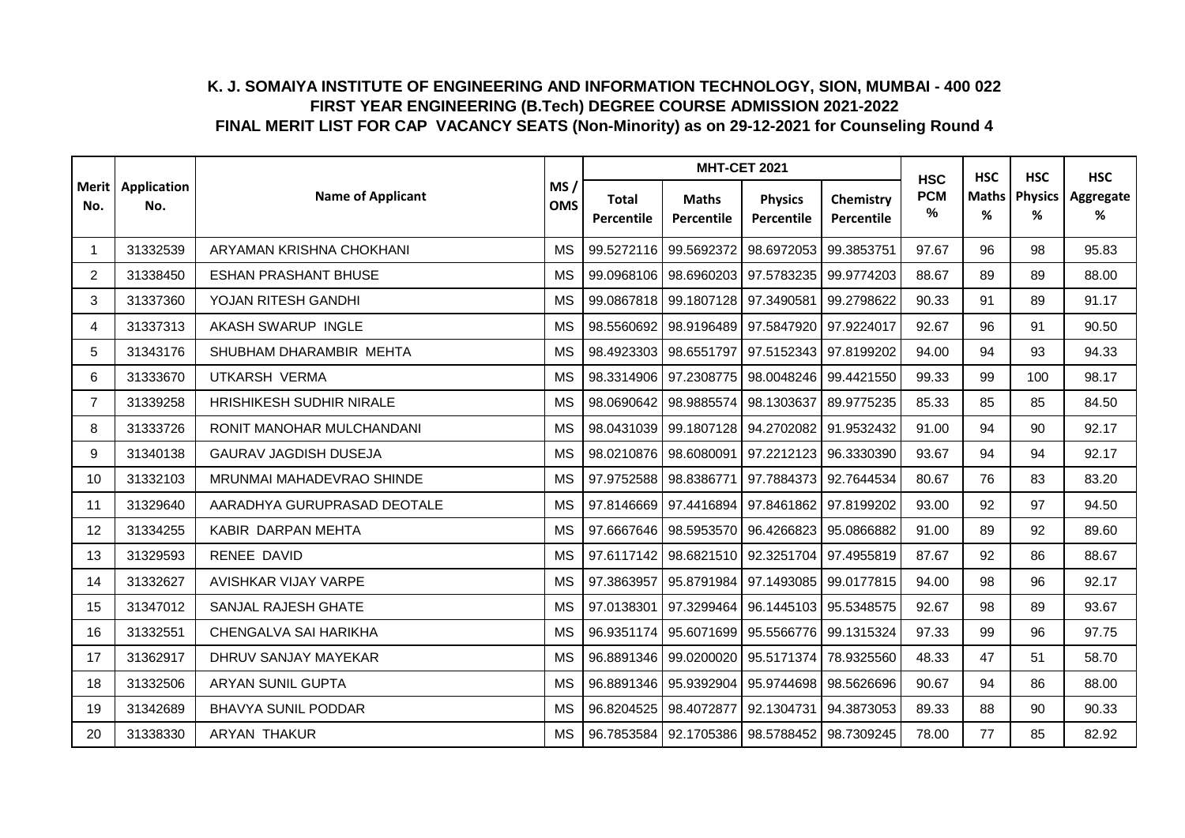# K. J. SOMAIYA INSTITUTE OF ENGINEERING AND INFORMATION TECHNOLOGY, SION, MUMBAI - 400 022

## FIRST YEAR ENGINEERING (B.Tech) DEGREE COURSE ADMISSION 2021-2022

## FINAL MERIT LIST FOR CAP VACANCY SEATS (Non-Minority) as on 29-12-2021 for Counseling Round 4

| Merit No. | Application No. | Name of Applicant | MS / OMS | MHT-CET 2021 | | | | HSC PCM % | HSC Maths % | HSC Physics % | HSC Aggregate % |
|---|---|---|---|---|---|---|---|---|---|---|---|
| | | | | Total Percentile | Maths Percentile | Physics Percentile | Chemistry Percentile | | | | |
| 1 | 31332539 | ARYAMAN KRISHNA CHOKHANI | MS | 99.5272116 | 99.5692372 | 98.6972053 | 99.3853751 | 97.67 | 96 | 98 | 95.83 |
| 2 | 31338450 | ESHAN PRASHANT BHUSE | MS | 99.0968106 | 98.6960203 | 97.5783235 | 99.9774203 | 88.67 | 89 | 89 | 88.00 |
| 3 | 31337360 | YOJAN RITESH GANDHI | MS | 99.0867818 | 99.1807128 | 97.3490581 | 99.2798622 | 90.33 | 91 | 89 | 91.17 |
| 4 | 31337313 | AKASH SWARUP INGLE | MS | 98.5560692 | 98.9196489 | 97.5847920 | 97.9224017 | 92.67 | 96 | 91 | 90.50 |
| 5 | 31343176 | SHUBHAM DHARAMBIR MEHTA | MS | 98.4923303 | 98.6551797 | 97.5152343 | 97.8199202 | 94.00 | 94 | 93 | 94.33 |
| 6 | 31333670 | UTKARSH VERMA | MS | 98.3314906 | 97.2308775 | 98.0048246 | 99.4421550 | 99.33 | 99 | 100 | 98.17 |
| 7 | 31339258 | HRISHIKESH SUDHIR NIRALE | MS | 98.0690642 | 98.9885574 | 98.1303637 | 89.9775235 | 85.33 | 85 | 85 | 84.50 |
| 8 | 31333726 | RONIT MANOHAR MULCHANDANI | MS | 98.0431039 | 99.1807128 | 94.2702082 | 91.9532432 | 91.00 | 94 | 90 | 92.17 |
| 9 | 31340138 | GAURAV JAGDISH DUSEJA | MS | 98.0210876 | 98.6080091 | 97.2212123 | 96.3330390 | 93.67 | 94 | 94 | 92.17 |
| 10 | 31332103 | MRUNMAI MAHADEVRAO SHINDE | MS | 97.9752588 | 98.8386771 | 97.7884373 | 92.7644534 | 80.67 | 76 | 83 | 83.20 |
| 11 | 31329640 | AARADHYA GURUPRASAD DEOTALE | MS | 97.8146669 | 97.4416894 | 97.8461862 | 97.8199202 | 93.00 | 92 | 97 | 94.50 |
| 12 | 31334255 | KABIR DARPAN MEHTA | MS | 97.6667646 | 98.5953570 | 96.4266823 | 95.0866882 | 91.00 | 89 | 92 | 89.60 |
| 13 | 31329593 | RENEE DAVID | MS | 97.6117142 | 98.6821510 | 92.3251704 | 97.4955819 | 87.67 | 92 | 86 | 88.67 |
| 14 | 31332627 | AVISHKAR VIJAY VARPE | MS | 97.3863957 | 95.8791984 | 97.1493085 | 99.0177815 | 94.00 | 98 | 96 | 92.17 |
| 15 | 31347012 | SANJAL RAJESH GHATE | MS | 97.0138301 | 97.3299464 | 96.1445103 | 95.5348575 | 92.67 | 98 | 89 | 93.67 |
| 16 | 31332551 | CHENGALVA SAI HARIKHA | MS | 96.9351174 | 95.6071699 | 95.5566776 | 99.1315324 | 97.33 | 99 | 96 | 97.75 |
| 17 | 31362917 | DHRUV SANJAY MAYEKAR | MS | 96.8891346 | 99.0200020 | 95.5171374 | 78.9325560 | 48.33 | 47 | 51 | 58.70 |
| 18 | 31332506 | ARYAN SUNIL GUPTA | MS | 96.8891346 | 95.9392904 | 95.9744698 | 98.5626696 | 90.67 | 94 | 86 | 88.00 |
| 19 | 31342689 | BHAVYA SUNIL PODDAR | MS | 96.8204525 | 98.4072877 | 92.1304731 | 94.3873053 | 89.33 | 88 | 90 | 90.33 |
| 20 | 31338330 | ARYAN THAKUR | MS | 96.7853584 | 92.1705386 | 98.5788452 | 98.7309245 | 78.00 | 77 | 85 | 82.92 |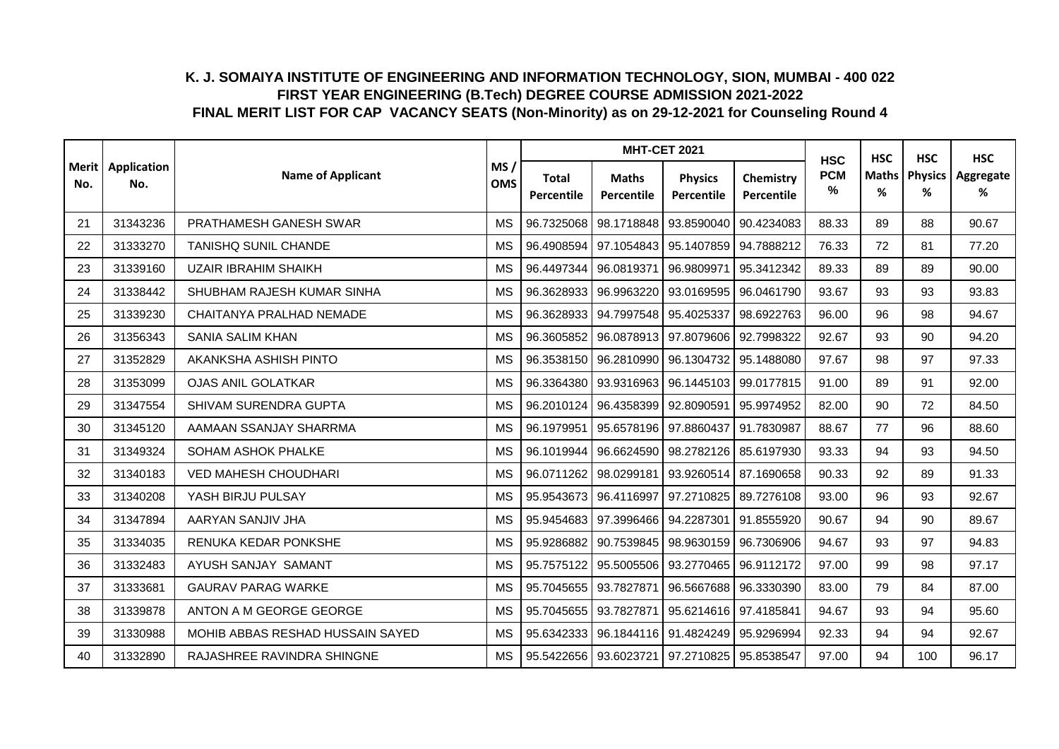# K. J. SOMAIYA INSTITUTE OF ENGINEERING AND INFORMATION TECHNOLOGY, SION, MUMBAI - 400 022

## FIRST YEAR ENGINEERING (B.Tech) DEGREE COURSE ADMISSION 2021-2022

## FINAL MERIT LIST FOR CAP VACANCY SEATS (Non-Minority) as on 29-12-2021 for Counseling Round 4

| Merit No. | Application No. | Name of Applicant | MS / OMS | MHT-CET 2021 | | | | HSC PCM % | HSC Maths % | HSC Physics % | HSC Aggregate % |
|---|---|---|---|---|---|---|---|---|---|---|---|
| | | | | Total Percentile | Maths Percentile | Physics Percentile | Chemistry Percentile | | | | |
| 21 | 31343236 | PRATHAMESH GANESH SWAR | MS | 96.7325068 | 98.1718848 | 93.8590040 | 90.4234083 | 88.33 | 89 | 88 | 90.67 |
| 22 | 31333270 | TANISHQ SUNIL CHANDE | MS | 96.4908594 | 97.1054843 | 95.1407859 | 94.7888212 | 76.33 | 72 | 81 | 77.20 |
| 23 | 31339160 | UZAIR IBRAHIM SHAIKH | MS | 96.4497344 | 96.0819371 | 96.9809971 | 95.3412342 | 89.33 | 89 | 89 | 90.00 |
| 24 | 31338442 | SHUBHAM RAJESH KUMAR SINHA | MS | 96.3628933 | 96.9963220 | 93.0169595 | 96.0461790 | 93.67 | 93 | 93 | 93.83 |
| 25 | 31339230 | CHAITANYA PRALHAD NEMADE | MS | 96.3628933 | 94.7997548 | 95.4025337 | 98.6922763 | 96.00 | 96 | 98 | 94.67 |
| 26 | 31356343 | SANIA SALIM KHAN | MS | 96.3605852 | 96.0878913 | 97.8079606 | 92.7998322 | 92.67 | 93 | 90 | 94.20 |
| 27 | 31352829 | AKANKSHA ASHISH PINTO | MS | 96.3538150 | 96.2810990 | 96.1304732 | 95.1488080 | 97.67 | 98 | 97 | 97.33 |
| 28 | 31353099 | OJAS ANIL GOLATKAR | MS | 96.3364380 | 93.9316963 | 96.1445103 | 99.0177815 | 91.00 | 89 | 91 | 92.00 |
| 29 | 31347554 | SHIVAM SURENDRA GUPTA | MS | 96.2010124 | 96.4358399 | 92.8090591 | 95.9974952 | 82.00 | 90 | 72 | 84.50 |
| 30 | 31345120 | AAMAAN SSANJAY SHARRMA | MS | 96.1979951 | 95.6578196 | 97.8860437 | 91.7830987 | 88.67 | 77 | 96 | 88.60 |
| 31 | 31349324 | SOHAM ASHOK PHALKE | MS | 96.1019944 | 96.6624590 | 98.2782126 | 85.6197930 | 93.33 | 94 | 93 | 94.50 |
| 32 | 31340183 | VED MAHESH CHOUDHARI | MS | 96.0711262 | 98.0299181 | 93.9260514 | 87.1690658 | 90.33 | 92 | 89 | 91.33 |
| 33 | 31340208 | YASH BIRJU PULSAY | MS | 95.9543673 | 96.4116997 | 97.2710825 | 89.7276108 | 93.00 | 96 | 93 | 92.67 |
| 34 | 31347894 | AARYAN SANJIV JHA | MS | 95.9454683 | 97.3996466 | 94.2287301 | 91.8555920 | 90.67 | 94 | 90 | 89.67 |
| 35 | 31334035 | RENUKA KEDAR PONKSHE | MS | 95.9286882 | 90.7539845 | 98.9630159 | 96.7306906 | 94.67 | 93 | 97 | 94.83 |
| 36 | 31332483 | AYUSH SANJAY SAMANT | MS | 95.7575122 | 95.5005506 | 93.2770465 | 96.9112172 | 97.00 | 99 | 98 | 97.17 |
| 37 | 31333681 | GAURAV PARAG WARKE | MS | 95.7045655 | 93.7827871 | 96.5667688 | 96.3330390 | 83.00 | 79 | 84 | 87.00 |
| 38 | 31339878 | ANTON A M GEORGE GEORGE | MS | 95.7045655 | 93.7827871 | 95.6214616 | 97.4185841 | 94.67 | 93 | 94 | 95.60 |
| 39 | 31330988 | MOHIB ABBAS RESHAD HUSSAIN SAYED | MS | 95.6342333 | 96.1844116 | 91.4824249 | 95.9296994 | 92.33 | 94 | 94 | 92.67 |
| 40 | 31332890 | RAJASHREE RAVINDRA SHINGNE | MS | 95.5422656 | 93.6023721 | 97.2710825 | 95.8538547 | 97.00 | 94 | 100 | 96.17 |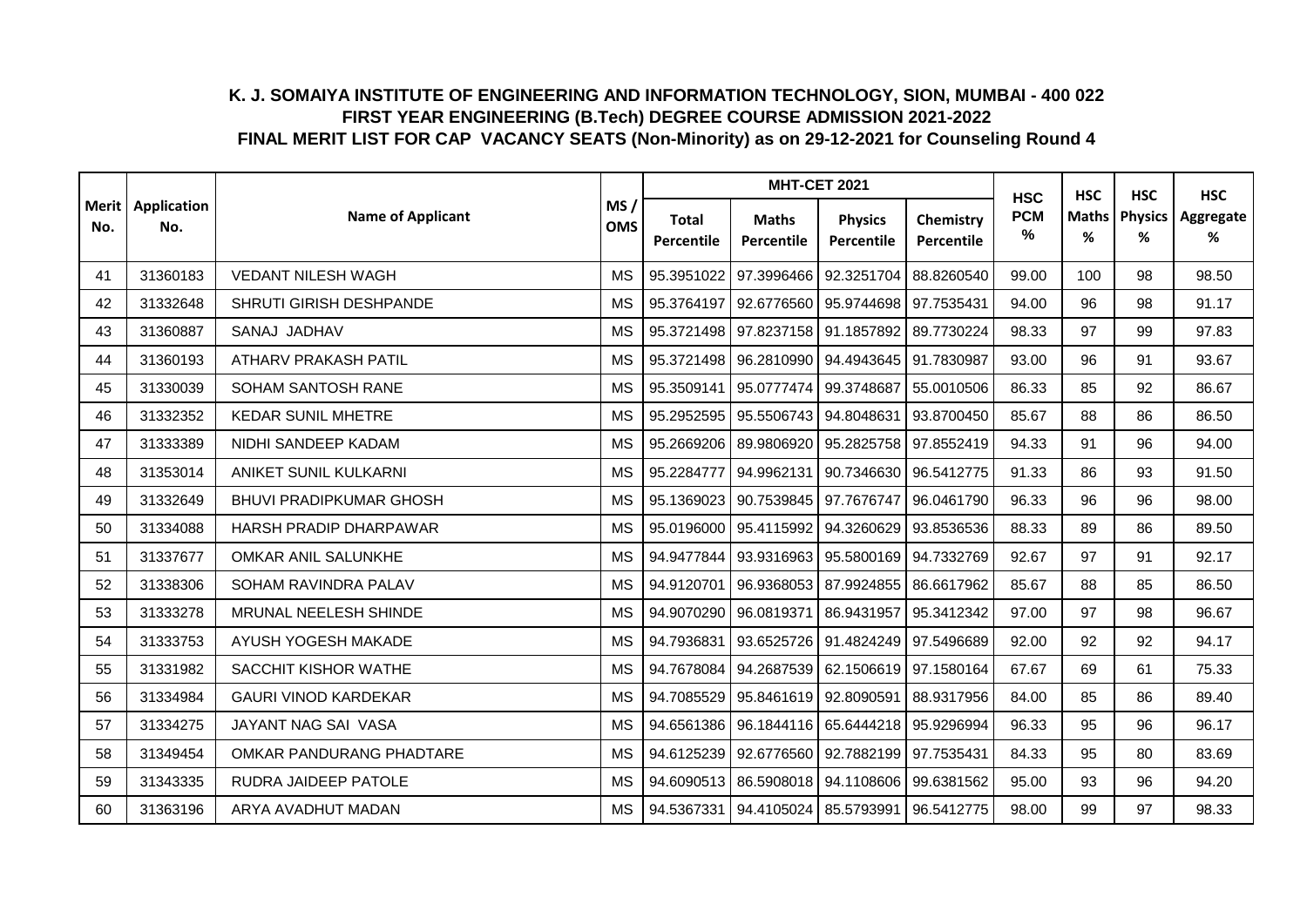# K. J. SOMAIYA INSTITUTE OF ENGINEERING AND INFORMATION TECHNOLOGY, SION, MUMBAI - 400 022
## FIRST YEAR ENGINEERING (B.Tech) DEGREE COURSE ADMISSION 2021-2022
## FINAL MERIT LIST FOR CAP VACANCY SEATS (Non-Minority) as on 29-12-2021 for Counseling Round 4

| Merit No. | Application No. | Name of Applicant | MS / OMS | MHT-CET 2021 | | | | HSC PCM % | HSC Maths % | HSC Physics % | HSC Aggregate % |
|---|---|---|---|---|---|---|---|---|---|---|---|
| | | | | Total Percentile | Maths Percentile | Physics Percentile | Chemistry Percentile | | | | |
| 41 | 31360183 | VEDANT NILESH WAGH | MS | 95.3951022 | 97.3996466 | 92.3251704 | 88.8260540 | 99.00 | 100 | 98 | 98.50 |
| 42 | 31332648 | SHRUTI GIRISH DESHPANDE | MS | 95.3764197 | 92.6776560 | 95.9744698 | 97.7535431 | 94.00 | 96 | 98 | 91.17 |
| 43 | 31360887 | SANAJ JADHAV | MS | 95.3721498 | 97.8237158 | 91.1857892 | 89.7730224 | 98.33 | 97 | 99 | 97.83 |
| 44 | 31360193 | ATHARV PRAKASH PATIL | MS | 95.3721498 | 96.2810990 | 94.4943645 | 91.7830987 | 93.00 | 96 | 91 | 93.67 |
| 45 | 31330039 | SOHAM SANTOSH RANE | MS | 95.3509141 | 95.0777474 | 99.3748687 | 55.0010506 | 86.33 | 85 | 92 | 86.67 |
| 46 | 31332352 | KEDAR SUNIL MHETRE | MS | 95.2952595 | 95.5506743 | 94.8048631 | 93.8700450 | 85.67 | 88 | 86 | 86.50 |
| 47 | 31333389 | NIDHI SANDEEP KADAM | MS | 95.2669206 | 89.9806920 | 95.2825758 | 97.8552419 | 94.33 | 91 | 96 | 94.00 |
| 48 | 31353014 | ANIKET SUNIL KULKARNI | MS | 95.2284777 | 94.9962131 | 90.7346630 | 96.5412775 | 91.33 | 86 | 93 | 91.50 |
| 49 | 31332649 | BHUVI PRADIPKUMAR GHOSH | MS | 95.1369023 | 90.7539845 | 97.7676747 | 96.0461790 | 96.33 | 96 | 96 | 98.00 |
| 50 | 31334088 | HARSH PRADIP DHARPAWAR | MS | 95.0196000 | 95.4115992 | 94.3260629 | 93.8536536 | 88.33 | 89 | 86 | 89.50 |
| 51 | 31337677 | OMKAR ANIL SALUNKHE | MS | 94.9477844 | 93.9316963 | 95.5800169 | 94.7332769 | 92.67 | 97 | 91 | 92.17 |
| 52 | 31338306 | SOHAM RAVINDRA PALAV | MS | 94.9120701 | 96.9368053 | 87.9924855 | 86.6617962 | 85.67 | 88 | 85 | 86.50 |
| 53 | 31333278 | MRUNAL NEELESH SHINDE | MS | 94.9070290 | 96.0819371 | 86.9431957 | 95.3412342 | 97.00 | 97 | 98 | 96.67 |
| 54 | 31333753 | AYUSH YOGESH MAKADE | MS | 94.7936831 | 93.6525726 | 91.4824249 | 97.5496689 | 92.00 | 92 | 92 | 94.17 |
| 55 | 31331982 | SACCHIT KISHOR WATHE | MS | 94.7678084 | 94.2687539 | 62.1506619 | 97.1580164 | 67.67 | 69 | 61 | 75.33 |
| 56 | 31334984 | GAURI VINOD KARDEKAR | MS | 94.7085529 | 95.8461619 | 92.8090591 | 88.9317956 | 84.00 | 85 | 86 | 89.40 |
| 57 | 31334275 | JAYANT NAG SAI VASA | MS | 94.6561386 | 96.1844116 | 65.6444218 | 95.9296994 | 96.33 | 95 | 96 | 96.17 |
| 58 | 31349454 | OMKAR PANDURANG PHADTARE | MS | 94.6125239 | 92.6776560 | 92.7882199 | 97.7535431 | 84.33 | 95 | 80 | 83.69 |
| 59 | 31343335 | RUDRA JAIDEEP PATOLE | MS | 94.6090513 | 86.5908018 | 94.1108606 | 99.6381562 | 95.00 | 93 | 96 | 94.20 |
| 60 | 31363196 | ARYA AVADHUT MADAN | MS | 94.5367331 | 94.4105024 | 85.5793991 | 96.5412775 | 98.00 | 99 | 97 | 98.33 |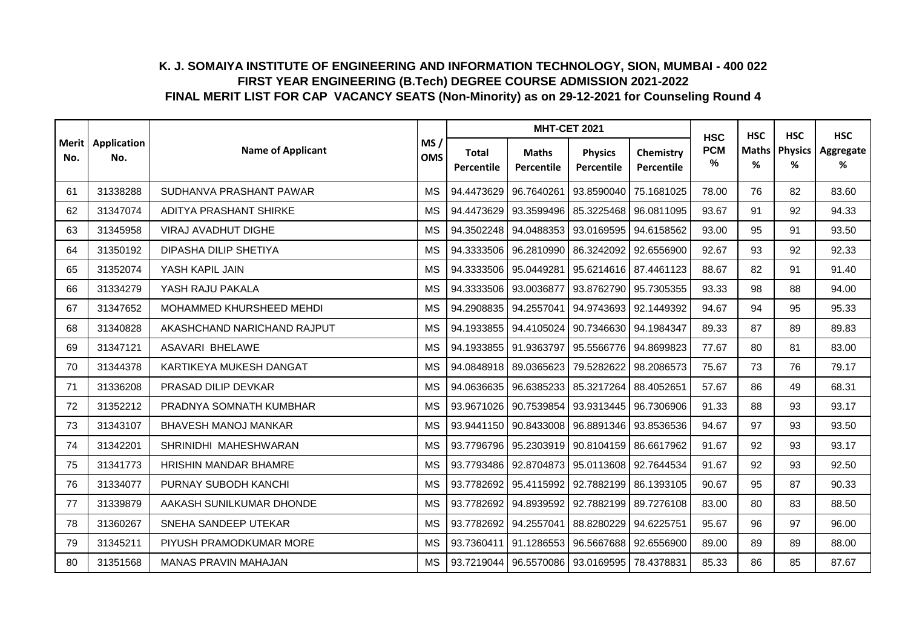# K. J. SOMAIYA INSTITUTE OF ENGINEERING AND INFORMATION TECHNOLOGY, SION, MUMBAI - 400 022
## FIRST YEAR ENGINEERING (B.Tech) DEGREE COURSE ADMISSION 2021-2022
## FINAL MERIT LIST FOR CAP VACANCY SEATS (Non-Minority) as on 29-12-2021 for Counseling Round 4

| Merit No. | Application No. | Name of Applicant | MS / OMS | MHT-CET 2021 | | | | HSC PCM % | HSC Maths % | HSC Physics % | HSC Aggregate % |
|---|---|---|---|---|---|---|---|---|---|---|---|
| | | | | Total Percentile | Maths Percentile | Physics Percentile | Chemistry Percentile | | | | |
| 61 | 31338288 | SUDHANVA PRASHANT PAWAR | MS | 94.4473629 | 96.7640261 | 93.8590040 | 75.1681025 | 78.00 | 76 | 82 | 83.60 |
| 62 | 31347074 | ADITYA PRASHANT SHIRKE | MS | 94.4473629 | 93.3599496 | 85.3225468 | 96.0811095 | 93.67 | 91 | 92 | 94.33 |
| 63 | 31345958 | VIRAJ AVADHUT DIGHE | MS | 94.3502248 | 94.0488353 | 93.0169595 | 94.6158562 | 93.00 | 95 | 91 | 93.50 |
| 64 | 31350192 | DIPASHA DILIP SHETIYA | MS | 94.3333506 | 96.2810990 | 86.3242092 | 92.6556900 | 92.67 | 93 | 92 | 92.33 |
| 65 | 31352074 | YASH KAPIL JAIN | MS | 94.3333506 | 95.0449281 | 95.6214616 | 87.4461123 | 88.67 | 82 | 91 | 91.40 |
| 66 | 31334279 | YASH RAJU PAKALA | MS | 94.3333506 | 93.0036877 | 93.8762790 | 95.7305355 | 93.33 | 98 | 88 | 94.00 |
| 67 | 31347652 | MOHAMMED KHURSHEED MEHDI | MS | 94.2908835 | 94.2557041 | 94.9743693 | 92.1449392 | 94.67 | 94 | 95 | 95.33 |
| 68 | 31340828 | AKASHCHAND NARICHAND RAJPUT | MS | 94.1933855 | 94.4105024 | 90.7346630 | 94.1984347 | 89.33 | 87 | 89 | 89.83 |
| 69 | 31347121 | ASAVARI BHELAWE | MS | 94.1933855 | 91.9363797 | 95.5566776 | 94.8699823 | 77.67 | 80 | 81 | 83.00 |
| 70 | 31344378 | KARTIKEYA MUKESH DANGAT | MS | 94.0848918 | 89.0365623 | 79.5282622 | 98.2086573 | 75.67 | 73 | 76 | 79.17 |
| 71 | 31336208 | PRASAD DILIP DEVKAR | MS | 94.0636635 | 96.6385233 | 85.3217264 | 88.4052651 | 57.67 | 86 | 49 | 68.31 |
| 72 | 31352212 | PRADNYA SOMNATH KUMBHAR | MS | 93.9671026 | 90.7539854 | 93.9313445 | 96.7306906 | 91.33 | 88 | 93 | 93.17 |
| 73 | 31343107 | BHAVESH MANOJ MANKAR | MS | 93.9441150 | 90.8433008 | 96.8891346 | 93.8536536 | 94.67 | 97 | 93 | 93.50 |
| 74 | 31342201 | SHRINIDHI MAHESHWARAN | MS | 93.7796796 | 95.2303919 | 90.8104159 | 86.6617962 | 91.67 | 92 | 93 | 93.17 |
| 75 | 31341773 | HRISHIN MANDAR BHAMRE | MS | 93.7793486 | 92.8704873 | 95.0113608 | 92.7644534 | 91.67 | 92 | 93 | 92.50 |
| 76 | 31334077 | PURNAY SUBODH KANCHI | MS | 93.7782692 | 95.4115992 | 92.7882199 | 86.1393105 | 90.67 | 95 | 87 | 90.33 |
| 77 | 31339879 | AAKASH SUNILKUMAR DHONDE | MS | 93.7782692 | 94.8939592 | 92.7882199 | 89.7276108 | 83.00 | 80 | 83 | 88.50 |
| 78 | 31360267 | SNEHA SANDEEP UTEKAR | MS | 93.7782692 | 94.2557041 | 88.8280229 | 94.6225751 | 95.67 | 96 | 97 | 96.00 |
| 79 | 31345211 | PIYUSH PRAMODKUMAR MORE | MS | 93.7360411 | 91.1286553 | 96.5667688 | 92.6556900 | 89.00 | 89 | 89 | 88.00 |
| 80 | 31351568 | MANAS PRAVIN MAHAJAN | MS | 93.7219044 | 96.5570086 | 93.0169595 | 78.4378831 | 85.33 | 86 | 85 | 87.67 |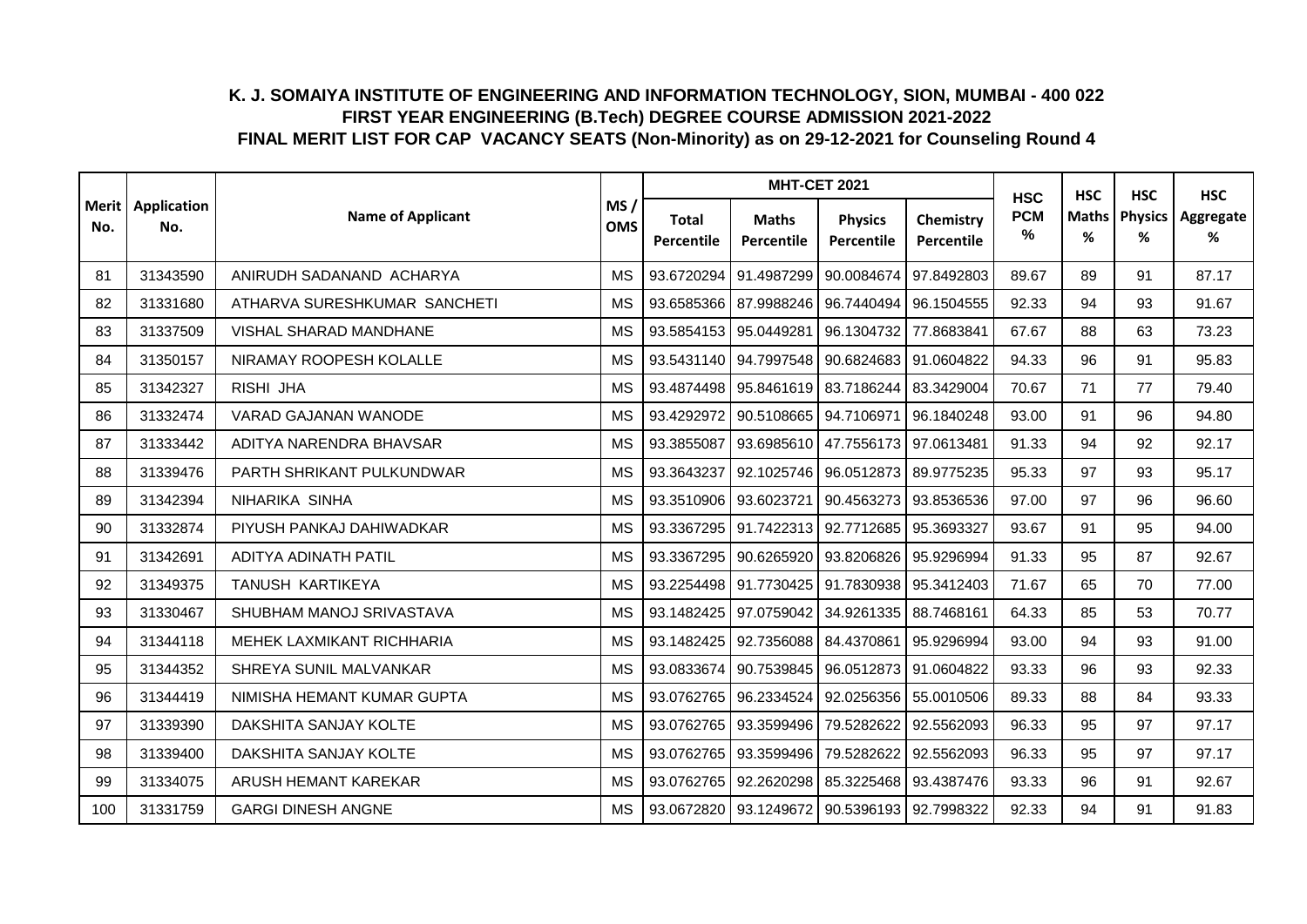# K. J. SOMAIYA INSTITUTE OF ENGINEERING AND INFORMATION TECHNOLOGY, SION, MUMBAI - 400 022

## FIRST YEAR ENGINEERING (B.Tech) DEGREE COURSE ADMISSION 2021-2022

## FINAL MERIT LIST FOR CAP VACANCY SEATS (Non-Minority) as on 29-12-2021 for Counseling Round 4

| Merit No. | Application No. | Name of Applicant | MS / OMS | MHT-CET 2021 | | | | HSC PCM % | HSC Maths % | HSC Physics % | HSC Aggregate % |
|---|---|---|---|---|---|---|---|---|---|---|---|
| | | | | Total Percentile | Maths Percentile | Physics Percentile | Chemistry Percentile | | | | |
| 81 | 31343590 | ANIRUDH SADANAND ACHARYA | MS | 93.6720294 | 91.4987299 | 90.0084674 | 97.8492803 | 89.67 | 89 | 91 | 87.17 |
| 82 | 31331680 | ATHARVA SURESHKUMAR SANCHETI | MS | 93.6585366 | 87.9988246 | 96.7440494 | 96.1504555 | 92.33 | 94 | 93 | 91.67 |
| 83 | 31337509 | VISHAL SHARAD MANDHANE | MS | 93.5854153 | 95.0449281 | 96.1304732 | 77.8683841 | 67.67 | 88 | 63 | 73.23 |
| 84 | 31350157 | NIRAMAY ROOPESH KOLALLE | MS | 93.5431140 | 94.7997548 | 90.6824683 | 91.0604822 | 94.33 | 96 | 91 | 95.83 |
| 85 | 31342327 | RISHI JHA | MS | 93.4874498 | 95.8461619 | 83.7186244 | 83.3429004 | 70.67 | 71 | 77 | 79.40 |
| 86 | 31332474 | VARAD GAJANAN WANODE | MS | 93.4292972 | 90.5108665 | 94.7106971 | 96.1840248 | 93.00 | 91 | 96 | 94.80 |
| 87 | 31333442 | ADITYA NARENDRA BHAVSAR | MS | 93.3855087 | 93.6985610 | 47.7556173 | 97.0613481 | 91.33 | 94 | 92 | 92.17 |
| 88 | 31339476 | PARTH SHRIKANT PULKUNDWAR | MS | 93.3643237 | 92.1025746 | 96.0512873 | 89.9775235 | 95.33 | 97 | 93 | 95.17 |
| 89 | 31342394 | NIHARIKA SINHA | MS | 93.3510906 | 93.6023721 | 90.4563273 | 93.8536536 | 97.00 | 97 | 96 | 96.60 |
| 90 | 31332874 | PIYUSH PANKAJ DAHIWADKAR | MS | 93.3367295 | 91.7422313 | 92.7712685 | 95.3693327 | 93.67 | 91 | 95 | 94.00 |
| 91 | 31342691 | ADITYA ADINATH PATIL | MS | 93.3367295 | 90.6265920 | 93.8206826 | 95.9296994 | 91.33 | 95 | 87 | 92.67 |
| 92 | 31349375 | TANUSH KARTIKEYA | MS | 93.2254498 | 91.7730425 | 91.7830938 | 95.3412403 | 71.67 | 65 | 70 | 77.00 |
| 93 | 31330467 | SHUBHAM MANOJ SRIVASTAVA | MS | 93.1482425 | 97.0759042 | 34.9261335 | 88.7468161 | 64.33 | 85 | 53 | 70.77 |
| 94 | 31344118 | MEHEK LAXMIKANT RICHHARIA | MS | 93.1482425 | 92.7356088 | 84.4370861 | 95.9296994 | 93.00 | 94 | 93 | 91.00 |
| 95 | 31344352 | SHREYA SUNIL MALVANKAR | MS | 93.0833674 | 90.7539845 | 96.0512873 | 91.0604822 | 93.33 | 96 | 93 | 92.33 |
| 96 | 31344419 | NIMISHA HEMANT KUMAR GUPTA | MS | 93.0762765 | 96.2334524 | 92.0256356 | 55.0010506 | 89.33 | 88 | 84 | 93.33 |
| 97 | 31339390 | DAKSHITA SANJAY KOLTE | MS | 93.0762765 | 93.3599496 | 79.5282622 | 92.5562093 | 96.33 | 95 | 97 | 97.17 |
| 98 | 31339400 | DAKSHITA SANJAY KOLTE | MS | 93.0762765 | 93.3599496 | 79.5282622 | 92.5562093 | 96.33 | 95 | 97 | 97.17 |
| 99 | 31334075 | ARUSH HEMANT KAREKAR | MS | 93.0762765 | 92.2620298 | 85.3225468 | 93.4387476 | 93.33 | 96 | 91 | 92.67 |
| 100 | 31331759 | GARGI DINESH ANGNE | MS | 93.0672820 | 93.1249672 | 90.5396193 | 92.7998322 | 92.33 | 94 | 91 | 91.83 |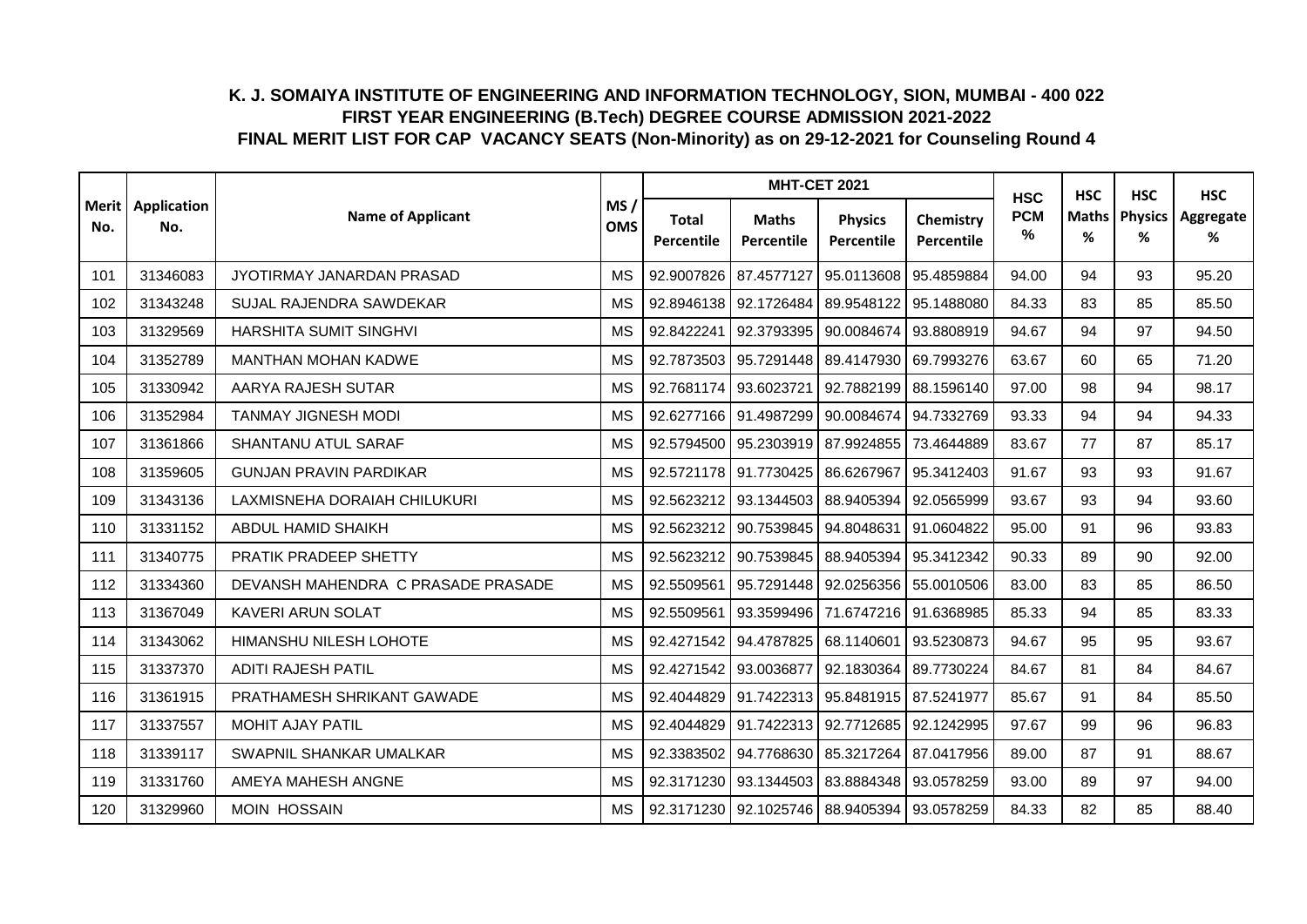# K. J. SOMAIYA INSTITUTE OF ENGINEERING AND INFORMATION TECHNOLOGY, SION, MUMBAI - 400 022

## FIRST YEAR ENGINEERING (B.Tech) DEGREE COURSE ADMISSION 2021-2022

## FINAL MERIT LIST FOR CAP VACANCY SEATS (Non-Minority) as on 29-12-2021 for Counseling Round 4

| Merit No. | Application No. | Name of Applicant | MS / OMS | MHT-CET 2021 | | | | HSC PCM % | HSC Maths % | HSC Physics % | HSC Aggregate % |
|---|---|---|---|---|---|---|---|---|---|---|---|
| | | | | Total Percentile | Maths Percentile | Physics Percentile | Chemistry Percentile | | | | |
| 101 | 31346083 | JYOTIRMAY JANARDAN PRASAD | MS | 92.9007826 | 87.4577127 | 95.0113608 | 95.4859884 | 94.00 | 94 | 93 | 95.20 |
| 102 | 31343248 | SUJAL RAJENDRA SAWDEKAR | MS | 92.8946138 | 92.1726484 | 89.9548122 | 95.1488080 | 84.33 | 83 | 85 | 85.50 |
| 103 | 31329569 | HARSHITA SUMIT SINGHVI | MS | 92.8422241 | 92.3793395 | 90.0084674 | 93.8808919 | 94.67 | 94 | 97 | 94.50 |
| 104 | 31352789 | MANTHAN MOHAN KADWE | MS | 92.7873503 | 95.7291448 | 89.4147930 | 69.7993276 | 63.67 | 60 | 65 | 71.20 |
| 105 | 31330942 | AARYA RAJESH SUTAR | MS | 92.7681174 | 93.6023721 | 92.7882199 | 88.1596140 | 97.00 | 98 | 94 | 98.17 |
| 106 | 31352984 | TANMAY JIGNESH MODI | MS | 92.6277166 | 91.4987299 | 90.0084674 | 94.7332769 | 93.33 | 94 | 94 | 94.33 |
| 107 | 31361866 | SHANTANU ATUL SARAF | MS | 92.5794500 | 95.2303919 | 87.9924855 | 73.4644889 | 83.67 | 77 | 87 | 85.17 |
| 108 | 31359605 | GUNJAN PRAVIN PARDIKAR | MS | 92.5721178 | 91.7730425 | 86.6267967 | 95.3412403 | 91.67 | 93 | 93 | 91.67 |
| 109 | 31343136 | LAXMISNEHA DORAIAH CHILUKURI | MS | 92.5623212 | 93.1344503 | 88.9405394 | 92.0565999 | 93.67 | 93 | 94 | 93.60 |
| 110 | 31331152 | ABDUL HAMID SHAIKH | MS | 92.5623212 | 90.7539845 | 94.8048631 | 91.0604822 | 95.00 | 91 | 96 | 93.83 |
| 111 | 31340775 | PRATIK PRADEEP SHETTY | MS | 92.5623212 | 90.7539845 | 88.9405394 | 95.3412342 | 90.33 | 89 | 90 | 92.00 |
| 112 | 31334360 | DEVANSH MAHENDRA C PRASADE PRASADE | MS | 92.5509561 | 95.7291448 | 92.0256356 | 55.0010506 | 83.00 | 83 | 85 | 86.50 |
| 113 | 31367049 | KAVERI ARUN SOLAT | MS | 92.5509561 | 93.3599496 | 71.6747216 | 91.6368985 | 85.33 | 94 | 85 | 83.33 |
| 114 | 31343062 | HIMANSHU NILESH LOHOTE | MS | 92.4271542 | 94.4787825 | 68.1140601 | 93.5230873 | 94.67 | 95 | 95 | 93.67 |
| 115 | 31337370 | ADITI RAJESH PATIL | MS | 92.4271542 | 93.0036877 | 92.1830364 | 89.7730224 | 84.67 | 81 | 84 | 84.67 |
| 116 | 31361915 | PRATHAMESH SHRIKANT GAWADE | MS | 92.4044829 | 91.7422313 | 95.8481915 | 87.5241977 | 85.67 | 91 | 84 | 85.50 |
| 117 | 31337557 | MOHIT AJAY PATIL | MS | 92.4044829 | 91.7422313 | 92.7712685 | 92.1242995 | 97.67 | 99 | 96 | 96.83 |
| 118 | 31339117 | SWAPNIL SHANKAR UMALKAR | MS | 92.3383502 | 94.7768630 | 85.3217264 | 87.0417956 | 89.00 | 87 | 91 | 88.67 |
| 119 | 31331760 | AMEYA MAHESH ANGNE | MS | 92.3171230 | 93.1344503 | 83.8884348 | 93.0578259 | 93.00 | 89 | 97 | 94.00 |
| 120 | 31329960 | MOIN HOSSAIN | MS | 92.3171230 | 92.1025746 | 88.9405394 | 93.0578259 | 84.33 | 82 | 85 | 88.40 |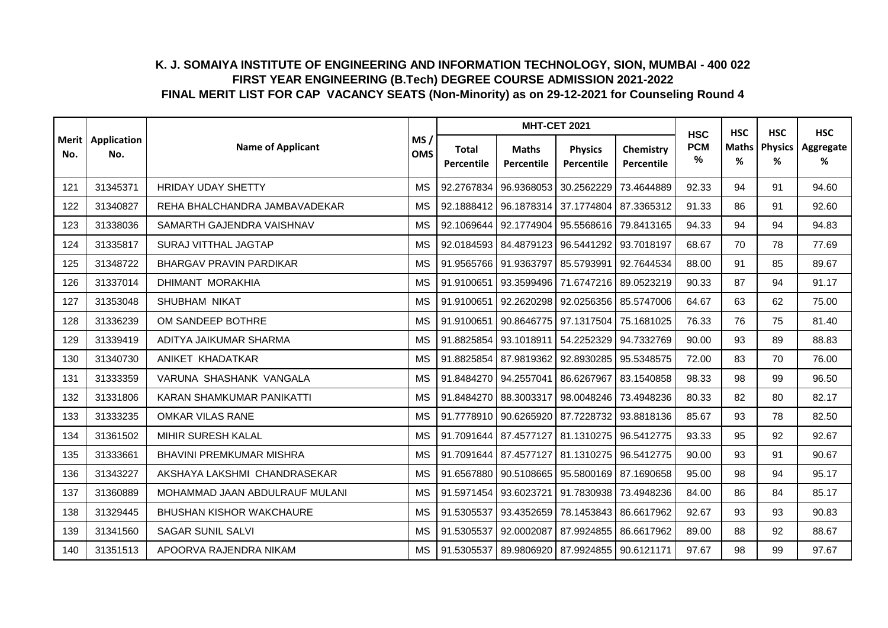# K. J. SOMAIYA INSTITUTE OF ENGINEERING AND INFORMATION TECHNOLOGY, SION, MUMBAI - 400 022
## FIRST YEAR ENGINEERING (B.Tech) DEGREE COURSE ADMISSION 2021-2022
## FINAL MERIT LIST FOR CAP VACANCY SEATS (Non-Minority) as on 29-12-2021 for Counseling Round 4

| Merit No. | Application No. | Name of Applicant | MS / OMS | MHT-CET 2021 | | | | HSC PCM % | HSC Maths % | HSC Physics % | HSC Aggregate % |
|---|---|---|---|---|---|---|---|---|---|---|---|
| | | | | Total Percentile | Maths Percentile | Physics Percentile | Chemistry Percentile | | | | |
| 121 | 31345371 | HRIDAY UDAY SHETTY | MS | 92.2767834 | 96.9368053 | 30.2562229 | 73.4644889 | 92.33 | 94 | 91 | 94.60 |
| 122 | 31340827 | REHA BHALCHANDRA JAMBAVADEKAR | MS | 92.1888412 | 96.1878314 | 37.1774804 | 87.3365312 | 91.33 | 86 | 91 | 92.60 |
| 123 | 31338036 | SAMARTH GAJENDRA VAISHNAV | MS | 92.1069644 | 92.1774904 | 95.5568616 | 79.8413165 | 94.33 | 94 | 94 | 94.83 |
| 124 | 31335817 | SURAJ VITTHAL JAGTAP | MS | 92.0184593 | 84.4879123 | 96.5441292 | 93.7018197 | 68.67 | 70 | 78 | 77.69 |
| 125 | 31348722 | BHARGAV PRAVIN PARDIKAR | MS | 91.9565766 | 91.9363797 | 85.5793991 | 92.7644534 | 88.00 | 91 | 85 | 89.67 |
| 126 | 31337014 | DHIMANT MORAKHIA | MS | 91.9100651 | 93.3599496 | 71.6747216 | 89.0523219 | 90.33 | 87 | 94 | 91.17 |
| 127 | 31353048 | SHUBHAM NIKAT | MS | 91.9100651 | 92.2620298 | 92.0256356 | 85.5747006 | 64.67 | 63 | 62 | 75.00 |
| 128 | 31336239 | OM SANDEEP BOTHRE | MS | 91.9100651 | 90.8646775 | 97.1317504 | 75.1681025 | 76.33 | 76 | 75 | 81.40 |
| 129 | 31339419 | ADITYA JAIKUMAR SHARMA | MS | 91.8825854 | 93.1018911 | 54.2252329 | 94.7332769 | 90.00 | 93 | 89 | 88.83 |
| 130 | 31340730 | ANIKET KHADATKAR | MS | 91.8825854 | 87.9819362 | 92.8930285 | 95.5348575 | 72.00 | 83 | 70 | 76.00 |
| 131 | 31333359 | VARUNA SHASHANK VANGALA | MS | 91.8484270 | 94.2557041 | 86.6267967 | 83.1540858 | 98.33 | 98 | 99 | 96.50 |
| 132 | 31331806 | KARAN SHAMKUMAR PANIKATTI | MS | 91.8484270 | 88.3003317 | 98.0048246 | 73.4948236 | 80.33 | 82 | 80 | 82.17 |
| 133 | 31333235 | OMKAR VILAS RANE | MS | 91.7778910 | 90.6265920 | 87.7228732 | 93.8818136 | 85.67 | 93 | 78 | 82.50 |
| 134 | 31361502 | MIHIR SURESH KALAL | MS | 91.7091644 | 87.4577127 | 81.1310275 | 96.5412775 | 93.33 | 95 | 92 | 92.67 |
| 135 | 31333661 | BHAVINI PREMKUMAR MISHRA | MS | 91.7091644 | 87.4577127 | 81.1310275 | 96.5412775 | 90.00 | 93 | 91 | 90.67 |
| 136 | 31343227 | AKSHAYA LAKSHMI CHANDRASEKAR | MS | 91.6567880 | 90.5108665 | 95.5800169 | 87.1690658 | 95.00 | 98 | 94 | 95.17 |
| 137 | 31360889 | MOHAMMAD JAAN ABDULRAUF MULANI | MS | 91.5971454 | 93.6023721 | 91.7830938 | 73.4948236 | 84.00 | 86 | 84 | 85.17 |
| 138 | 31329445 | BHUSHAN KISHOR WAKCHAURE | MS | 91.5305537 | 93.4352659 | 78.1453843 | 86.6617962 | 92.67 | 93 | 93 | 90.83 |
| 139 | 31341560 | SAGAR SUNIL SALVI | MS | 91.5305537 | 92.0002087 | 87.9924855 | 86.6617962 | 89.00 | 88 | 92 | 88.67 |
| 140 | 31351513 | APOORVA RAJENDRA NIKAM | MS | 91.5305537 | 89.9806920 | 87.9924855 | 90.6121171 | 97.67 | 98 | 99 | 97.67 |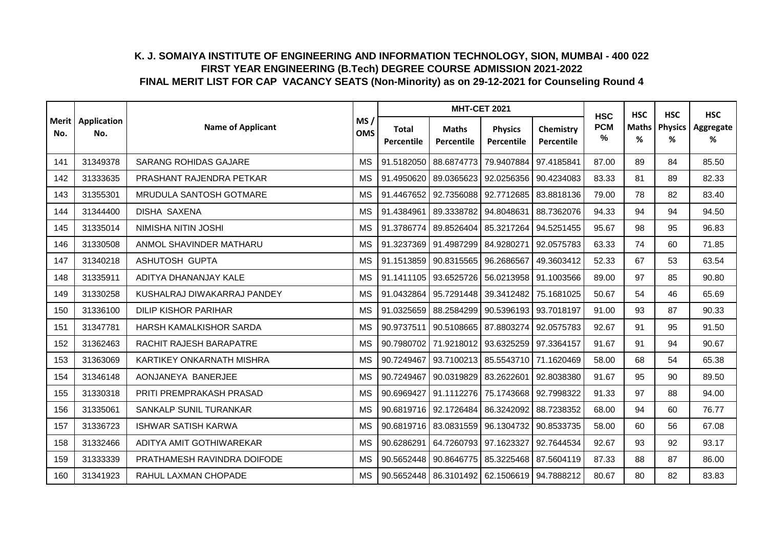# K. J. SOMAIYA INSTITUTE OF ENGINEERING AND INFORMATION TECHNOLOGY, SION, MUMBAI - 400 022
## FIRST YEAR ENGINEERING (B.Tech) DEGREE COURSE ADMISSION 2021-2022
## FINAL MERIT LIST FOR CAP VACANCY SEATS (Non-Minority) as on 29-12-2021 for Counseling Round 4

| Merit No. | Application No. | Name of Applicant | MS / OMS | MHT-CET 2021 | | | | HSC PCM % | HSC Maths % | HSC Physics % | HSC Aggregate % |
|---|---|---|---|---|---|---|---|---|---|---|---|
| | | | | Total Percentile | Maths Percentile | Physics Percentile | Chemistry Percentile | | | | |
| 141 | 31349378 | SARANG ROHIDAS GAJARE | MS | 91.5182050 | 88.6874773 | 79.9407884 | 97.4185841 | 87.00 | 89 | 84 | 85.50 |
| 142 | 31333635 | PRASHANT RAJENDRA PETKAR | MS | 91.4950620 | 89.0365623 | 92.0256356 | 90.4234083 | 83.33 | 81 | 89 | 82.33 |
| 143 | 31355301 | MRUDULA SANTOSH GOTMARE | MS | 91.4467652 | 92.7356088 | 92.7712685 | 83.8818136 | 79.00 | 78 | 82 | 83.40 |
| 144 | 31344400 | DISHA SAXENA | MS | 91.4384961 | 89.3338782 | 94.8048631 | 88.7362076 | 94.33 | 94 | 94 | 94.50 |
| 145 | 31335014 | NIMISHA NITIN JOSHI | MS | 91.3786774 | 89.8526404 | 85.3217264 | 94.5251455 | 95.67 | 98 | 95 | 96.83 |
| 146 | 31330508 | ANMOL SHAVINDER MATHARU | MS | 91.3237369 | 91.4987299 | 84.9280271 | 92.0575783 | 63.33 | 74 | 60 | 71.85 |
| 147 | 31340218 | ASHUTOSH GUPTA | MS | 91.1513859 | 90.8315565 | 96.2686567 | 49.3603412 | 52.33 | 67 | 53 | 63.54 |
| 148 | 31335911 | ADITYA DHANANJAY KALE | MS | 91.1411105 | 93.6525726 | 56.0213958 | 91.1003566 | 89.00 | 97 | 85 | 90.80 |
| 149 | 31330258 | KUSHALRAJ DIWAKARRAJ PANDEY | MS | 91.0432864 | 95.7291448 | 39.3412482 | 75.1681025 | 50.67 | 54 | 46 | 65.69 |
| 150 | 31336100 | DILIP KISHOR PARIHAR | MS | 91.0325659 | 88.2584299 | 90.5396193 | 93.7018197 | 91.00 | 93 | 87 | 90.33 |
| 151 | 31347781 | HARSH KAMALKISHOR SARDA | MS | 90.9737511 | 90.5108665 | 87.8803274 | 92.0575783 | 92.67 | 91 | 95 | 91.50 |
| 152 | 31362463 | RACHIT RAJESH BARAPATRE | MS | 90.7980702 | 71.9218012 | 93.6325259 | 97.3364157 | 91.67 | 91 | 94 | 90.67 |
| 153 | 31363069 | KARTIKEY ONKARNATH MISHRA | MS | 90.7249467 | 93.7100213 | 85.5543710 | 71.1620469 | 58.00 | 68 | 54 | 65.38 |
| 154 | 31346148 | AONJANEYA BANERJEE | MS | 90.7249467 | 90.0319829 | 83.2622601 | 92.8038380 | 91.67 | 95 | 90 | 89.50 |
| 155 | 31330318 | PRITI PREMPRAKASH PRASAD | MS | 90.6969427 | 91.1112276 | 75.1743668 | 92.7998322 | 91.33 | 97 | 88 | 94.00 |
| 156 | 31335061 | SANKALP SUNIL TURANKAR | MS | 90.6819716 | 92.1726484 | 86.3242092 | 88.7238352 | 68.00 | 94 | 60 | 76.77 |
| 157 | 31336723 | ISHWAR SATISH KARWA | MS | 90.6819716 | 83.0831559 | 96.1304732 | 90.8533735 | 58.00 | 60 | 56 | 67.08 |
| 158 | 31332466 | ADITYA AMIT GOTHIWAREKAR | MS | 90.6286291 | 64.7260793 | 97.1623327 | 92.7644534 | 92.67 | 93 | 92 | 93.17 |
| 159 | 31333339 | PRATHAMESH RAVINDRA DOIFODE | MS | 90.5652448 | 90.8646775 | 85.3225468 | 87.5604119 | 87.33 | 88 | 87 | 86.00 |
| 160 | 31341923 | RAHUL LAXMAN CHOPADE | MS | 90.5652448 | 86.3101492 | 62.1506619 | 94.7888212 | 80.67 | 80 | 82 | 83.83 |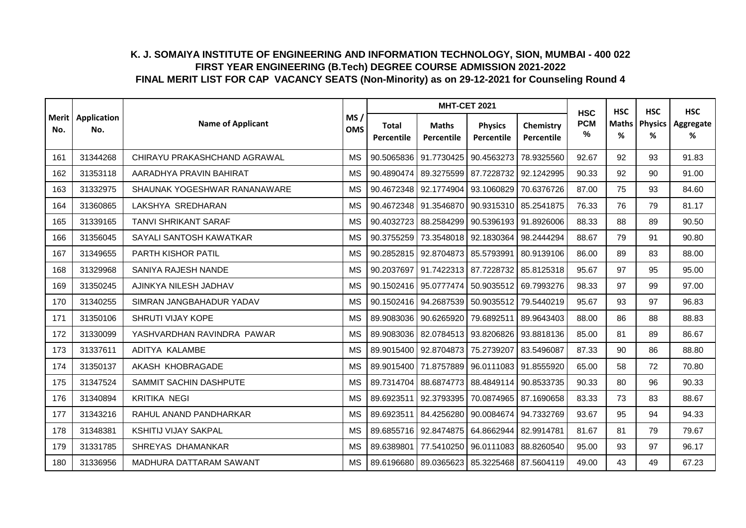# K. J. SOMAIYA INSTITUTE OF ENGINEERING AND INFORMATION TECHNOLOGY, SION, MUMBAI - 400 022

## FIRST YEAR ENGINEERING (B.Tech) DEGREE COURSE ADMISSION 2021-2022

## FINAL MERIT LIST FOR CAP VACANCY SEATS (Non-Minority) as on 29-12-2021 for Counseling Round 4

| Merit No. | Application No. | Name of Applicant | MS / OMS | MHT-CET 2021 | | | | HSC PCM % | HSC Maths % | HSC Physics % | HSC Aggregate % |
|---|---|---|---|---|---|---|---|---|---|---|---|
| | | | | Total Percentile | Maths Percentile | Physics Percentile | Chemistry Percentile | | | | |
| 161 | 31344268 | CHIRAYU PRAKASHCHAND AGRAWAL | MS | 90.5065836 | 91.7730425 | 90.4563273 | 78.9325560 | 92.67 | 92 | 93 | 91.83 |
| 162 | 31353118 | AARADHYA PRAVIN BAHIRAT | MS | 90.4890474 | 89.3275599 | 87.7228732 | 92.1242995 | 90.33 | 92 | 90 | 91.00 |
| 163 | 31332975 | SHAUNAK YOGESHWAR RANANAWARE | MS | 90.4672348 | 92.1774904 | 93.1060829 | 70.6376726 | 87.00 | 75 | 93 | 84.60 |
| 164 | 31360865 | LAKSHYA SREDHARAN | MS | 90.4672348 | 91.3546870 | 90.9315310 | 85.2541875 | 76.33 | 76 | 79 | 81.17 |
| 165 | 31339165 | TANVI SHRIKANT SARAF | MS | 90.4032723 | 88.2584299 | 90.5396193 | 91.8926006 | 88.33 | 88 | 89 | 90.50 |
| 166 | 31356045 | SAYALI SANTOSH KAWATKAR | MS | 90.3755259 | 73.3548018 | 92.1830364 | 98.2444294 | 88.67 | 79 | 91 | 90.80 |
| 167 | 31349655 | PARTH KISHOR PATIL | MS | 90.2852815 | 92.8704873 | 85.5793991 | 80.9139106 | 86.00 | 89 | 83 | 88.00 |
| 168 | 31329968 | SANIYA RAJESH NANDE | MS | 90.2037697 | 91.7422313 | 87.7228732 | 85.8125318 | 95.67 | 97 | 95 | 95.00 |
| 169 | 31350245 | AJINKYA NILESH JADHAV | MS | 90.1502416 | 95.0777474 | 50.9035512 | 69.7993276 | 98.33 | 97 | 99 | 97.00 |
| 170 | 31340255 | SIMRAN JANGBAHADUR YADAV | MS | 90.1502416 | 94.2687539 | 50.9035512 | 79.5440219 | 95.67 | 93 | 97 | 96.83 |
| 171 | 31350106 | SHRUTI VIJAY KOPE | MS | 89.9083036 | 90.6265920 | 79.6892511 | 89.9643403 | 88.00 | 86 | 88 | 88.83 |
| 172 | 31330099 | YASHVARDHAN RAVINDRA PAWAR | MS | 89.9083036 | 82.0784513 | 93.8206826 | 93.8818136 | 85.00 | 81 | 89 | 86.67 |
| 173 | 31337611 | ADITYA KALAMBE | MS | 89.9015400 | 92.8704873 | 75.2739207 | 83.5496087 | 87.33 | 90 | 86 | 88.80 |
| 174 | 31350137 | AKASH KHOBRAGADE | MS | 89.9015400 | 71.8757889 | 96.0111083 | 91.8555920 | 65.00 | 58 | 72 | 70.80 |
| 175 | 31347524 | SAMMIT SACHIN DASHPUTE | MS | 89.7314704 | 88.6874773 | 88.4849114 | 90.8533735 | 90.33 | 80 | 96 | 90.33 |
| 176 | 31340894 | KRITIKA NEGI | MS | 89.6923511 | 92.3793395 | 70.0874965 | 87.1690658 | 83.33 | 73 | 83 | 88.67 |
| 177 | 31343216 | RAHUL ANAND PANDHARKAR | MS | 89.6923511 | 84.4256280 | 90.0084674 | 94.7332769 | 93.67 | 95 | 94 | 94.33 |
| 178 | 31348381 | KSHITIJ VIJAY SAKPAL | MS | 89.6855716 | 92.8474875 | 64.8662944 | 82.9914781 | 81.67 | 81 | 79 | 79.67 |
| 179 | 31331785 | SHREYAS DHAMANKAR | MS | 89.6389801 | 77.5410250 | 96.0111083 | 88.8260540 | 95.00 | 93 | 97 | 96.17 |
| 180 | 31336956 | MADHURA DATTARAM SAWANT | MS | 89.6196680 | 89.0365623 | 85.3225468 | 87.5604119 | 49.00 | 43 | 49 | 67.23 |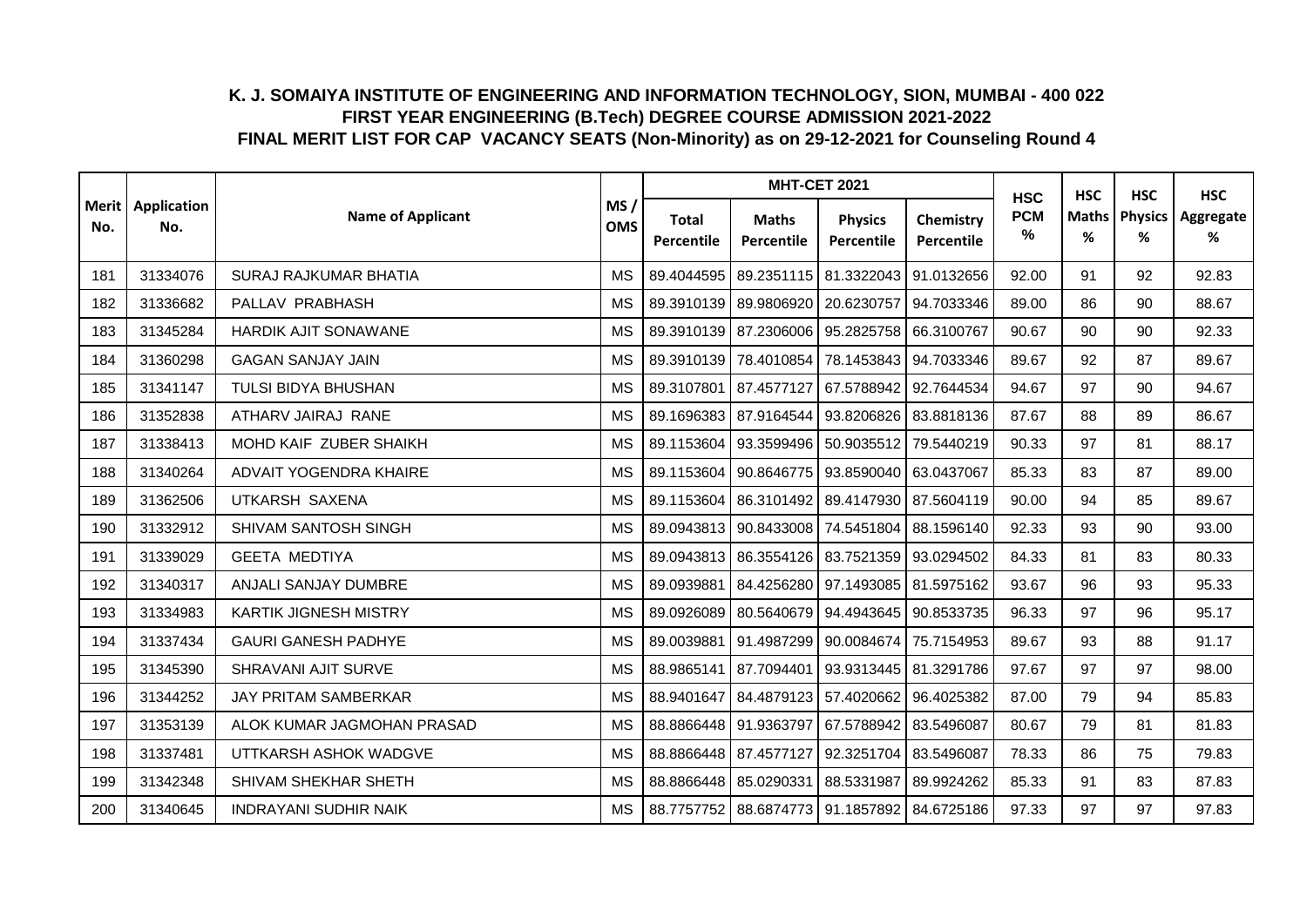# K. J. SOMAIYA INSTITUTE OF ENGINEERING AND INFORMATION TECHNOLOGY, SION, MUMBAI - 400 022

## FIRST YEAR ENGINEERING (B.Tech) DEGREE COURSE ADMISSION 2021-2022

## FINAL MERIT LIST FOR CAP VACANCY SEATS (Non-Minority) as on 29-12-2021 for Counseling Round 4

| Merit No. | Application No. | Name of Applicant | MS / OMS | MHT-CET 2021 | | | | HSC PCM % | HSC Maths % | HSC Physics % | HSC Aggregate % |
|---|---|---|---|---|---|---|---|---|---|---|---|
| | | | | Total Percentile | Maths Percentile | Physics Percentile | Chemistry Percentile | | | | |
| 181 | 31334076 | SURAJ RAJKUMAR BHATIA | MS | 89.4044595 | 89.2351115 | 81.3322043 | 91.0132656 | 92.00 | 91 | 92 | 92.83 |
| 182 | 31336682 | PALLAV PRABHASH | MS | 89.3910139 | 89.9806920 | 20.6230757 | 94.7033346 | 89.00 | 86 | 90 | 88.67 |
| 183 | 31345284 | HARDIK AJIT SONAWANE | MS | 89.3910139 | 87.2306006 | 95.2825758 | 66.3100767 | 90.67 | 90 | 90 | 92.33 |
| 184 | 31360298 | GAGAN SANJAY JAIN | MS | 89.3910139 | 78.4010854 | 78.1453843 | 94.7033346 | 89.67 | 92 | 87 | 89.67 |
| 185 | 31341147 | TULSI BIDYA BHUSHAN | MS | 89.3107801 | 87.4577127 | 67.5788942 | 92.7644534 | 94.67 | 97 | 90 | 94.67 |
| 186 | 31352838 | ATHARV JAIRAJ RANE | MS | 89.1696383 | 87.9164544 | 93.8206826 | 83.8818136 | 87.67 | 88 | 89 | 86.67 |
| 187 | 31338413 | MOHD KAIF ZUBER SHAIKH | MS | 89.1153604 | 93.3599496 | 50.9035512 | 79.5440219 | 90.33 | 97 | 81 | 88.17 |
| 188 | 31340264 | ADVAIT YOGENDRA KHAIRE | MS | 89.1153604 | 90.8646775 | 93.8590040 | 63.0437067 | 85.33 | 83 | 87 | 89.00 |
| 189 | 31362506 | UTKARSH SAXENA | MS | 89.1153604 | 86.3101492 | 89.4147930 | 87.5604119 | 90.00 | 94 | 85 | 89.67 |
| 190 | 31332912 | SHIVAM SANTOSH SINGH | MS | 89.0943813 | 90.8433008 | 74.5451804 | 88.1596140 | 92.33 | 93 | 90 | 93.00 |
| 191 | 31339029 | GEETA MEDTIYA | MS | 89.0943813 | 86.3554126 | 83.7521359 | 93.0294502 | 84.33 | 81 | 83 | 80.33 |
| 192 | 31340317 | ANJALI SANJAY DUMBRE | MS | 89.0939881 | 84.4256280 | 97.1493085 | 81.5975162 | 93.67 | 96 | 93 | 95.33 |
| 193 | 31334983 | KARTIK JIGNESH MISTRY | MS | 89.0926089 | 80.5640679 | 94.4943645 | 90.8533735 | 96.33 | 97 | 96 | 95.17 |
| 194 | 31337434 | GAURI GANESH PADHYE | MS | 89.0039881 | 91.4987299 | 90.0084674 | 75.7154953 | 89.67 | 93 | 88 | 91.17 |
| 195 | 31345390 | SHRAVANI AJIT SURVE | MS | 88.9865141 | 87.7094401 | 93.9313445 | 81.3291786 | 97.67 | 97 | 97 | 98.00 |
| 196 | 31344252 | JAY PRITAM SAMBERKAR | MS | 88.9401647 | 84.4879123 | 57.4020662 | 96.4025382 | 87.00 | 79 | 94 | 85.83 |
| 197 | 31353139 | ALOK KUMAR JAGMOHAN PRASAD | MS | 88.8866448 | 91.9363797 | 67.5788942 | 83.5496087 | 80.67 | 79 | 81 | 81.83 |
| 198 | 31337481 | UTTKARSH ASHOK WADGVE | MS | 88.8866448 | 87.4577127 | 92.3251704 | 83.5496087 | 78.33 | 86 | 75 | 79.83 |
| 199 | 31342348 | SHIVAM SHEKHAR SHETH | MS | 88.8866448 | 85.0290331 | 88.5331987 | 89.9924262 | 85.33 | 91 | 83 | 87.83 |
| 200 | 31340645 | INDRAYANI SUDHIR NAIK | MS | 88.7757752 | 88.6874773 | 91.1857892 | 84.6725186 | 97.33 | 97 | 97 | 97.83 |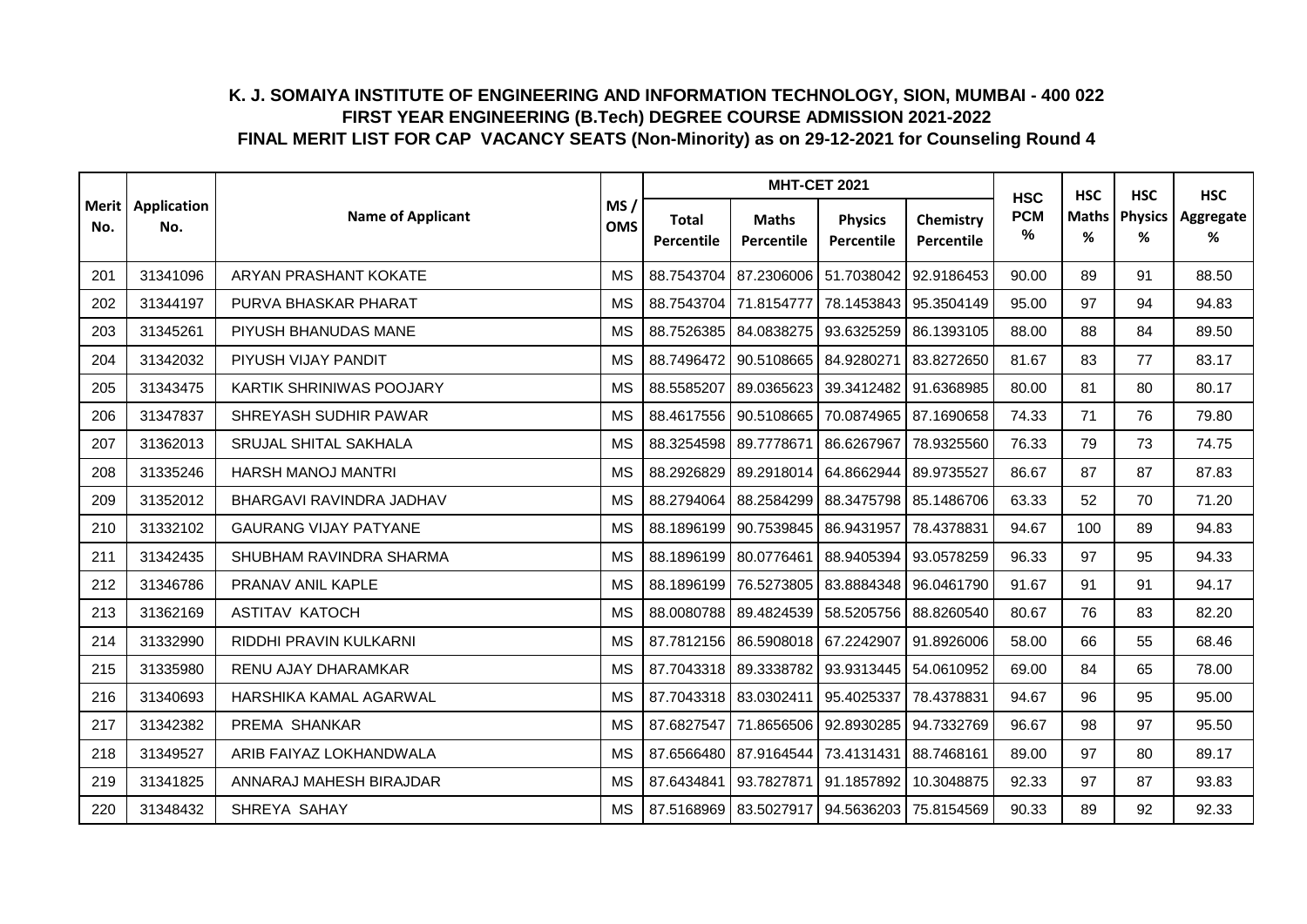# K. J. SOMAIYA INSTITUTE OF ENGINEERING AND INFORMATION TECHNOLOGY, SION, MUMBAI - 400 022
## FIRST YEAR ENGINEERING (B.Tech) DEGREE COURSE ADMISSION 2021-2022
## FINAL MERIT LIST FOR CAP VACANCY SEATS (Non-Minority) as on 29-12-2021 for Counseling Round 4

| Merit No. | Application No. | Name of Applicant | MS / OMS | MHT-CET 2021 | | | | HSC PCM % | HSC Maths % | HSC Physics % | HSC Aggregate % |
|---|---|---|---|---|---|---|---|---|---|---|---|
| | | | | Total Percentile | Maths Percentile | Physics Percentile | Chemistry Percentile | | | | |
| 201 | 31341096 | ARYAN PRASHANT KOKATE | MS | 88.7543704 | 87.2306006 | 51.7038042 | 92.9186453 | 90.00 | 89 | 91 | 88.50 |
| 202 | 31344197 | PURVA BHASKAR PHARAT | MS | 88.7543704 | 71.8154777 | 78.1453843 | 95.3504149 | 95.00 | 97 | 94 | 94.83 |
| 203 | 31345261 | PIYUSH BHANUDAS MANE | MS | 88.7526385 | 84.0838275 | 93.6325259 | 86.1393105 | 88.00 | 88 | 84 | 89.50 |
| 204 | 31342032 | PIYUSH VIJAY PANDIT | MS | 88.7496472 | 90.5108665 | 84.9280271 | 83.8272650 | 81.67 | 83 | 77 | 83.17 |
| 205 | 31343475 | KARTIK SHRINIWAS POOJARY | MS | 88.5585207 | 89.0365623 | 39.3412482 | 91.6368985 | 80.00 | 81 | 80 | 80.17 |
| 206 | 31347837 | SHREYASH SUDHIR PAWAR | MS | 88.4617556 | 90.5108665 | 70.0874965 | 87.1690658 | 74.33 | 71 | 76 | 79.80 |
| 207 | 31362013 | SRUJAL SHITAL SAKHALA | MS | 88.3254598 | 89.7778671 | 86.6267967 | 78.9325560 | 76.33 | 79 | 73 | 74.75 |
| 208 | 31335246 | HARSH MANOJ MANTRI | MS | 88.2926829 | 89.2918014 | 64.8662944 | 89.9735527 | 86.67 | 87 | 87 | 87.83 |
| 209 | 31352012 | BHARGAVI RAVINDRA JADHAV | MS | 88.2794064 | 88.2584299 | 88.3475798 | 85.1486706 | 63.33 | 52 | 70 | 71.20 |
| 210 | 31332102 | GAURANG VIJAY PATYANE | MS | 88.1896199 | 90.7539845 | 86.9431957 | 78.4378831 | 94.67 | 100 | 89 | 94.83 |
| 211 | 31342435 | SHUBHAM RAVINDRA SHARMA | MS | 88.1896199 | 80.0776461 | 88.9405394 | 93.0578259 | 96.33 | 97 | 95 | 94.33 |
| 212 | 31346786 | PRANAV ANIL KAPLE | MS | 88.1896199 | 76.5273805 | 83.8884348 | 96.0461790 | 91.67 | 91 | 91 | 94.17 |
| 213 | 31362169 | ASTITAV KATOCH | MS | 88.0080788 | 89.4824539 | 58.5205756 | 88.8260540 | 80.67 | 76 | 83 | 82.20 |
| 214 | 31332990 | RIDDHI PRAVIN KULKARNI | MS | 87.7812156 | 86.5908018 | 67.2242907 | 91.8926006 | 58.00 | 66 | 55 | 68.46 |
| 215 | 31335980 | RENU AJAY DHARAMKAR | MS | 87.7043318 | 89.3338782 | 93.9313445 | 54.0610952 | 69.00 | 84 | 65 | 78.00 |
| 216 | 31340693 | HARSHIKA KAMAL AGARWAL | MS | 87.7043318 | 83.0302411 | 95.4025337 | 78.4378831 | 94.67 | 96 | 95 | 95.00 |
| 217 | 31342382 | PREMA SHANKAR | MS | 87.6827547 | 71.8656506 | 92.8930285 | 94.7332769 | 96.67 | 98 | 97 | 95.50 |
| 218 | 31349527 | ARIB FAIYAZ LOKHANDWALA | MS | 87.6566480 | 87.9164544 | 73.4131431 | 88.7468161 | 89.00 | 97 | 80 | 89.17 |
| 219 | 31341825 | ANNARAJ MAHESH BIRAJDAR | MS | 87.6434841 | 93.7827871 | 91.1857892 | 10.3048875 | 92.33 | 97 | 87 | 93.83 |
| 220 | 31348432 | SHREYA SAHAY | MS | 87.5168969 | 83.5027917 | 94.5636203 | 75.8154569 | 90.33 | 89 | 92 | 92.33 |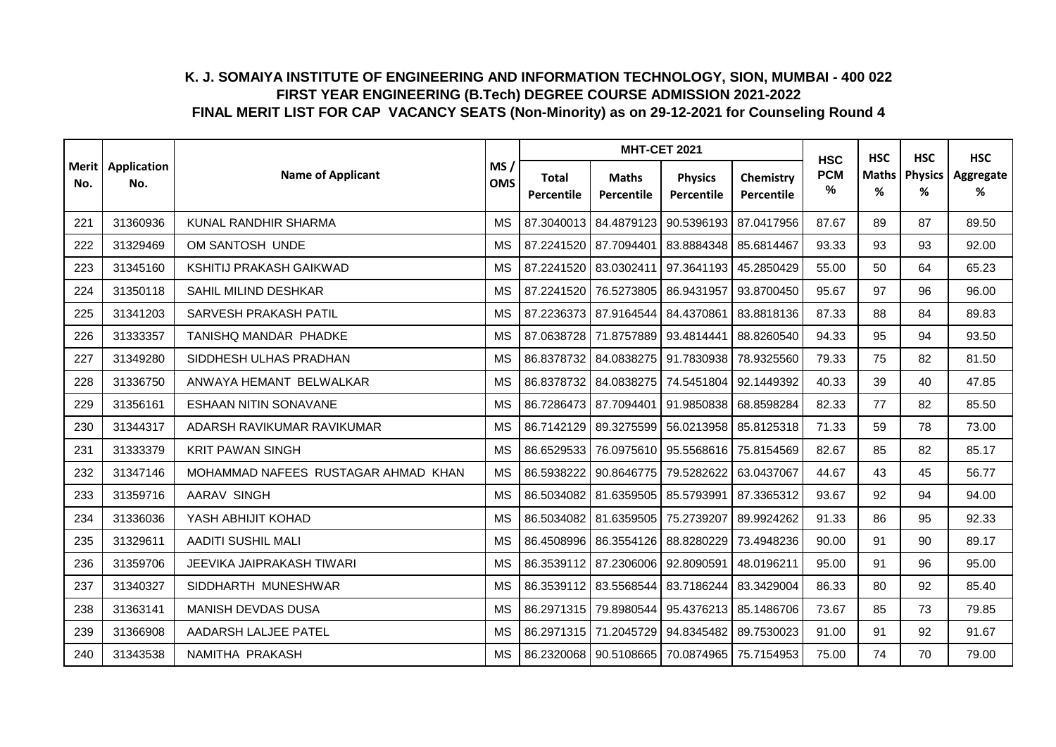# K. J. SOMAIYA INSTITUTE OF ENGINEERING AND INFORMATION TECHNOLOGY, SION, MUMBAI - 400 022

## FIRST YEAR ENGINEERING (B.Tech) DEGREE COURSE ADMISSION 2021-2022

## FINAL MERIT LIST FOR CAP VACANCY SEATS (Non-Minority) as on 29-12-2021 for Counseling Round 4

| Merit No. | Application No. | Name of Applicant | MS / OMS | MHT-CET 2021 | | | | HSC PCM % | HSC Maths % | HSC Physics % | HSC Aggregate % |
|---|---|---|---|---|---|---|---|---|---|---|---|
| | | | | Total Percentile | Maths Percentile | Physics Percentile | Chemistry Percentile | | | | |
| 221 | 31360936 | KUNAL RANDHIR SHARMA | MS | 87.3040013 | 84.4879123 | 90.5396193 | 87.0417956 | 87.67 | 89 | 87 | 89.50 |
| 222 | 31329469 | OM SANTOSH UNDE | MS | 87.2241520 | 87.7094401 | 83.8884348 | 85.6814467 | 93.33 | 93 | 93 | 92.00 |
| 223 | 31345160 | KSHITIJ PRAKASH GAIKWAD | MS | 87.2241520 | 83.0302411 | 97.3641193 | 45.2850429 | 55.00 | 50 | 64 | 65.23 |
| 224 | 31350118 | SAHIL MILIND DESHKAR | MS | 87.2241520 | 76.5273805 | 86.9431957 | 93.8700450 | 95.67 | 97 | 96 | 96.00 |
| 225 | 31341203 | SARVESH PRAKASH PATIL | MS | 87.2236373 | 87.9164544 | 84.4370861 | 83.8818136 | 87.33 | 88 | 84 | 89.83 |
| 226 | 31333357 | TANISHQ MANDAR PHADKE | MS | 87.0638728 | 71.8757889 | 93.4814441 | 88.8260540 | 94.33 | 95 | 94 | 93.50 |
| 227 | 31349280 | SIDDHESH ULHAS PRADHAN | MS | 86.8378732 | 84.0838275 | 91.7830938 | 78.9325560 | 79.33 | 75 | 82 | 81.50 |
| 228 | 31336750 | ANWAYA HEMANT BELWALKAR | MS | 86.8378732 | 84.0838275 | 74.5451804 | 92.1449392 | 40.33 | 39 | 40 | 47.85 |
| 229 | 31356161 | ESHAAN NITIN SONAVANE | MS | 86.7286473 | 87.7094401 | 91.9850838 | 68.8598284 | 82.33 | 77 | 82 | 85.50 |
| 230 | 31344317 | ADARSH RAVIKUMAR RAVIKUMAR | MS | 86.7142129 | 89.3275599 | 56.0213958 | 85.8125318 | 71.33 | 59 | 78 | 73.00 |
| 231 | 31333379 | KRIT PAWAN SINGH | MS | 86.6529533 | 76.0975610 | 95.5568616 | 75.8154569 | 82.67 | 85 | 82 | 85.17 |
| 232 | 31347146 | MOHAMMAD NAFEES RUSTAGAR AHMAD KHAN | MS | 86.5938222 | 90.8646775 | 79.5282622 | 63.0437067 | 44.67 | 43 | 45 | 56.77 |
| 233 | 31359716 | AARAV SINGH | MS | 86.5034082 | 81.6359505 | 85.5793991 | 87.3365312 | 93.67 | 92 | 94 | 94.00 |
| 234 | 31336036 | YASH ABHIJIT KOHAD | MS | 86.5034082 | 81.6359505 | 75.2739207 | 89.9924262 | 91.33 | 86 | 95 | 92.33 |
| 235 | 31329611 | AADITI SUSHIL MALI | MS | 86.4508996 | 86.3554126 | 88.8280229 | 73.4948236 | 90.00 | 91 | 90 | 89.17 |
| 236 | 31359706 | JEEVIKA JAIPRAKASH TIWARI | MS | 86.3539112 | 87.2306006 | 92.8090591 | 48.0196211 | 95.00 | 91 | 96 | 95.00 |
| 237 | 31340327 | SIDDHARTH MUNESHWAR | MS | 86.3539112 | 83.5568544 | 83.7186244 | 83.3429004 | 86.33 | 80 | 92 | 85.40 |
| 238 | 31363141 | MANISH DEVDAS DUSA | MS | 86.2971315 | 79.8980544 | 95.4376213 | 85.1486706 | 73.67 | 85 | 73 | 79.85 |
| 239 | 31366908 | AADARSH LALJEE PATEL | MS | 86.2971315 | 71.2045729 | 94.8345482 | 89.7530023 | 91.00 | 91 | 92 | 91.67 |
| 240 | 31343538 | NAMITHA PRAKASH | MS | 86.2320068 | 90.5108665 | 70.0874965 | 75.7154953 | 75.00 | 74 | 70 | 79.00 |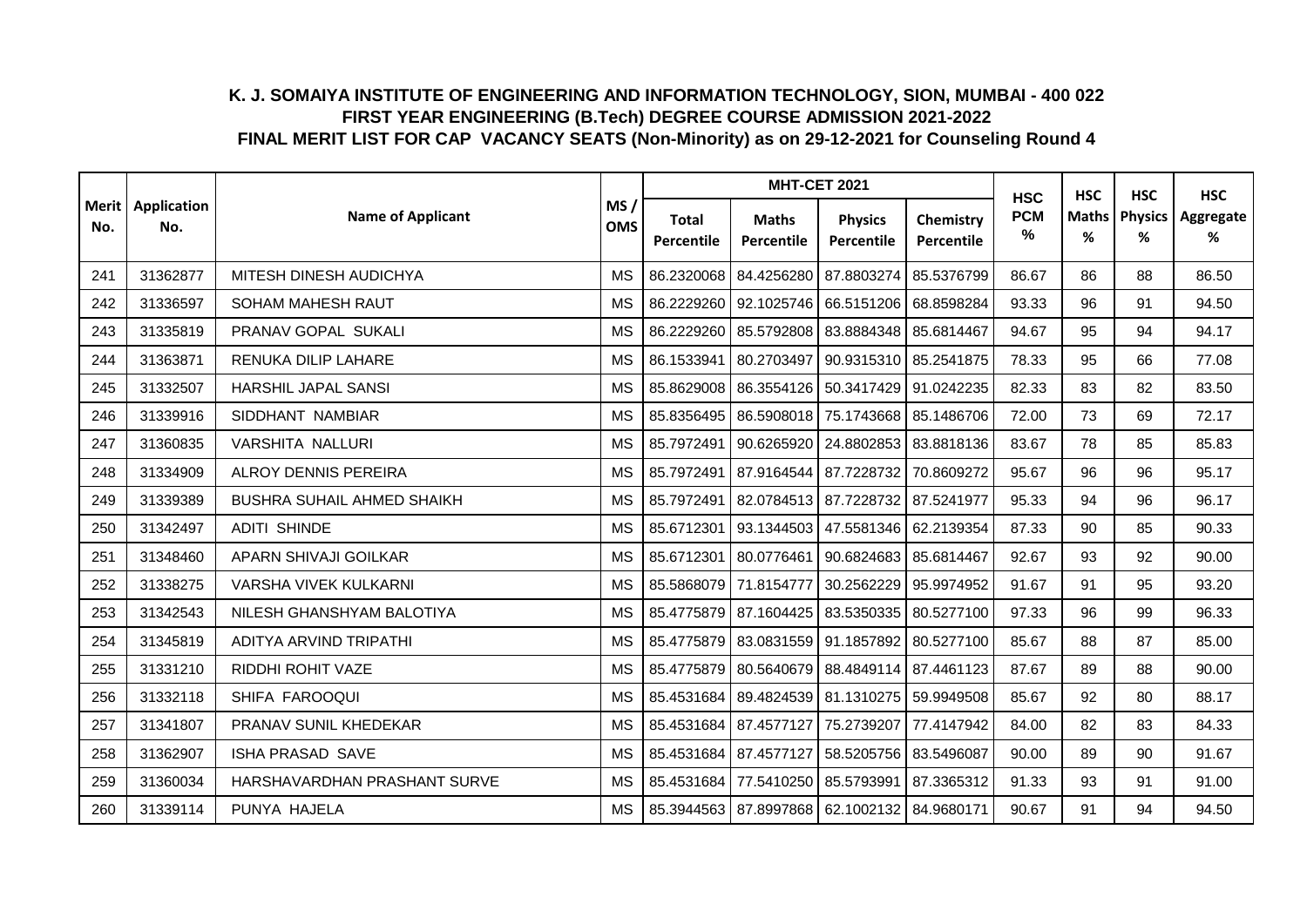# K. J. SOMAIYA INSTITUTE OF ENGINEERING AND INFORMATION TECHNOLOGY, SION, MUMBAI - 400 022
## FIRST YEAR ENGINEERING (B.Tech) DEGREE COURSE ADMISSION 2021-2022
### FINAL MERIT LIST FOR CAP VACANCY SEATS (Non-Minority) as on 29-12-2021 for Counseling Round 4

| Merit No. | Application No. | Name of Applicant | MS / OMS | MHT-CET 2021 | | | | HSC PCM % | HSC Maths % | HSC Physics % | HSC Aggregate % |
|---|---|---|---|---|---|---|---|---|---|---|---|
| | | | | Total Percentile | Maths Percentile | Physics Percentile | Chemistry Percentile | | | | |
| 241 | 31362877 | MITESH DINESH AUDICHYA | MS | 86.2320068 | 84.4256280 | 87.8803274 | 85.5376799 | 86.67 | 86 | 88 | 86.50 |
| 242 | 31336597 | SOHAM MAHESH RAUT | MS | 86.2229260 | 92.1025746 | 66.5151206 | 68.8598284 | 93.33 | 96 | 91 | 94.50 |
| 243 | 31335819 | PRANAV GOPAL SUKALI | MS | 86.2229260 | 85.5792808 | 83.8884348 | 85.6814467 | 94.67 | 95 | 94 | 94.17 |
| 244 | 31363871 | RENUKA DILIP LAHARE | MS | 86.1533941 | 80.2703497 | 90.9315310 | 85.2541875 | 78.33 | 95 | 66 | 77.08 |
| 245 | 31332507 | HARSHIL JAPAL SANSI | MS | 85.8629008 | 86.3554126 | 50.3417429 | 91.0242235 | 82.33 | 83 | 82 | 83.50 |
| 246 | 31339916 | SIDDHANT NAMBIAR | MS | 85.8356495 | 86.5908018 | 75.1743668 | 85.1486706 | 72.00 | 73 | 69 | 72.17 |
| 247 | 31360835 | VARSHITA NALLURI | MS | 85.7972491 | 90.6265920 | 24.8802853 | 83.8818136 | 83.67 | 78 | 85 | 85.83 |
| 248 | 31334909 | ALROY DENNIS PEREIRA | MS | 85.7972491 | 87.9164544 | 87.7228732 | 70.8609272 | 95.67 | 96 | 96 | 95.17 |
| 249 | 31339389 | BUSHRA SUHAIL AHMED SHAIKH | MS | 85.7972491 | 82.0784513 | 87.7228732 | 87.5241977 | 95.33 | 94 | 96 | 96.17 |
| 250 | 31342497 | ADITI SHINDE | MS | 85.6712301 | 93.1344503 | 47.5581346 | 62.2139354 | 87.33 | 90 | 85 | 90.33 |
| 251 | 31348460 | APARN SHIVAJI GOILKAR | MS | 85.6712301 | 80.0776461 | 90.6824683 | 85.6814467 | 92.67 | 93 | 92 | 90.00 |
| 252 | 31338275 | VARSHA VIVEK KULKARNI | MS | 85.5868079 | 71.8154777 | 30.2562229 | 95.9974952 | 91.67 | 91 | 95 | 93.20 |
| 253 | 31342543 | NILESH GHANSHYAM BALOTIYA | MS | 85.4775879 | 87.1604425 | 83.5350335 | 80.5277100 | 97.33 | 96 | 99 | 96.33 |
| 254 | 31345819 | ADITYA ARVIND TRIPATHI | MS | 85.4775879 | 83.0831559 | 91.1857892 | 80.5277100 | 85.67 | 88 | 87 | 85.00 |
| 255 | 31331210 | RIDDHI ROHIT VAZE | MS | 85.4775879 | 80.5640679 | 88.4849114 | 87.4461123 | 87.67 | 89 | 88 | 90.00 |
| 256 | 31332118 | SHIFA FAROOQUI | MS | 85.4531684 | 89.4824539 | 81.1310275 | 59.9949508 | 85.67 | 92 | 80 | 88.17 |
| 257 | 31341807 | PRANAV SUNIL KHEDEKAR | MS | 85.4531684 | 87.4577127 | 75.2739207 | 77.4147942 | 84.00 | 82 | 83 | 84.33 |
| 258 | 31362907 | ISHA PRASAD SAVE | MS | 85.4531684 | 87.4577127 | 58.5205756 | 83.5496087 | 90.00 | 89 | 90 | 91.67 |
| 259 | 31360034 | HARSHAVARDHAN PRASHANT SURVE | MS | 85.4531684 | 77.5410250 | 85.5793991 | 87.3365312 | 91.33 | 93 | 91 | 91.00 |
| 260 | 31339114 | PUNYA HAJELA | MS | 85.3944563 | 87.8997868 | 62.1002132 | 84.9680171 | 90.67 | 91 | 94 | 94.50 |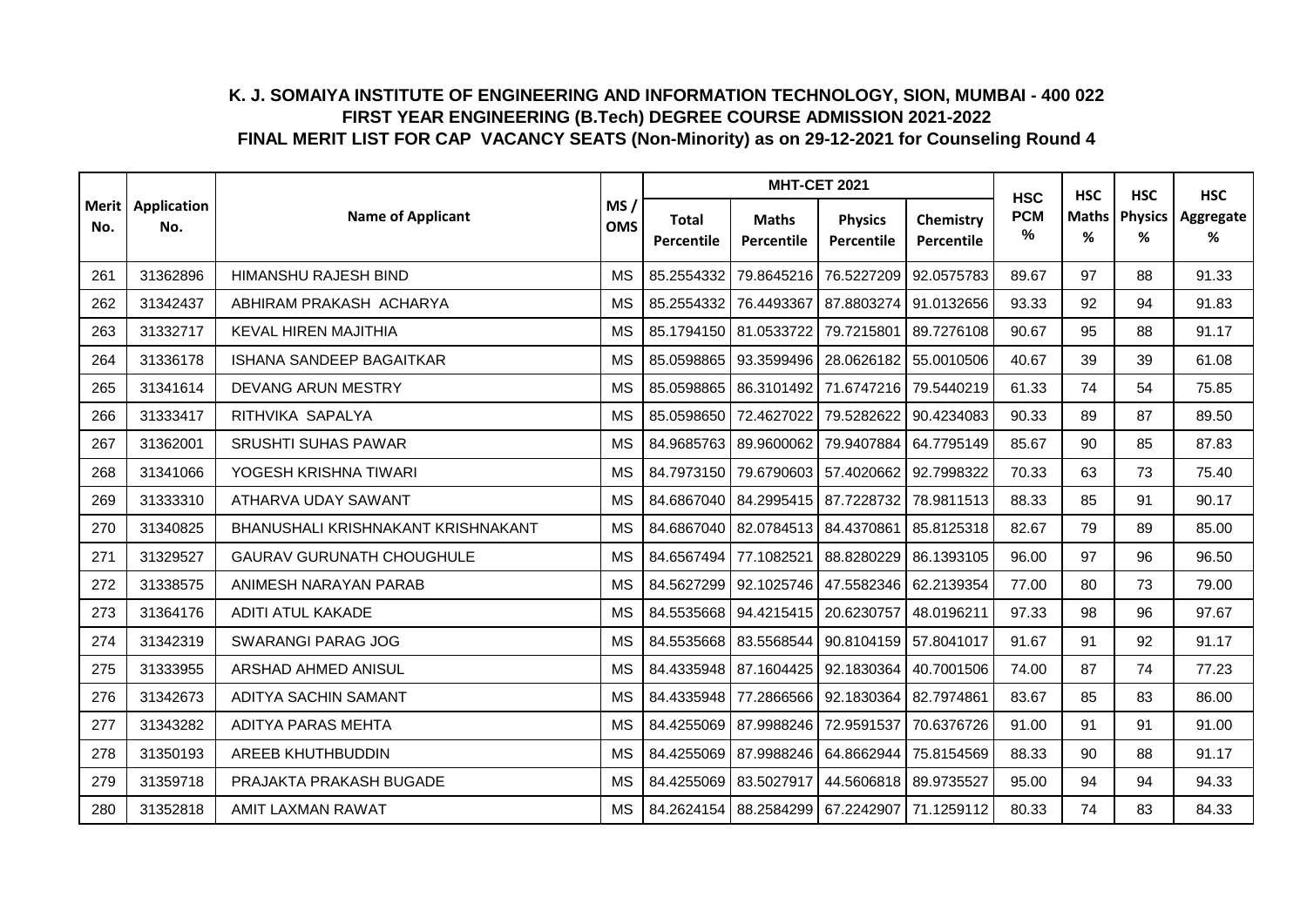**K. J. SOMAIYA INSTITUTE OF ENGINEERING AND INFORMATION TECHNOLOGY, SION, MUMBAI - 400 022**
**FIRST YEAR ENGINEERING (B.Tech) DEGREE COURSE ADMISSION 2021-2022**
**FINAL MERIT LIST FOR CAP VACANCY SEATS (Non-Minority) as on 29-12-2021 for Counseling Round 4**

| Merit No. | Application No. | Name of Applicant | MS / OMS | MHT-CET 2021 | | | | HSC PCM % | HSC Maths % | HSC Physics % | HSC Aggregate % |
|---|---|---|---|---|---|---|---|---|---|---|---|
| | | | | Total Percentile | Maths Percentile | Physics Percentile | Chemistry Percentile | | | | |
| 261 | 31362896 | HIMANSHU RAJESH BIND | MS | 85.2554332 | 79.8645216 | 76.5227209 | 92.0575783 | 89.67 | 97 | 88 | 91.33 |
| 262 | 31342437 | ABHIRAM PRAKASH ACHARYA | MS | 85.2554332 | 76.4493367 | 87.8803274 | 91.0132656 | 93.33 | 92 | 94 | 91.83 |
| 263 | 31332717 | KEVAL HIREN MAJITHIA | MS | 85.1794150 | 81.0533722 | 79.7215801 | 89.7276108 | 90.67 | 95 | 88 | 91.17 |
| 264 | 31336178 | ISHANA SANDEEP BAGAITKAR | MS | 85.0598865 | 93.3599496 | 28.0626182 | 55.0010506 | 40.67 | 39 | 39 | 61.08 |
| 265 | 31341614 | DEVANG ARUN MESTRY | MS | 85.0598865 | 86.3101492 | 71.6747216 | 79.5440219 | 61.33 | 74 | 54 | 75.85 |
| 266 | 31333417 | RITHVIKA SAPALYA | MS | 85.0598650 | 72.4627022 | 79.5282622 | 90.4234083 | 90.33 | 89 | 87 | 89.50 |
| 267 | 31362001 | SRUSHTI SUHAS PAWAR | MS | 84.9685763 | 89.9600062 | 79.9407884 | 64.7795149 | 85.67 | 90 | 85 | 87.83 |
| 268 | 31341066 | YOGESH KRISHNA TIWARI | MS | 84.7973150 | 79.6790603 | 57.4020662 | 92.7998322 | 70.33 | 63 | 73 | 75.40 |
| 269 | 31333310 | ATHARVA UDAY SAWANT | MS | 84.6867040 | 84.2995415 | 87.7228732 | 78.9811513 | 88.33 | 85 | 91 | 90.17 |
| 270 | 31340825 | BHANUSHALI KRISHNAKANT KRISHNAKANT | MS | 84.6867040 | 82.0784513 | 84.4370861 | 85.8125318 | 82.67 | 79 | 89 | 85.00 |
| 271 | 31329527 | GAURAV GURUNATH CHOUGHULE | MS | 84.6567494 | 77.1082521 | 88.8280229 | 86.1393105 | 96.00 | 97 | 96 | 96.50 |
| 272 | 31338575 | ANIMESH NARAYAN PARAB | MS | 84.5627299 | 92.1025746 | 47.5582346 | 62.2139354 | 77.00 | 80 | 73 | 79.00 |
| 273 | 31364176 | ADITI ATUL KAKADE | MS | 84.5535668 | 94.4215415 | 20.6230757 | 48.0196211 | 97.33 | 98 | 96 | 97.67 |
| 274 | 31342319 | SWARANGI PARAG JOG | MS | 84.5535668 | 83.5568544 | 90.8104159 | 57.8041017 | 91.67 | 91 | 92 | 91.17 |
| 275 | 31333955 | ARSHAD AHMED ANISUL | MS | 84.4335948 | 87.1604425 | 92.1830364 | 40.7001506 | 74.00 | 87 | 74 | 77.23 |
| 276 | 31342673 | ADITYA SACHIN SAMANT | MS | 84.4335948 | 77.2866566 | 92.1830364 | 82.7974861 | 83.67 | 85 | 83 | 86.00 |
| 277 | 31343282 | ADITYA PARAS MEHTA | MS | 84.4255069 | 87.9988246 | 72.9591537 | 70.6376726 | 91.00 | 91 | 91 | 91.00 |
| 278 | 31350193 | AREEB KHUTHBUDDIN | MS | 84.4255069 | 87.9988246 | 64.8662944 | 75.8154569 | 88.33 | 90 | 88 | 91.17 |
| 279 | 31359718 | PRAJAKTA PRAKASH BUGADE | MS | 84.4255069 | 83.5027917 | 44.5606818 | 89.9735527 | 95.00 | 94 | 94 | 94.33 |
| 280 | 31352818 | AMIT LAXMAN RAWAT | MS | 84.2624154 | 88.2584299 | 67.2242907 | 71.1259112 | 80.33 | 74 | 83 | 84.33 |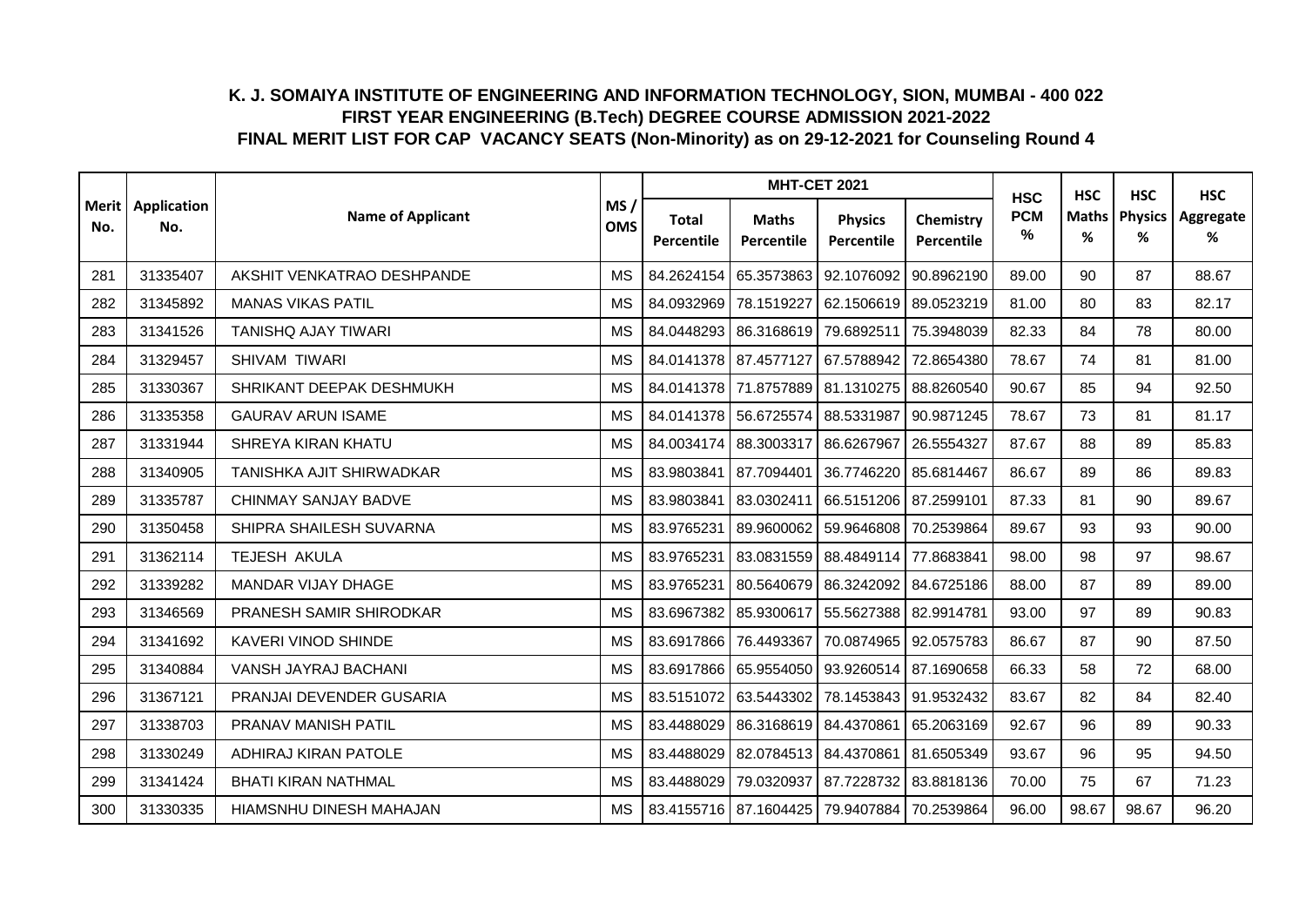# K. J. SOMAIYA INSTITUTE OF ENGINEERING AND INFORMATION TECHNOLOGY, SION, MUMBAI - 400 022
## FIRST YEAR ENGINEERING (B.Tech) DEGREE COURSE ADMISSION 2021-2022
### FINAL MERIT LIST FOR CAP VACANCY SEATS (Non-Minority) as on 29-12-2021 for Counseling Round 4

| Merit No. | Application No. | Name of Applicant | MS / OMS | MHT-CET 2021 | | | | HSC PCM % | HSC Maths % | HSC Physics % | HSC Aggregate % |
|---|---|---|---|---|---|---|---|---|---|---|---|
| | | | | Total Percentile | Maths Percentile | Physics Percentile | Chemistry Percentile | | | | |
| 281 | 31335407 | AKSHIT VENKATRAO DESHPANDE | MS | 84.2624154 | 65.3573863 | 92.1076092 | 90.8962190 | 89.00 | 90 | 87 | 88.67 |
| 282 | 31345892 | MANAS VIKAS PATIL | MS | 84.0932969 | 78.1519227 | 62.1506619 | 89.0523219 | 81.00 | 80 | 83 | 82.17 |
| 283 | 31341526 | TANISHQ AJAY TIWARI | MS | 84.0448293 | 86.3168619 | 79.6892511 | 75.3948039 | 82.33 | 84 | 78 | 80.00 |
| 284 | 31329457 | SHIVAM TIWARI | MS | 84.0141378 | 87.4577127 | 67.5788942 | 72.8654380 | 78.67 | 74 | 81 | 81.00 |
| 285 | 31330367 | SHRIKANT DEEPAK DESHMUKH | MS | 84.0141378 | 71.8757889 | 81.1310275 | 88.8260540 | 90.67 | 85 | 94 | 92.50 |
| 286 | 31335358 | GAURAV ARUN ISAME | MS | 84.0141378 | 56.6725574 | 88.5331987 | 90.9871245 | 78.67 | 73 | 81 | 81.17 |
| 287 | 31331944 | SHREYA KIRAN KHATU | MS | 84.0034174 | 88.3003317 | 86.6267967 | 26.5554327 | 87.67 | 88 | 89 | 85.83 |
| 288 | 31340905 | TANISHKA AJIT SHIRWADKAR | MS | 83.9803841 | 87.7094401 | 36.7746220 | 85.6814467 | 86.67 | 89 | 86 | 89.83 |
| 289 | 31335787 | CHINMAY SANJAY BADVE | MS | 83.9803841 | 83.0302411 | 66.5151206 | 87.2599101 | 87.33 | 81 | 90 | 89.67 |
| 290 | 31350458 | SHIPRA SHAILESH SUVARNA | MS | 83.9765231 | 89.9600062 | 59.9646808 | 70.2539864 | 89.67 | 93 | 93 | 90.00 |
| 291 | 31362114 | TEJESH AKULA | MS | 83.9765231 | 83.0831559 | 88.4849114 | 77.8683841 | 98.00 | 98 | 97 | 98.67 |
| 292 | 31339282 | MANDAR VIJAY DHAGE | MS | 83.9765231 | 80.5640679 | 86.3242092 | 84.6725186 | 88.00 | 87 | 89 | 89.00 |
| 293 | 31346569 | PRANESH SAMIR SHIRODKAR | MS | 83.6967382 | 85.9300617 | 55.5627388 | 82.9914781 | 93.00 | 97 | 89 | 90.83 |
| 294 | 31341692 | KAVERI VINOD SHINDE | MS | 83.6917866 | 76.4493367 | 70.0874965 | 92.0575783 | 86.67 | 87 | 90 | 87.50 |
| 295 | 31340884 | VANSH JAYRAJ BACHANI | MS | 83.6917866 | 65.9554050 | 93.9260514 | 87.1690658 | 66.33 | 58 | 72 | 68.00 |
| 296 | 31367121 | PRANJAI DEVENDER GUSARIA | MS | 83.5151072 | 63.5443302 | 78.1453843 | 91.9532432 | 83.67 | 82 | 84 | 82.40 |
| 297 | 31338703 | PRANAV MANISH PATIL | MS | 83.4488029 | 86.3168619 | 84.4370861 | 65.2063169 | 92.67 | 96 | 89 | 90.33 |
| 298 | 31330249 | ADHIRAJ KIRAN PATOLE | MS | 83.4488029 | 82.0784513 | 84.4370861 | 81.6505349 | 93.67 | 96 | 95 | 94.50 |
| 299 | 31341424 | BHATI KIRAN NATHMAL | MS | 83.4488029 | 79.0320937 | 87.7228732 | 83.8818136 | 70.00 | 75 | 67 | 71.23 |
| 300 | 31330335 | HIAMSNHU DINESH MAHAJAN | MS | 83.4155716 | 87.1604425 | 79.9407884 | 70.2539864 | 96.00 | 98.67 | 98.67 | 96.20 |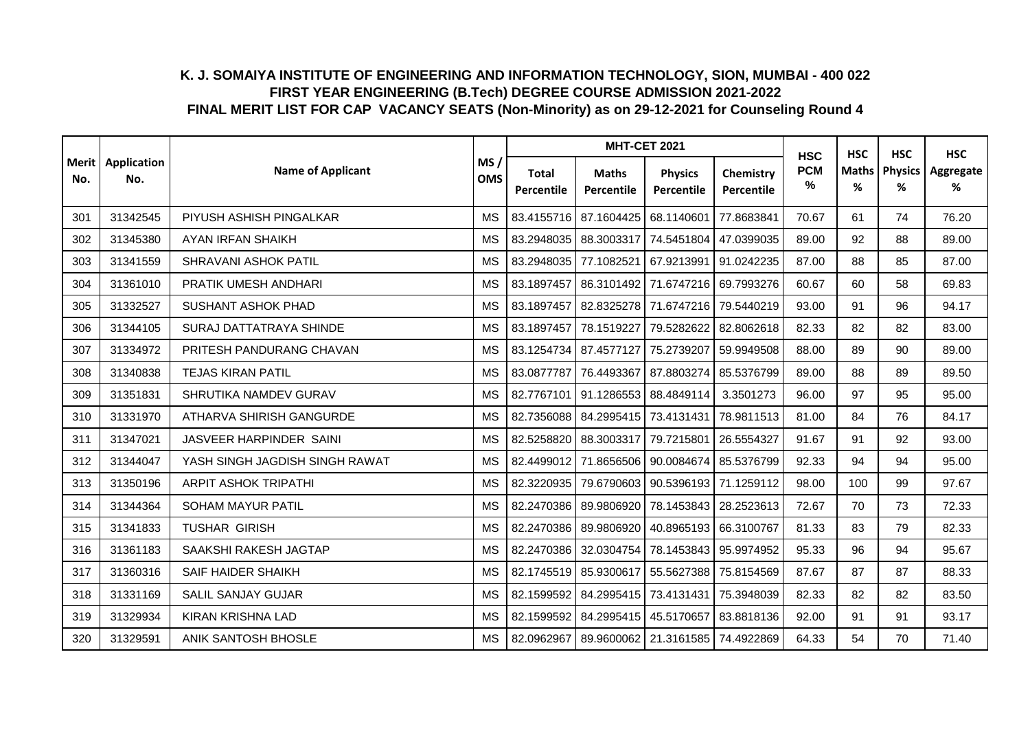# K. J. SOMAIYA INSTITUTE OF ENGINEERING AND INFORMATION TECHNOLOGY, SION, MUMBAI - 400 022
## FIRST YEAR ENGINEERING (B.Tech) DEGREE COURSE ADMISSION 2021-2022
## FINAL MERIT LIST FOR CAP VACANCY SEATS (Non-Minority) as on 29-12-2021 for Counseling Round 4

| Merit No. | Application No. | Name of Applicant | MS / OMS | MHT-CET 2021 | | | | HSC PCM % | HSC Maths % | HSC Physics % | HSC Aggregate % |
|---|---|---|---|---|---|---|---|---|---|---|---|
| | | | | Total Percentile | Maths Percentile | Physics Percentile | Chemistry Percentile | | | | |
| 301 | 31342545 | PIYUSH ASHISH PINGALKAR | MS | 83.4155716 | 87.1604425 | 68.1140601 | 77.8683841 | 70.67 | 61 | 74 | 76.20 |
| 302 | 31345380 | AYAN IRFAN SHAIKH | MS | 83.2948035 | 88.3003317 | 74.5451804 | 47.0399035 | 89.00 | 92 | 88 | 89.00 |
| 303 | 31341559 | SHRAVANI ASHOK PATIL | MS | 83.2948035 | 77.1082521 | 67.9213991 | 91.0242235 | 87.00 | 88 | 85 | 87.00 |
| 304 | 31361010 | PRATIK UMESH ANDHARI | MS | 83.1897457 | 86.3101492 | 71.6747216 | 69.7993276 | 60.67 | 60 | 58 | 69.83 |
| 305 | 31332527 | SUSHANT ASHOK PHAD | MS | 83.1897457 | 82.8325278 | 71.6747216 | 79.5440219 | 93.00 | 91 | 96 | 94.17 |
| 306 | 31344105 | SURAJ DATTATRAYA SHINDE | MS | 83.1897457 | 78.1519227 | 79.5282622 | 82.8062618 | 82.33 | 82 | 82 | 83.00 |
| 307 | 31334972 | PRITESH PANDURANG CHAVAN | MS | 83.1254734 | 87.4577127 | 75.2739207 | 59.9949508 | 88.00 | 89 | 90 | 89.00 |
| 308 | 31340838 | TEJAS KIRAN PATIL | MS | 83.0877787 | 76.4493367 | 87.8803274 | 85.5376799 | 89.00 | 88 | 89 | 89.50 |
| 309 | 31351831 | SHRUTIKA NAMDEV GURAV | MS | 82.7767101 | 91.1286553 | 88.4849114 | 3.3501273 | 96.00 | 97 | 95 | 95.00 |
| 310 | 31331970 | ATHARVA SHIRISH GANGURDE | MS | 82.7356088 | 84.2995415 | 73.4131431 | 78.9811513 | 81.00 | 84 | 76 | 84.17 |
| 311 | 31347021 | JASVEER HARPINDER SAINI | MS | 82.5258820 | 88.3003317 | 79.7215801 | 26.5554327 | 91.67 | 91 | 92 | 93.00 |
| 312 | 31344047 | YASH SINGH JAGDISH SINGH RAWAT | MS | 82.4499012 | 71.8656506 | 90.0084674 | 85.5376799 | 92.33 | 94 | 94 | 95.00 |
| 313 | 31350196 | ARPIT ASHOK TRIPATHI | MS | 82.3220935 | 79.6790603 | 90.5396193 | 71.1259112 | 98.00 | 100 | 99 | 97.67 |
| 314 | 31344364 | SOHAM MAYUR PATIL | MS | 82.2470386 | 89.9806920 | 78.1453843 | 28.2523613 | 72.67 | 70 | 73 | 72.33 |
| 315 | 31341833 | TUSHAR GIRISH | MS | 82.2470386 | 89.9806920 | 40.8965193 | 66.3100767 | 81.33 | 83 | 79 | 82.33 |
| 316 | 31361183 | SAAKSHI RAKESH JAGTAP | MS | 82.2470386 | 32.0304754 | 78.1453843 | 95.9974952 | 95.33 | 96 | 94 | 95.67 |
| 317 | 31360316 | SAIF HAIDER SHAIKH | MS | 82.1745519 | 85.9300617 | 55.5627388 | 75.8154569 | 87.67 | 87 | 87 | 88.33 |
| 318 | 31331169 | SALIL SANJAY GUJAR | MS | 82.1599592 | 84.2995415 | 73.4131431 | 75.3948039 | 82.33 | 82 | 82 | 83.50 |
| 319 | 31329934 | KIRAN KRISHNA LAD | MS | 82.1599592 | 84.2995415 | 45.5170657 | 83.8818136 | 92.00 | 91 | 91 | 93.17 |
| 320 | 31329591 | ANIK SANTOSH BHOSLE | MS | 82.0962967 | 89.9600062 | 21.3161585 | 74.4922869 | 64.33 | 54 | 70 | 71.40 |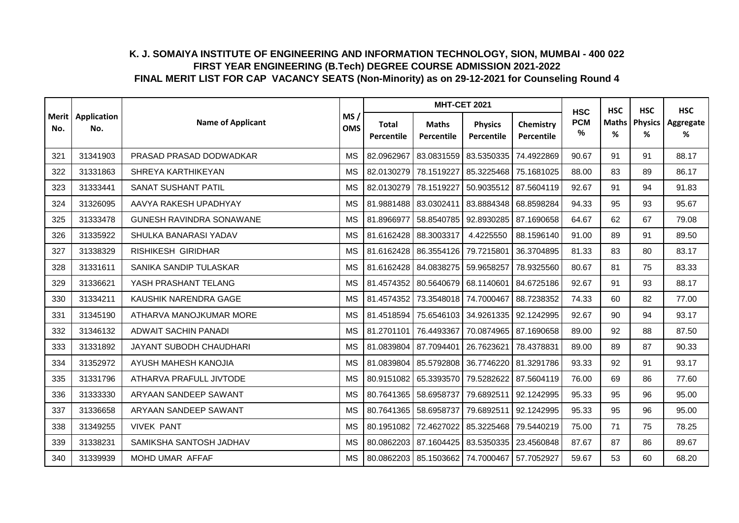**K. J. SOMAIYA INSTITUTE OF ENGINEERING AND INFORMATION TECHNOLOGY, SION, MUMBAI - 400 022**
**FIRST YEAR ENGINEERING (B.Tech) DEGREE COURSE ADMISSION 2021-2022**
**FINAL MERIT LIST FOR CAP VACANCY SEATS (Non-Minority) as on 29-12-2021 for Counseling Round 4**

| Merit No. | Application No. | Name of Applicant | MS / OMS | MHT-CET 2021 | | | | HSC PCM % | HSC Maths % | HSC Physics % | HSC Aggregate % |
|---|---|---|---|---|---|---|---|---|---|---|---|
| | | | | Total Percentile | Maths Percentile | Physics Percentile | Chemistry Percentile | | | | |
| 321 | 31341903 | PRASAD PRASAD DODWADKAR | MS | 82.0962967 | 83.0831559 | 83.5350335 | 74.4922869 | 90.67 | 91 | 91 | 88.17 |
| 322 | 31331863 | SHREYA KARTHIKEYAN | MS | 82.0130279 | 78.1519227 | 85.3225468 | 75.1681025 | 88.00 | 83 | 89 | 86.17 |
| 323 | 31333441 | SANAT SUSHANT PATIL | MS | 82.0130279 | 78.1519227 | 50.9035512 | 87.5604119 | 92.67 | 91 | 94 | 91.83 |
| 324 | 31326095 | AAVYA RAKESH UPADHYAY | MS | 81.9881488 | 83.0302411 | 83.8884348 | 68.8598284 | 94.33 | 95 | 93 | 95.67 |
| 325 | 31333478 | GUNESH RAVINDRA SONAWANE | MS | 81.8966977 | 58.8540785 | 92.8930285 | 87.1690658 | 64.67 | 62 | 67 | 79.08 |
| 326 | 31335922 | SHULKA BANARASI YADAV | MS | 81.6162428 | 88.3003317 | 4.4225550 | 88.1596140 | 91.00 | 89 | 91 | 89.50 |
| 327 | 31338329 | RISHIKESH GIRIDHAR | MS | 81.6162428 | 86.3554126 | 79.7215801 | 36.3704895 | 81.33 | 83 | 80 | 83.17 |
| 328 | 31331611 | SANIKA SANDIP TULASKAR | MS | 81.6162428 | 84.0838275 | 59.9658257 | 78.9325560 | 80.67 | 81 | 75 | 83.33 |
| 329 | 31336621 | YASH PRASHANT TELANG | MS | 81.4574352 | 80.5640679 | 68.1140601 | 84.6725186 | 92.67 | 91 | 93 | 88.17 |
| 330 | 31334211 | KAUSHIK NARENDRA GAGE | MS | 81.4574352 | 73.3548018 | 74.7000467 | 88.7238352 | 74.33 | 60 | 82 | 77.00 |
| 331 | 31345190 | ATHARVA MANOJKUMAR MORE | MS | 81.4518594 | 75.6546103 | 34.9261335 | 92.1242995 | 92.67 | 90 | 94 | 93.17 |
| 332 | 31346132 | ADWAIT SACHIN PANADI | MS | 81.2701101 | 76.4493367 | 70.0874965 | 87.1690658 | 89.00 | 92 | 88 | 87.50 |
| 333 | 31331892 | JAYANT SUBODH CHAUDHARI | MS | 81.0839804 | 87.7094401 | 26.7623621 | 78.4378831 | 89.00 | 89 | 87 | 90.33 |
| 334 | 31352972 | AYUSH MAHESH KANOJIA | MS | 81.0839804 | 85.5792808 | 36.7746220 | 81.3291786 | 93.33 | 92 | 91 | 93.17 |
| 335 | 31331796 | ATHARVA PRAFULL JIVTODE | MS | 80.9151082 | 65.3393570 | 79.5282622 | 87.5604119 | 76.00 | 69 | 86 | 77.60 |
| 336 | 31333330 | ARYAAN SANDEEP SAWANT | MS | 80.7641365 | 58.6958737 | 79.6892511 | 92.1242995 | 95.33 | 95 | 96 | 95.00 |
| 337 | 31336658 | ARYAAN SANDEEP SAWANT | MS | 80.7641365 | 58.6958737 | 79.6892511 | 92.1242995 | 95.33 | 95 | 96 | 95.00 |
| 338 | 31349255 | VIVEK PANT | MS | 80.1951082 | 72.4627022 | 85.3225468 | 79.5440219 | 75.00 | 71 | 75 | 78.25 |
| 339 | 31338231 | SAMIKSHA SANTOSH JADHAV | MS | 80.0862203 | 87.1604425 | 83.5350335 | 23.4560848 | 87.67 | 87 | 86 | 89.67 |
| 340 | 31339939 | MOHD UMAR AFFAF | MS | 80.0862203 | 85.1503662 | 74.7000467 | 57.7052927 | 59.67 | 53 | 60 | 68.20 |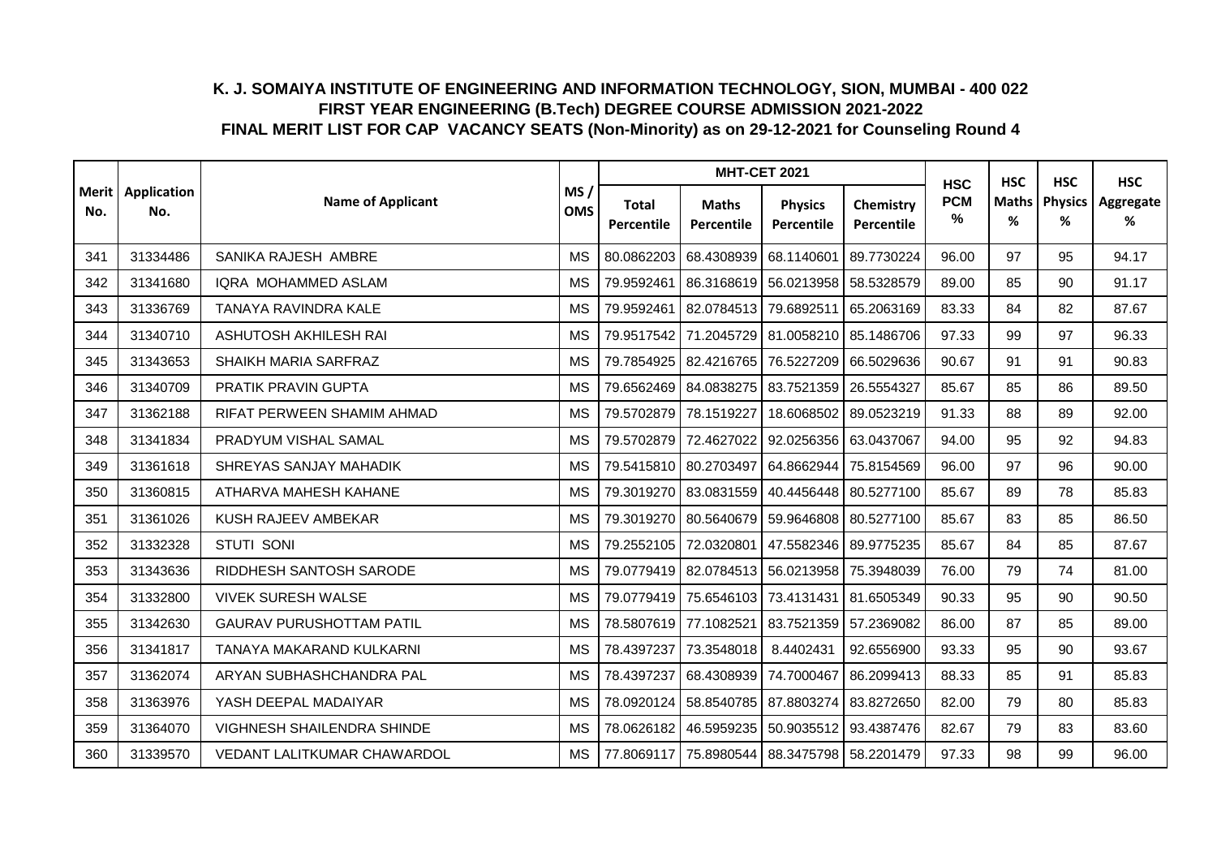# K. J. SOMAIYA INSTITUTE OF ENGINEERING AND INFORMATION TECHNOLOGY, SION, MUMBAI - 400 022
## FIRST YEAR ENGINEERING (B.Tech) DEGREE COURSE ADMISSION 2021-2022
## FINAL MERIT LIST FOR CAP VACANCY SEATS (Non-Minority) as on 29-12-2021 for Counseling Round 4

| Merit No. | Application No. | Name of Applicant | MS / OMS | MHT-CET 2021 | | | | HSC PCM % | HSC Maths % | HSC Physics % | HSC Aggregate % |
|---|---|---|---|---|---|---|---|---|---|---|---|
| | | | | Total Percentile | Maths Percentile | Physics Percentile | Chemistry Percentile | | | | |
| 341 | 31334486 | SANIKA RAJESH AMBRE | MS | 80.0862203 | 68.4308939 | 68.1140601 | 89.7730224 | 96.00 | 97 | 95 | 94.17 |
| 342 | 31341680 | IQRA MOHAMMED ASLAM | MS | 79.9592461 | 86.3168619 | 56.0213958 | 58.5328579 | 89.00 | 85 | 90 | 91.17 |
| 343 | 31336769 | TANAYA RAVINDRA KALE | MS | 79.9592461 | 82.0784513 | 79.6892511 | 65.2063169 | 83.33 | 84 | 82 | 87.67 |
| 344 | 31340710 | ASHUTOSH AKHILESH RAI | MS | 79.9517542 | 71.2045729 | 81.0058210 | 85.1486706 | 97.33 | 99 | 97 | 96.33 |
| 345 | 31343653 | SHAIKH MARIA SARFRAZ | MS | 79.7854925 | 82.4216765 | 76.5227209 | 66.5029636 | 90.67 | 91 | 91 | 90.83 |
| 346 | 31340709 | PRATIK PRAVIN GUPTA | MS | 79.6562469 | 84.0838275 | 83.7521359 | 26.5554327 | 85.67 | 85 | 86 | 89.50 |
| 347 | 31362188 | RIFAT PERWEEN SHAMIM AHMAD | MS | 79.5702879 | 78.1519227 | 18.6068502 | 89.0523219 | 91.33 | 88 | 89 | 92.00 |
| 348 | 31341834 | PRADYUM VISHAL SAMAL | MS | 79.5702879 | 72.4627022 | 92.0256356 | 63.0437067 | 94.00 | 95 | 92 | 94.83 |
| 349 | 31361618 | SHREYAS SANJAY MAHADIK | MS | 79.5415810 | 80.2703497 | 64.8662944 | 75.8154569 | 96.00 | 97 | 96 | 90.00 |
| 350 | 31360815 | ATHARVA MAHESH KAHANE | MS | 79.3019270 | 83.0831559 | 40.4456448 | 80.5277100 | 85.67 | 89 | 78 | 85.83 |
| 351 | 31361026 | KUSH RAJEEV AMBEKAR | MS | 79.3019270 | 80.5640679 | 59.9646808 | 80.5277100 | 85.67 | 83 | 85 | 86.50 |
| 352 | 31332328 | STUTI SONI | MS | 79.2552105 | 72.0320801 | 47.5582346 | 89.9775235 | 85.67 | 84 | 85 | 87.67 |
| 353 | 31343636 | RIDDHESH SANTOSH SARODE | MS | 79.0779419 | 82.0784513 | 56.0213958 | 75.3948039 | 76.00 | 79 | 74 | 81.00 |
| 354 | 31332800 | VIVEK SURESH WALSE | MS | 79.0779419 | 75.6546103 | 73.4131431 | 81.6505349 | 90.33 | 95 | 90 | 90.50 |
| 355 | 31342630 | GAURAV PURUSHOTTAM PATIL | MS | 78.5807619 | 77.1082521 | 83.7521359 | 57.2369082 | 86.00 | 87 | 85 | 89.00 |
| 356 | 31341817 | TANAYA MAKARAND KULKARNI | MS | 78.4397237 | 73.3548018 | 8.4402431 | 92.6556900 | 93.33 | 95 | 90 | 93.67 |
| 357 | 31362074 | ARYAN SUBHASHCHANDRA PAL | MS | 78.4397237 | 68.4308939 | 74.7000467 | 86.2099413 | 88.33 | 85 | 91 | 85.83 |
| 358 | 31363976 | YASH DEEPAL MADAIYAR | MS | 78.0920124 | 58.8540785 | 87.8803274 | 83.8272650 | 82.00 | 79 | 80 | 85.83 |
| 359 | 31364070 | VIGHNESH SHAILENDRA SHINDE | MS | 78.0626182 | 46.5959235 | 50.9035512 | 93.4387476 | 82.67 | 79 | 83 | 83.60 |
| 360 | 31339570 | VEDANT LALITKUMAR CHAWARDOL | MS | 77.8069117 | 75.8980544 | 88.3475798 | 58.2201479 | 97.33 | 98 | 99 | 96.00 |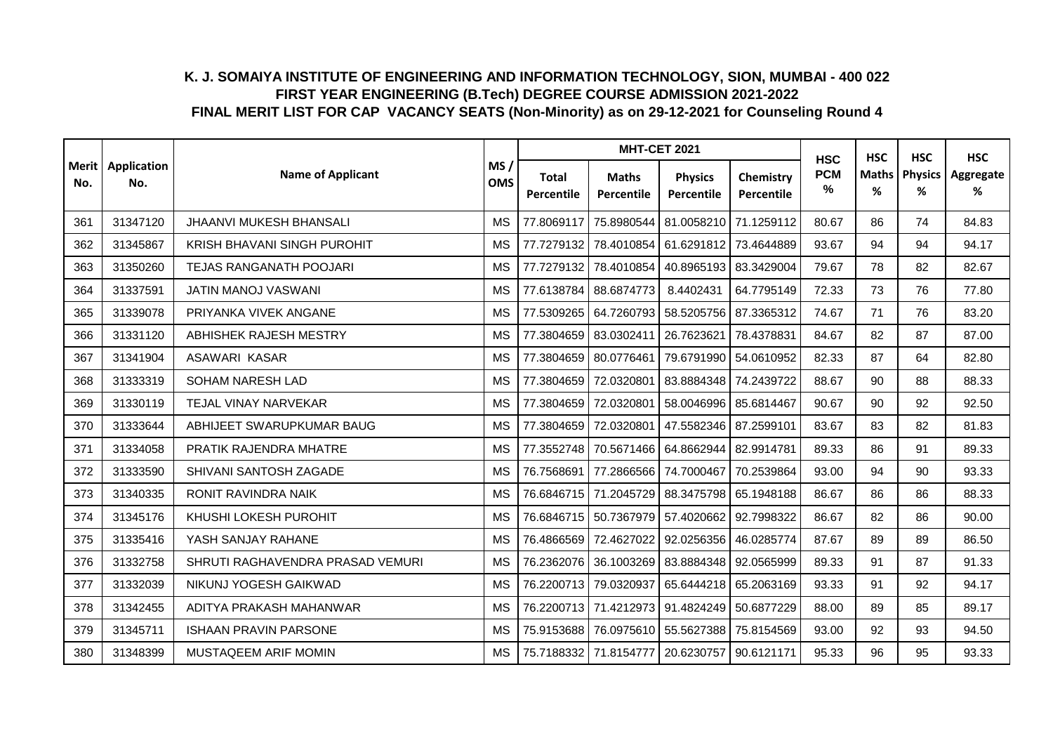# K. J. SOMAIYA INSTITUTE OF ENGINEERING AND INFORMATION TECHNOLOGY, SION, MUMBAI - 400 022
## FIRST YEAR ENGINEERING (B.Tech) DEGREE COURSE ADMISSION 2021-2022
## FINAL MERIT LIST FOR CAP VACANCY SEATS (Non-Minority) as on 29-12-2021 for Counseling Round 4

| Merit No. | Application No. | Name of Applicant | MS / OMS | MHT-CET 2021 | | | | HSC PCM % | HSC Maths % | HSC Physics % | HSC Aggregate % |
|---|---|---|---|---|---|---|---|---|---|---|---|
| | | | | Total Percentile | Maths Percentile | Physics Percentile | Chemistry Percentile | | | | |
| 361 | 31347120 | JHAANVI MUKESH BHANSALI | MS | 77.8069117 | 75.8980544 | 81.0058210 | 71.1259112 | 80.67 | 86 | 74 | 84.83 |
| 362 | 31345867 | KRISH BHAVANI SINGH PUROHIT | MS | 77.7279132 | 78.4010854 | 61.6291812 | 73.4644889 | 93.67 | 94 | 94 | 94.17 |
| 363 | 31350260 | TEJAS RANGANATH POOJARI | MS | 77.7279132 | 78.4010854 | 40.8965193 | 83.3429004 | 79.67 | 78 | 82 | 82.67 |
| 364 | 31337591 | JATIN MANOJ VASWANI | MS | 77.6138784 | 88.6874773 | 8.4402431 | 64.7795149 | 72.33 | 73 | 76 | 77.80 |
| 365 | 31339078 | PRIYANKA VIVEK ANGANE | MS | 77.5309265 | 64.7260793 | 58.5205756 | 87.3365312 | 74.67 | 71 | 76 | 83.20 |
| 366 | 31331120 | ABHISHEK RAJESH MESTRY | MS | 77.3804659 | 83.0302411 | 26.7623621 | 78.4378831 | 84.67 | 82 | 87 | 87.00 |
| 367 | 31341904 | ASAWARI KASAR | MS | 77.3804659 | 80.0776461 | 79.6791990 | 54.0610952 | 82.33 | 87 | 64 | 82.80 |
| 368 | 31333319 | SOHAM NARESH LAD | MS | 77.3804659 | 72.0320801 | 83.8884348 | 74.2439722 | 88.67 | 90 | 88 | 88.33 |
| 369 | 31330119 | TEJAL VINAY NARVEKAR | MS | 77.3804659 | 72.0320801 | 58.0046996 | 85.6814467 | 90.67 | 90 | 92 | 92.50 |
| 370 | 31333644 | ABHIJEET SWARUPKUMAR BAUG | MS | 77.3804659 | 72.0320801 | 47.5582346 | 87.2599101 | 83.67 | 83 | 82 | 81.83 |
| 371 | 31334058 | PRATIK RAJENDRA MHATRE | MS | 77.3552748 | 70.5671466 | 64.8662944 | 82.9914781 | 89.33 | 86 | 91 | 89.33 |
| 372 | 31333590 | SHIVANI SANTOSH ZAGADE | MS | 76.7568691 | 77.2866566 | 74.7000467 | 70.2539864 | 93.00 | 94 | 90 | 93.33 |
| 373 | 31340335 | RONIT RAVINDRA NAIK | MS | 76.6846715 | 71.2045729 | 88.3475798 | 65.1948188 | 86.67 | 86 | 86 | 88.33 |
| 374 | 31345176 | KHUSHI LOKESH PUROHIT | MS | 76.6846715 | 50.7367979 | 57.4020662 | 92.7998322 | 86.67 | 82 | 86 | 90.00 |
| 375 | 31335416 | YASH SANJAY RAHANE | MS | 76.4866569 | 72.4627022 | 92.0256356 | 46.0285774 | 87.67 | 89 | 89 | 86.50 |
| 376 | 31332758 | SHRUTI RAGHAVENDRA PRASAD VEMURI | MS | 76.2362076 | 36.1003269 | 83.8884348 | 92.0565999 | 89.33 | 91 | 87 | 91.33 |
| 377 | 31332039 | NIKUNJ YOGESH GAIKWAD | MS | 76.2200713 | 79.0320937 | 65.6444218 | 65.2063169 | 93.33 | 91 | 92 | 94.17 |
| 378 | 31342455 | ADITYA PRAKASH MAHANWAR | MS | 76.2200713 | 71.4212973 | 91.4824249 | 50.6877229 | 88.00 | 89 | 85 | 89.17 |
| 379 | 31345711 | ISHAAN PRAVIN PARSONE | MS | 75.9153688 | 76.0975610 | 55.5627388 | 75.8154569 | 93.00 | 92 | 93 | 94.50 |
| 380 | 31348399 | MUSTAQEEM ARIF MOMIN | MS | 75.7188332 | 71.8154777 | 20.6230757 | 90.6121171 | 95.33 | 96 | 95 | 93.33 |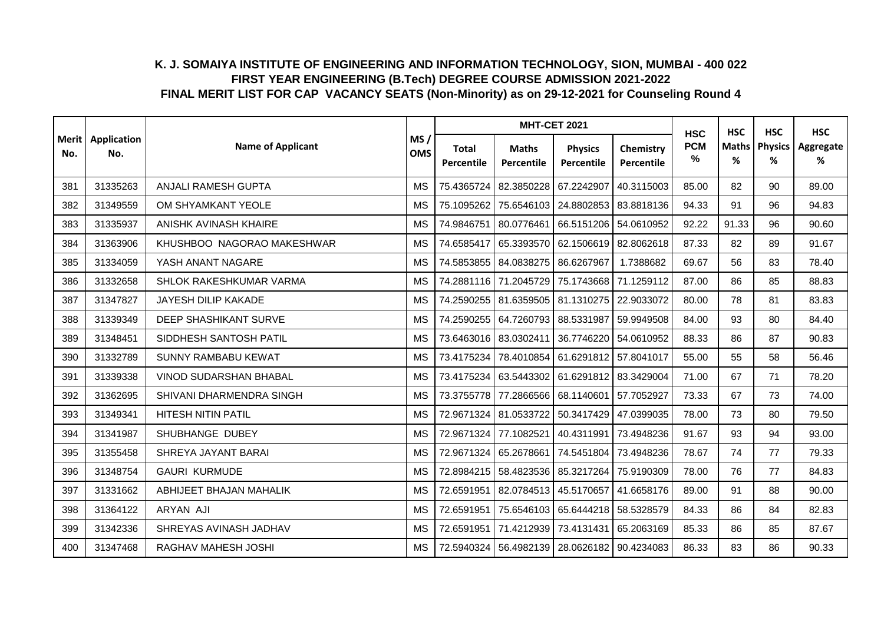## K. J. SOMAIYA INSTITUTE OF ENGINEERING AND INFORMATION TECHNOLOGY, SION, MUMBAI - 400 022
## FIRST YEAR ENGINEERING (B.Tech) DEGREE COURSE ADMISSION 2021-2022
## FINAL MERIT LIST FOR CAP VACANCY SEATS (Non-Minority) as on 29-12-2021 for Counseling Round 4

| Merit No. | Application No. | Name of Applicant | MS / OMS | MHT-CET 2021 | | | | HSC PCM % | HSC Maths % | HSC Physics % | HSC Aggregate % |
|---|---|---|---|---|---|---|---|---|---|---|---|
| | | | | Total Percentile | Maths Percentile | Physics Percentile | Chemistry Percentile | | | | |
| 381 | 31335263 | ANJALI RAMESH GUPTA | MS | 75.4365724 | 82.3850228 | 67.2242907 | 40.3115003 | 85.00 | 82 | 90 | 89.00 |
| 382 | 31349559 | OM SHYAMKANT YEOLE | MS | 75.1095262 | 75.6546103 | 24.8802853 | 83.8818136 | 94.33 | 91 | 96 | 94.83 |
| 383 | 31335937 | ANISHK AVINASH KHAIRE | MS | 74.9846751 | 80.0776461 | 66.5151206 | 54.0610952 | 92.22 | 91.33 | 96 | 90.60 |
| 384 | 31363906 | KHUSHBOO NAGORAO MAKESHWAR | MS | 74.6585417 | 65.3393570 | 62.1506619 | 82.8062618 | 87.33 | 82 | 89 | 91.67 |
| 385 | 31334059 | YASH ANANT NAGARE | MS | 74.5853855 | 84.0838275 | 86.6267967 | 1.7388682 | 69.67 | 56 | 83 | 78.40 |
| 386 | 31332658 | SHLOK RAKESHKUMAR VARMA | MS | 74.2881116 | 71.2045729 | 75.1743668 | 71.1259112 | 87.00 | 86 | 85 | 88.83 |
| 387 | 31347827 | JAYESH DILIP KAKADE | MS | 74.2590255 | 81.6359505 | 81.1310275 | 22.9033072 | 80.00 | 78 | 81 | 83.83 |
| 388 | 31339349 | DEEP SHASHIKANT SURVE | MS | 74.2590255 | 64.7260793 | 88.5331987 | 59.9949508 | 84.00 | 93 | 80 | 84.40 |
| 389 | 31348451 | SIDDHESH SANTOSH PATIL | MS | 73.6463016 | 83.0302411 | 36.7746220 | 54.0610952 | 88.33 | 86 | 87 | 90.83 |
| 390 | 31332789 | SUNNY RAMBABU KEWAT | MS | 73.4175234 | 78.4010854 | 61.6291812 | 57.8041017 | 55.00 | 55 | 58 | 56.46 |
| 391 | 31339338 | VINOD SUDARSHAN BHABAL | MS | 73.4175234 | 63.5443302 | 61.6291812 | 83.3429004 | 71.00 | 67 | 71 | 78.20 |
| 392 | 31362695 | SHIVANI DHARMENDRA SINGH | MS | 73.3755778 | 77.2866566 | 68.1140601 | 57.7052927 | 73.33 | 67 | 73 | 74.00 |
| 393 | 31349341 | HITESH NITIN PATIL | MS | 72.9671324 | 81.0533722 | 50.3417429 | 47.0399035 | 78.00 | 73 | 80 | 79.50 |
| 394 | 31341987 | SHUBHANGE DUBEY | MS | 72.9671324 | 77.1082521 | 40.4311991 | 73.4948236 | 91.67 | 93 | 94 | 93.00 |
| 395 | 31355458 | SHREYA JAYANT BARAI | MS | 72.9671324 | 65.2678661 | 74.5451804 | 73.4948236 | 78.67 | 74 | 77 | 79.33 |
| 396 | 31348754 | GAURI KURMUDE | MS | 72.8984215 | 58.4823536 | 85.3217264 | 75.9190309 | 78.00 | 76 | 77 | 84.83 |
| 397 | 31331662 | ABHIJEET BHAJAN MAHALIK | MS | 72.6591951 | 82.0784513 | 45.5170657 | 41.6658176 | 89.00 | 91 | 88 | 90.00 |
| 398 | 31364122 | ARYAN AJI | MS | 72.6591951 | 75.6546103 | 65.6444218 | 58.5328579 | 84.33 | 86 | 84 | 82.83 |
| 399 | 31342336 | SHREYAS AVINASH JADHAV | MS | 72.6591951 | 71.4212939 | 73.4131431 | 65.2063169 | 85.33 | 86 | 85 | 87.67 |
| 400 | 31347468 | RAGHAV MAHESH JOSHI | MS | 72.5940324 | 56.4982139 | 28.0626182 | 90.4234083 | 86.33 | 83 | 86 | 90.33 |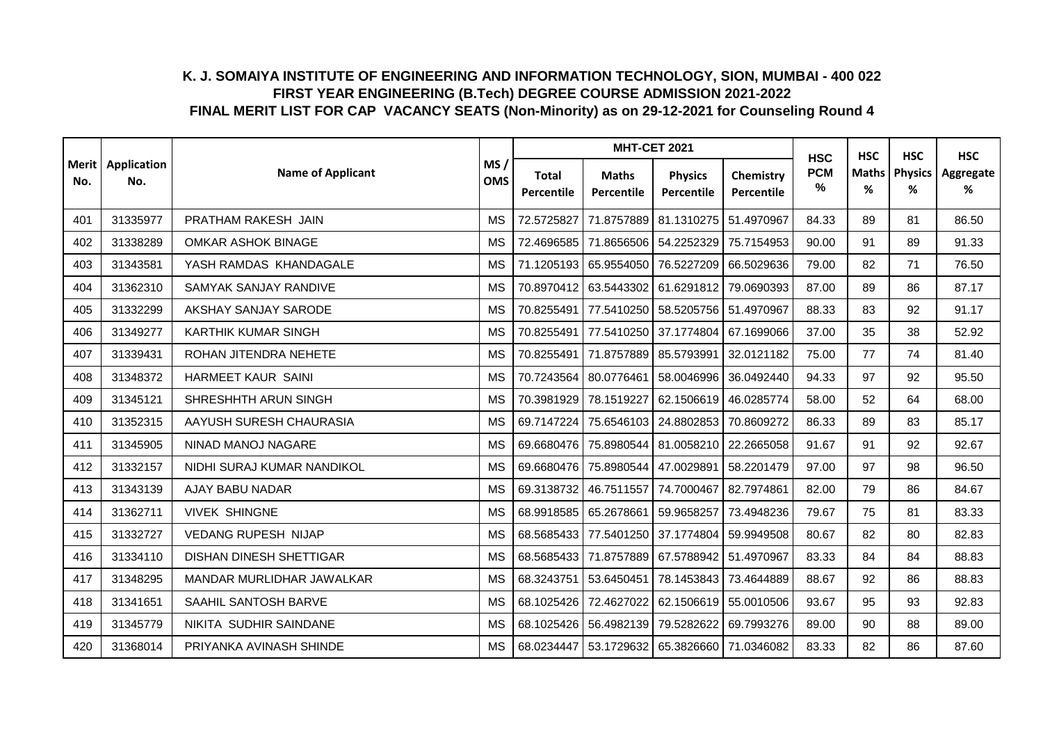# K. J. SOMAIYA INSTITUTE OF ENGINEERING AND INFORMATION TECHNOLOGY, SION, MUMBAI - 400 022
## FIRST YEAR ENGINEERING (B.Tech) DEGREE COURSE ADMISSION 2021-2022
## FINAL MERIT LIST FOR CAP VACANCY SEATS (Non-Minority) as on 29-12-2021 for Counseling Round 4

| Merit No. | Application No. | Name of Applicant | MS / OMS | MHT-CET 2021 | | | | HSC PCM % | HSC Maths % | HSC Physics % | HSC Aggregate % |
|---|---|---|---|---|---|---|---|---|---|---|---|
| | | | | Total Percentile | Maths Percentile | Physics Percentile | Chemistry Percentile | | | | |
| 401 | 31335977 | PRATHAM RAKESH JAIN | MS | 72.5725827 | 71.8757889 | 81.1310275 | 51.4970967 | 84.33 | 89 | 81 | 86.50 |
| 402 | 31338289 | OMKAR ASHOK BINAGE | MS | 72.4696585 | 71.8656506 | 54.2252329 | 75.7154953 | 90.00 | 91 | 89 | 91.33 |
| 403 | 31343581 | YASH RAMDAS KHANDAGALE | MS | 71.1205193 | 65.9554050 | 76.5227209 | 66.5029636 | 79.00 | 82 | 71 | 76.50 |
| 404 | 31362310 | SAMYAK SANJAY RANDIVE | MS | 70.8970412 | 63.5443302 | 61.6291812 | 79.0690393 | 87.00 | 89 | 86 | 87.17 |
| 405 | 31332299 | AKSHAY SANJAY SARODE | MS | 70.8255491 | 77.5410250 | 58.5205756 | 51.4970967 | 88.33 | 83 | 92 | 91.17 |
| 406 | 31349277 | KARTHIK KUMAR SINGH | MS | 70.8255491 | 77.5410250 | 37.1774804 | 67.1699066 | 37.00 | 35 | 38 | 52.92 |
| 407 | 31339431 | ROHAN JITENDRA NEHETE | MS | 70.8255491 | 71.8757889 | 85.5793991 | 32.0121182 | 75.00 | 77 | 74 | 81.40 |
| 408 | 31348372 | HARMEET KAUR SAINI | MS | 70.7243564 | 80.0776461 | 58.0046996 | 36.0492440 | 94.33 | 97 | 92 | 95.50 |
| 409 | 31345121 | SHRESHHTH ARUN SINGH | MS | 70.3981929 | 78.1519227 | 62.1506619 | 46.0285774 | 58.00 | 52 | 64 | 68.00 |
| 410 | 31352315 | AAYUSH SURESH CHAURASIA | MS | 69.7147224 | 75.6546103 | 24.8802853 | 70.8609272 | 86.33 | 89 | 83 | 85.17 |
| 411 | 31345905 | NINAD MANOJ NAGARE | MS | 69.6680476 | 75.8980544 | 81.0058210 | 22.2665058 | 91.67 | 91 | 92 | 92.67 |
| 412 | 31332157 | NIDHI SURAJ KUMAR NANDIKOL | MS | 69.6680476 | 75.8980544 | 47.0029891 | 58.2201479 | 97.00 | 97 | 98 | 96.50 |
| 413 | 31343139 | AJAY BABU NADAR | MS | 69.3138732 | 46.7511557 | 74.7000467 | 82.7974861 | 82.00 | 79 | 86 | 84.67 |
| 414 | 31362711 | VIVEK SHINGNE | MS | 68.9918585 | 65.2678661 | 59.9658257 | 73.4948236 | 79.67 | 75 | 81 | 83.33 |
| 415 | 31332727 | VEDANG RUPESH NIJAP | MS | 68.5685433 | 77.5401250 | 37.1774804 | 59.9949508 | 80.67 | 82 | 80 | 82.83 |
| 416 | 31334110 | DISHAN DINESH SHETTIGAR | MS | 68.5685433 | 71.8757889 | 67.5788942 | 51.4970967 | 83.33 | 84 | 84 | 88.83 |
| 417 | 31348295 | MANDAR MURLIDHAR JAWALKAR | MS | 68.3243751 | 53.6450451 | 78.1453843 | 73.4644889 | 88.67 | 92 | 86 | 88.83 |
| 418 | 31341651 | SAAHIL SANTOSH BARVE | MS | 68.1025426 | 72.4627022 | 62.1506619 | 55.0010506 | 93.67 | 95 | 93 | 92.83 |
| 419 | 31345779 | NIKITA SUDHIR SAINDANE | MS | 68.1025426 | 56.4982139 | 79.5282622 | 69.7993276 | 89.00 | 90 | 88 | 89.00 |
| 420 | 31368014 | PRIYANKA AVINASH SHINDE | MS | 68.0234447 | 53.1729632 | 65.3826660 | 71.0346082 | 83.33 | 82 | 86 | 87.60 |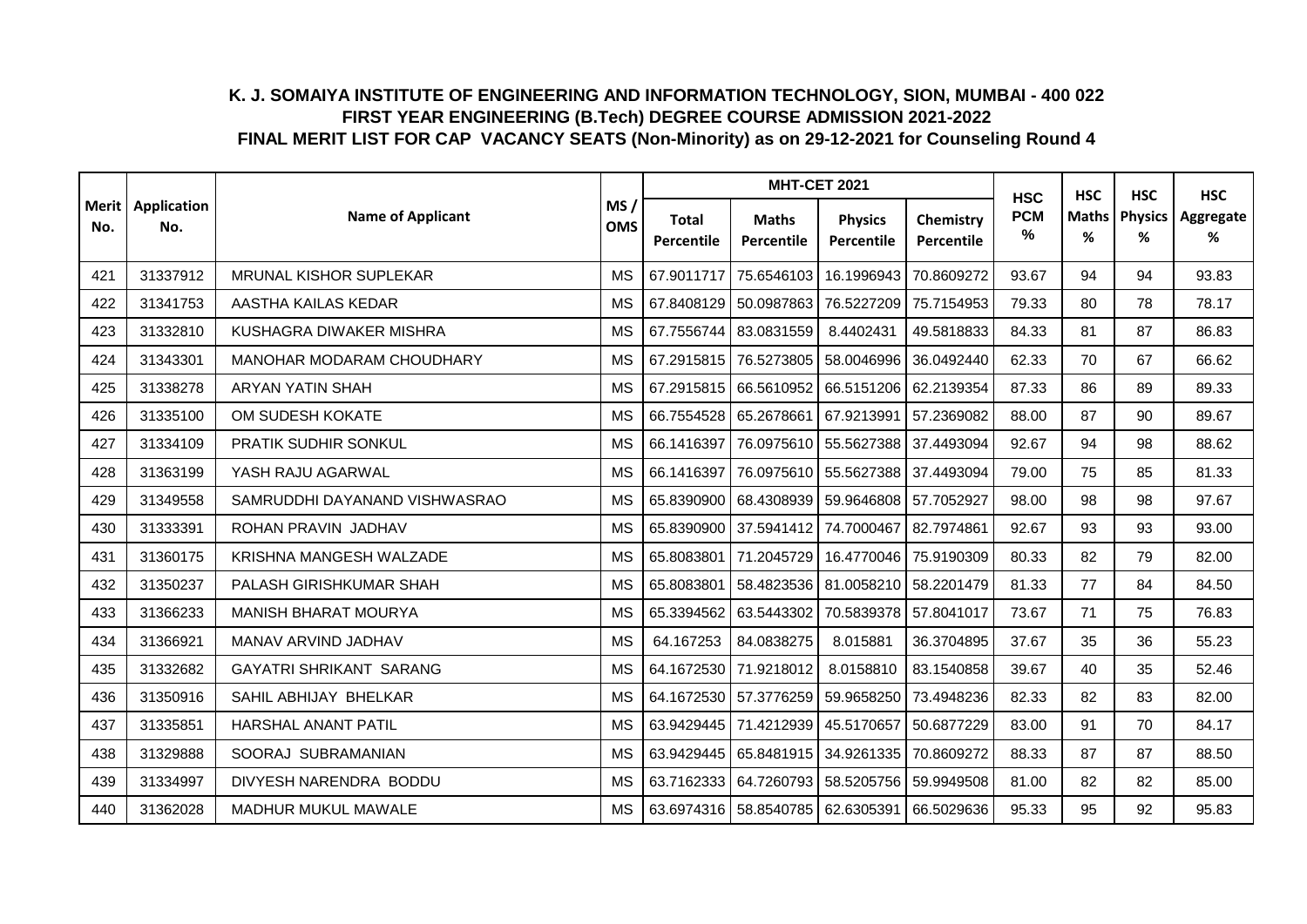# K. J. SOMAIYA INSTITUTE OF ENGINEERING AND INFORMATION TECHNOLOGY, SION, MUMBAI - 400 022

## FIRST YEAR ENGINEERING (B.Tech) DEGREE COURSE ADMISSION 2021-2022

## FINAL MERIT LIST FOR CAP VACANCY SEATS (Non-Minority) as on 29-12-2021 for Counseling Round 4

| Merit No. | Application No. | Name of Applicant | MS / OMS | MHT-CET 2021 | | | | HSC PCM % | HSC Maths % | HSC Physics % | HSC Aggregate % |
|---|---|---|---|---|---|---|---|---|---|---|---|
| | | | | Total Percentile | Maths Percentile | Physics Percentile | Chemistry Percentile | | | | |
| 421 | 31337912 | MRUNAL KISHOR SUPLEKAR | MS | 67.9011717 | 75.6546103 | 16.1996943 | 70.8609272 | 93.67 | 94 | 94 | 93.83 |
| 422 | 31341753 | AASTHA KAILAS KEDAR | MS | 67.8408129 | 50.0987863 | 76.5227209 | 75.7154953 | 79.33 | 80 | 78 | 78.17 |
| 423 | 31332810 | KUSHAGRA DIWAKER MISHRA | MS | 67.7556744 | 83.0831559 | 8.4402431 | 49.5818833 | 84.33 | 81 | 87 | 86.83 |
| 424 | 31343301 | MANOHAR MODARAM CHOUDHARY | MS | 67.2915815 | 76.5273805 | 58.0046996 | 36.0492440 | 62.33 | 70 | 67 | 66.62 |
| 425 | 31338278 | ARYAN YATIN SHAH | MS | 67.2915815 | 66.5610952 | 66.5151206 | 62.2139354 | 87.33 | 86 | 89 | 89.33 |
| 426 | 31335100 | OM SUDESH KOKATE | MS | 66.7554528 | 65.2678661 | 67.9213991 | 57.2369082 | 88.00 | 87 | 90 | 89.67 |
| 427 | 31334109 | PRATIK SUDHIR SONKUL | MS | 66.1416397 | 76.0975610 | 55.5627388 | 37.4493094 | 92.67 | 94 | 98 | 88.62 |
| 428 | 31363199 | YASH RAJU AGARWAL | MS | 66.1416397 | 76.0975610 | 55.5627388 | 37.4493094 | 79.00 | 75 | 85 | 81.33 |
| 429 | 31349558 | SAMRUDDHI DAYANAND VISHWASRAO | MS | 65.8390900 | 68.4308939 | 59.9646808 | 57.7052927 | 98.00 | 98 | 98 | 97.67 |
| 430 | 31333391 | ROHAN PRAVIN JADHAV | MS | 65.8390900 | 37.5941412 | 74.7000467 | 82.7974861 | 92.67 | 93 | 93 | 93.00 |
| 431 | 31360175 | KRISHNA MANGESH WALZADE | MS | 65.8083801 | 71.2045729 | 16.4770046 | 75.9190309 | 80.33 | 82 | 79 | 82.00 |
| 432 | 31350237 | PALASH GIRISHKUMAR SHAH | MS | 65.8083801 | 58.4823536 | 81.0058210 | 58.2201479 | 81.33 | 77 | 84 | 84.50 |
| 433 | 31366233 | MANISH BHARAT MOURYA | MS | 65.3394562 | 63.5443302 | 70.5839378 | 57.8041017 | 73.67 | 71 | 75 | 76.83 |
| 434 | 31366921 | MANAV ARVIND JADHAV | MS | 64.167253 | 84.0838275 | 8.015881 | 36.3704895 | 37.67 | 35 | 36 | 55.23 |
| 435 | 31332682 | GAYATRI SHRIKANT SARANG | MS | 64.1672530 | 71.9218012 | 8.0158810 | 83.1540858 | 39.67 | 40 | 35 | 52.46 |
| 436 | 31350916 | SAHIL ABHIJAY BHELKAR | MS | 64.1672530 | 57.3776259 | 59.9658250 | 73.4948236 | 82.33 | 82 | 83 | 82.00 |
| 437 | 31335851 | HARSHAL ANANT PATIL | MS | 63.9429445 | 71.4212939 | 45.5170657 | 50.6877229 | 83.00 | 91 | 70 | 84.17 |
| 438 | 31329888 | SOORAJ SUBRAMANIAN | MS | 63.9429445 | 65.8481915 | 34.9261335 | 70.8609272 | 88.33 | 87 | 87 | 88.50 |
| 439 | 31334997 | DIVYESH NARENDRA BODDU | MS | 63.7162333 | 64.7260793 | 58.5205756 | 59.9949508 | 81.00 | 82 | 82 | 85.00 |
| 440 | 31362028 | MADHUR MUKUL MAWALE | MS | 63.6974316 | 58.8540785 | 62.6305391 | 66.5029636 | 95.33 | 95 | 92 | 95.83 |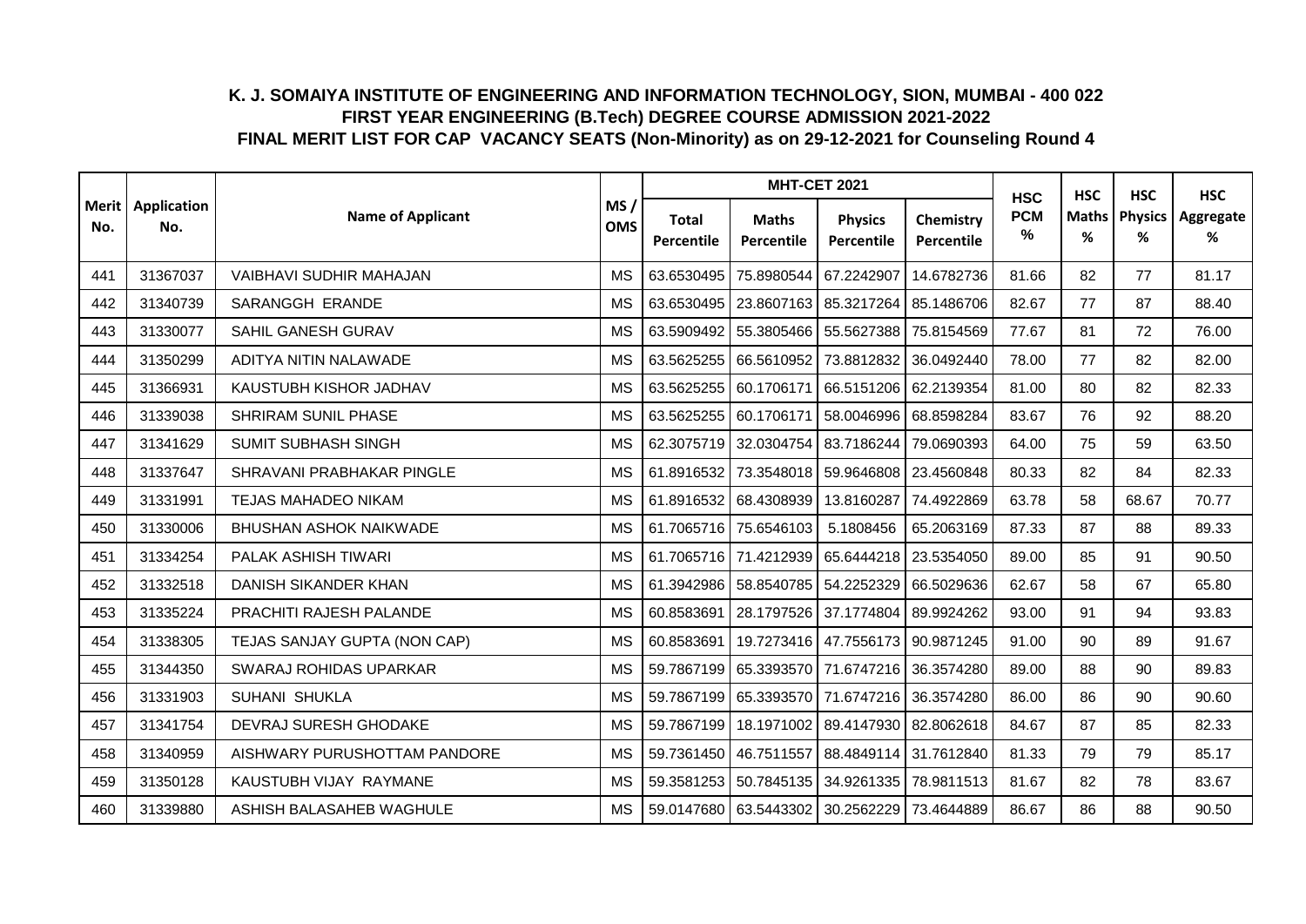# K. J. SOMAIYA INSTITUTE OF ENGINEERING AND INFORMATION TECHNOLOGY, SION, MUMBAI - 400 022
## FIRST YEAR ENGINEERING (B.Tech) DEGREE COURSE ADMISSION 2021-2022
## FINAL MERIT LIST FOR CAP VACANCY SEATS (Non-Minority) as on 29-12-2021 for Counseling Round 4

| Merit No. | Application No. | Name of Applicant | MS / OMS | MHT-CET 2021 | | | | HSC PCM % | HSC Maths % | HSC Physics % | HSC Aggregate % |
|---|---|---|---|---|---|---|---|---|---|---|---|
| | | | | Total Percentile | Maths Percentile | Physics Percentile | Chemistry Percentile | | | | |
| 441 | 31367037 | VAIBHAVI SUDHIR MAHAJAN | MS | 63.6530495 | 75.8980544 | 67.2242907 | 14.6782736 | 81.66 | 82 | 77 | 81.17 |
| 442 | 31340739 | SARANGGH ERANDE | MS | 63.6530495 | 23.8607163 | 85.3217264 | 85.1486706 | 82.67 | 77 | 87 | 88.40 |
| 443 | 31330077 | SAHIL GANESH GURAV | MS | 63.5909492 | 55.3805466 | 55.5627388 | 75.8154569 | 77.67 | 81 | 72 | 76.00 |
| 444 | 31350299 | ADITYA NITIN NALAWADE | MS | 63.5625255 | 66.5610952 | 73.8812832 | 36.0492440 | 78.00 | 77 | 82 | 82.00 |
| 445 | 31366931 | KAUSTUBH KISHOR JADHAV | MS | 63.5625255 | 60.1706171 | 66.5151206 | 62.2139354 | 81.00 | 80 | 82 | 82.33 |
| 446 | 31339038 | SHRIRAM SUNIL PHASE | MS | 63.5625255 | 60.1706171 | 58.0046996 | 68.8598284 | 83.67 | 76 | 92 | 88.20 |
| 447 | 31341629 | SUMIT SUBHASH SINGH | MS | 62.3075719 | 32.0304754 | 83.7186244 | 79.0690393 | 64.00 | 75 | 59 | 63.50 |
| 448 | 31337647 | SHRAVANI PRABHAKAR PINGLE | MS | 61.8916532 | 73.3548018 | 59.9646808 | 23.4560848 | 80.33 | 82 | 84 | 82.33 |
| 449 | 31331991 | TEJAS MAHADEO NIKAM | MS | 61.8916532 | 68.4308939 | 13.8160287 | 74.4922869 | 63.78 | 58 | 68.67 | 70.77 |
| 450 | 31330006 | BHUSHAN ASHOK NAIKWADE | MS | 61.7065716 | 75.6546103 | 5.1808456 | 65.2063169 | 87.33 | 87 | 88 | 89.33 |
| 451 | 31334254 | PALAK ASHISH TIWARI | MS | 61.7065716 | 71.4212939 | 65.6444218 | 23.5354050 | 89.00 | 85 | 91 | 90.50 |
| 452 | 31332518 | DANISH SIKANDER KHAN | MS | 61.3942986 | 58.8540785 | 54.2252329 | 66.5029636 | 62.67 | 58 | 67 | 65.80 |
| 453 | 31335224 | PRACHITI RAJESH PALANDE | MS | 60.8583691 | 28.1797526 | 37.1774804 | 89.9924262 | 93.00 | 91 | 94 | 93.83 |
| 454 | 31338305 | TEJAS SANJAY GUPTA (NON CAP) | MS | 60.8583691 | 19.7273416 | 47.7556173 | 90.9871245 | 91.00 | 90 | 89 | 91.67 |
| 455 | 31344350 | SWARAJ ROHIDAS UPARKAR | MS | 59.7867199 | 65.3393570 | 71.6747216 | 36.3574280 | 89.00 | 88 | 90 | 89.83 |
| 456 | 31331903 | SUHANI SHUKLA | MS | 59.7867199 | 65.3393570 | 71.6747216 | 36.3574280 | 86.00 | 86 | 90 | 90.60 |
| 457 | 31341754 | DEVRAJ SURESH GHODAKE | MS | 59.7867199 | 18.1971002 | 89.4147930 | 82.8062618 | 84.67 | 87 | 85 | 82.33 |
| 458 | 31340959 | AISHWARY PURUSHOTTAM PANDORE | MS | 59.7361450 | 46.7511557 | 88.4849114 | 31.7612840 | 81.33 | 79 | 79 | 85.17 |
| 459 | 31350128 | KAUSTUBH VIJAY RAYMANE | MS | 59.3581253 | 50.7845135 | 34.9261335 | 78.9811513 | 81.67 | 82 | 78 | 83.67 |
| 460 | 31339880 | ASHISH BALASAHEB WAGHULE | MS | 59.0147680 | 63.5443302 | 30.2562229 | 73.4644889 | 86.67 | 86 | 88 | 90.50 |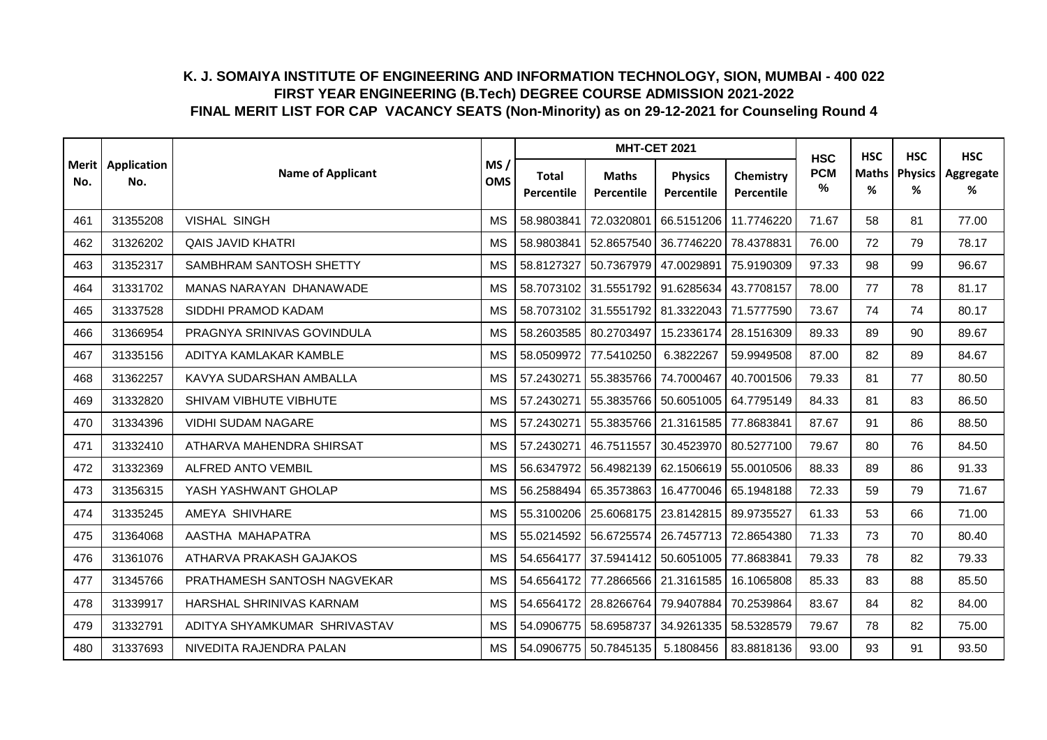**K. J. SOMAIYA INSTITUTE OF ENGINEERING AND INFORMATION TECHNOLOGY, SION, MUMBAI - 400 022**
**FIRST YEAR ENGINEERING (B.Tech) DEGREE COURSE ADMISSION 2021-2022**
**FINAL MERIT LIST FOR CAP VACANCY SEATS (Non-Minority) as on 29-12-2021 for Counseling Round 4**

| Merit No. | Application No. | Name of Applicant | MS / OMS | MHT-CET 2021 | | | | HSC PCM % | HSC Maths % | HSC Physics % | HSC Aggregate % |
|---|---|---|---|---|---|---|---|---|---|---|---|
| | | | | Total Percentile | Maths Percentile | Physics Percentile | Chemistry Percentile | | | | |
| 461 | 31355208 | VISHAL SINGH | MS | 58.9803841 | 72.0320801 | 66.5151206 | 11.7746220 | 71.67 | 58 | 81 | 77.00 |
| 462 | 31326202 | QAIS JAVID KHATRI | MS | 58.9803841 | 52.8657540 | 36.7746220 | 78.4378831 | 76.00 | 72 | 79 | 78.17 |
| 463 | 31352317 | SAMBHRAM SANTOSH SHETTY | MS | 58.8127327 | 50.7367979 | 47.0029891 | 75.9190309 | 97.33 | 98 | 99 | 96.67 |
| 464 | 31331702 | MANAS NARAYAN DHANAWADE | MS | 58.7073102 | 31.5551792 | 91.6285634 | 43.7708157 | 78.00 | 77 | 78 | 81.17 |
| 465 | 31337528 | SIDDHI PRAMOD KADAM | MS | 58.7073102 | 31.5551792 | 81.3322043 | 71.5777590 | 73.67 | 74 | 74 | 80.17 |
| 466 | 31366954 | PRAGNYA SRINIVAS GOVINDULA | MS | 58.2603585 | 80.2703497 | 15.2336174 | 28.1516309 | 89.33 | 89 | 90 | 89.67 |
| 467 | 31335156 | ADITYA KAMLAKAR KAMBLE | MS | 58.0509972 | 77.5410250 | 6.3822267 | 59.9949508 | 87.00 | 82 | 89 | 84.67 |
| 468 | 31362257 | KAVYA SUDARSHAN AMBALLA | MS | 57.2430271 | 55.3835766 | 74.7000467 | 40.7001506 | 79.33 | 81 | 77 | 80.50 |
| 469 | 31332820 | SHIVAM VIBHUTE VIBHUTE | MS | 57.2430271 | 55.3835766 | 50.6051005 | 64.7795149 | 84.33 | 81 | 83 | 86.50 |
| 470 | 31334396 | VIDHI SUDAM NAGARE | MS | 57.2430271 | 55.3835766 | 21.3161585 | 77.8683841 | 87.67 | 91 | 86 | 88.50 |
| 471 | 31332410 | ATHARVA MAHENDRA SHIRSAT | MS | 57.2430271 | 46.7511557 | 30.4523970 | 80.5277100 | 79.67 | 80 | 76 | 84.50 |
| 472 | 31332369 | ALFRED ANTO VEMBIL | MS | 56.6347972 | 56.4982139 | 62.1506619 | 55.0010506 | 88.33 | 89 | 86 | 91.33 |
| 473 | 31356315 | YASH YASHWANT GHOLAP | MS | 56.2588494 | 65.3573863 | 16.4770046 | 65.1948188 | 72.33 | 59 | 79 | 71.67 |
| 474 | 31335245 | AMEYA SHIVHARE | MS | 55.3100206 | 25.6068175 | 23.8142815 | 89.9735527 | 61.33 | 53 | 66 | 71.00 |
| 475 | 31364068 | AASTHA MAHAPATRA | MS | 55.0214592 | 56.6725574 | 26.7457713 | 72.8654380 | 71.33 | 73 | 70 | 80.40 |
| 476 | 31361076 | ATHARVA PRAKASH GAJAKOS | MS | 54.6564177 | 37.5941412 | 50.6051005 | 77.8683841 | 79.33 | 78 | 82 | 79.33 |
| 477 | 31345766 | PRATHAMESH SANTOSH NAGVEKAR | MS | 54.6564172 | 77.2866566 | 21.3161585 | 16.1065808 | 85.33 | 83 | 88 | 85.50 |
| 478 | 31339917 | HARSHAL SHRINIVAS KARNAM | MS | 54.6564172 | 28.8266764 | 79.9407884 | 70.2539864 | 83.67 | 84 | 82 | 84.00 |
| 479 | 31332791 | ADITYA SHYAMKUMAR SHRIVASTAV | MS | 54.0906775 | 58.6958737 | 34.9261335 | 58.5328579 | 79.67 | 78 | 82 | 75.00 |
| 480 | 31337693 | NIVEDITA RAJENDRA PALAN | MS | 54.0906775 | 50.7845135 | 5.1808456 | 83.8818136 | 93.00 | 93 | 91 | 93.50 |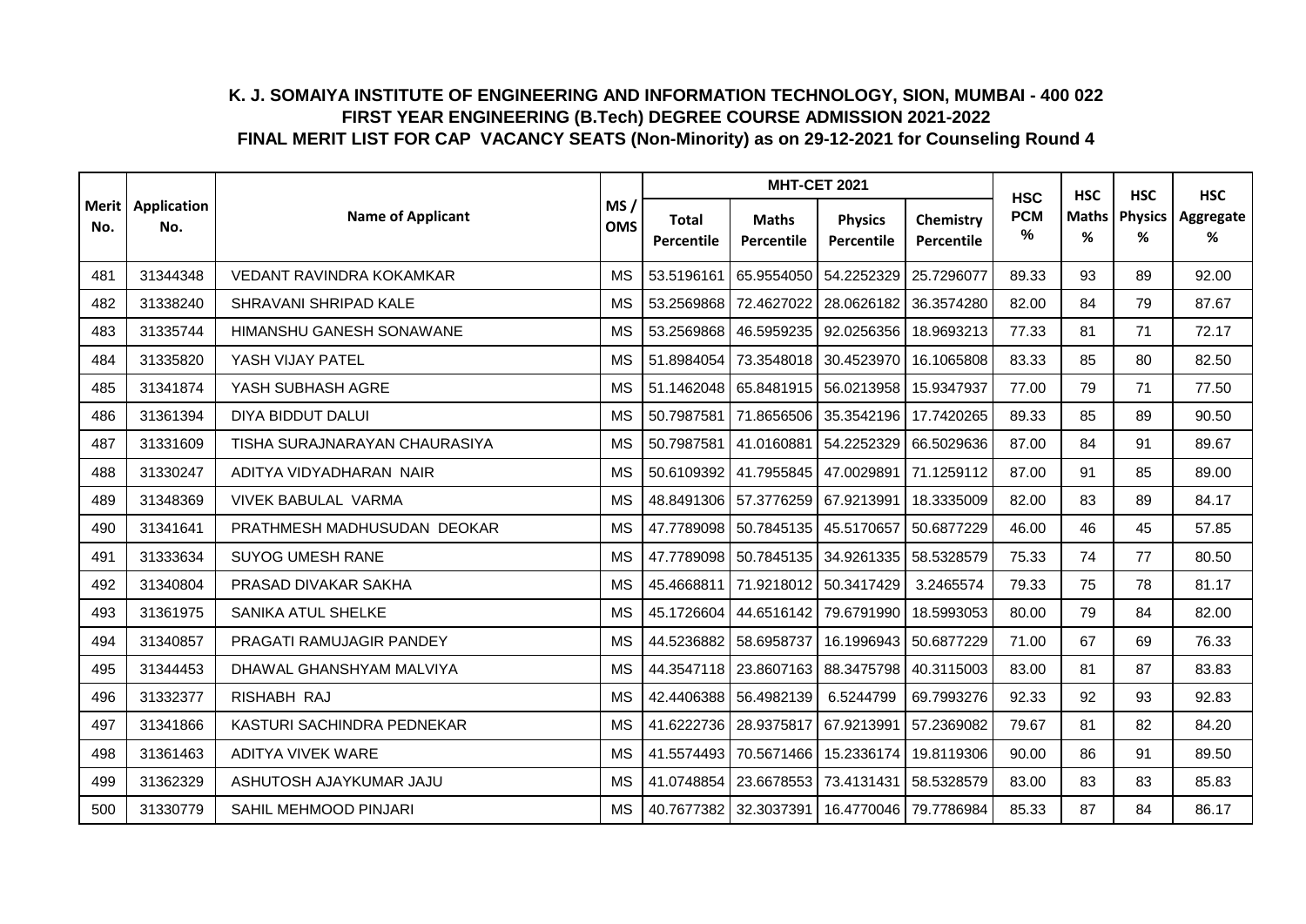# K. J. SOMAIYA INSTITUTE OF ENGINEERING AND INFORMATION TECHNOLOGY, SION, MUMBAI - 400 022

## FIRST YEAR ENGINEERING (B.Tech) DEGREE COURSE ADMISSION 2021-2022

## FINAL MERIT LIST FOR CAP VACANCY SEATS (Non-Minority) as on 29-12-2021 for Counseling Round 4

| Merit No. | Application No. | Name of Applicant | MS / OMS | MHT-CET 2021 | | | | HSC PCM % | HSC Maths % | HSC Physics % | HSC Aggregate % |
|---|---|---|---|---|---|---|---|---|---|---|---|
| | | | | Total Percentile | Maths Percentile | Physics Percentile | Chemistry Percentile | | | | |
| 481 | 31344348 | VEDANT RAVINDRA KOKAMKAR | MS | 53.5196161 | 65.9554050 | 54.2252329 | 25.7296077 | 89.33 | 93 | 89 | 92.00 |
| 482 | 31338240 | SHRAVANI SHRIPAD KALE | MS | 53.2569868 | 72.4627022 | 28.0626182 | 36.3574280 | 82.00 | 84 | 79 | 87.67 |
| 483 | 31335744 | HIMANSHU GANESH SONAWANE | MS | 53.2569868 | 46.5959235 | 92.0256356 | 18.9693213 | 77.33 | 81 | 71 | 72.17 |
| 484 | 31335820 | YASH VIJAY PATEL | MS | 51.8984054 | 73.3548018 | 30.4523970 | 16.1065808 | 83.33 | 85 | 80 | 82.50 |
| 485 | 31341874 | YASH SUBHASH AGRE | MS | 51.1462048 | 65.8481915 | 56.0213958 | 15.9347937 | 77.00 | 79 | 71 | 77.50 |
| 486 | 31361394 | DIYA BIDDUT DALUI | MS | 50.7987581 | 71.8656506 | 35.3542196 | 17.7420265 | 89.33 | 85 | 89 | 90.50 |
| 487 | 31331609 | TISHA SURAJNARAYAN CHAURASIYA | MS | 50.7987581 | 41.0160881 | 54.2252329 | 66.5029636 | 87.00 | 84 | 91 | 89.67 |
| 488 | 31330247 | ADITYA VIDYADHARAN NAIR | MS | 50.6109392 | 41.7955845 | 47.0029891 | 71.1259112 | 87.00 | 91 | 85 | 89.00 |
| 489 | 31348369 | VIVEK BABULAL VARMA | MS | 48.8491306 | 57.3776259 | 67.9213991 | 18.3335009 | 82.00 | 83 | 89 | 84.17 |
| 490 | 31341641 | PRATHMESH MADHUSUDAN DEOKAR | MS | 47.7789098 | 50.7845135 | 45.5170657 | 50.6877229 | 46.00 | 46 | 45 | 57.85 |
| 491 | 31333634 | SUYOG UMESH RANE | MS | 47.7789098 | 50.7845135 | 34.9261335 | 58.5328579 | 75.33 | 74 | 77 | 80.50 |
| 492 | 31340804 | PRASAD DIVAKAR SAKHA | MS | 45.4668811 | 71.9218012 | 50.3417429 | 3.2465574 | 79.33 | 75 | 78 | 81.17 |
| 493 | 31361975 | SANIKA ATUL SHELKE | MS | 45.1726604 | 44.6516142 | 79.6791990 | 18.5993053 | 80.00 | 79 | 84 | 82.00 |
| 494 | 31340857 | PRAGATI RAMUJAGIR PANDEY | MS | 44.5236882 | 58.6958737 | 16.1996943 | 50.6877229 | 71.00 | 67 | 69 | 76.33 |
| 495 | 31344453 | DHAWAL GHANSHYAM MALVIYA | MS | 44.3547118 | 23.8607163 | 88.3475798 | 40.3115003 | 83.00 | 81 | 87 | 83.83 |
| 496 | 31332377 | RISHABH RAJ | MS | 42.4406388 | 56.4982139 | 6.5244799 | 69.7993276 | 92.33 | 92 | 93 | 92.83 |
| 497 | 31341866 | KASTURI SACHINDRA PEDNEKAR | MS | 41.6222736 | 28.9375817 | 67.9213991 | 57.2369082 | 79.67 | 81 | 82 | 84.20 |
| 498 | 31361463 | ADITYA VIVEK WARE | MS | 41.5574493 | 70.5671466 | 15.2336174 | 19.8119306 | 90.00 | 86 | 91 | 89.50 |
| 499 | 31362329 | ASHUTOSH AJAYKUMAR JAJU | MS | 41.0748854 | 23.6678553 | 73.4131431 | 58.5328579 | 83.00 | 83 | 83 | 85.83 |
| 500 | 31330779 | SAHIL MEHMOOD PINJARI | MS | 40.7677382 | 32.3037391 | 16.4770046 | 79.7786984 | 85.33 | 87 | 84 | 86.17 |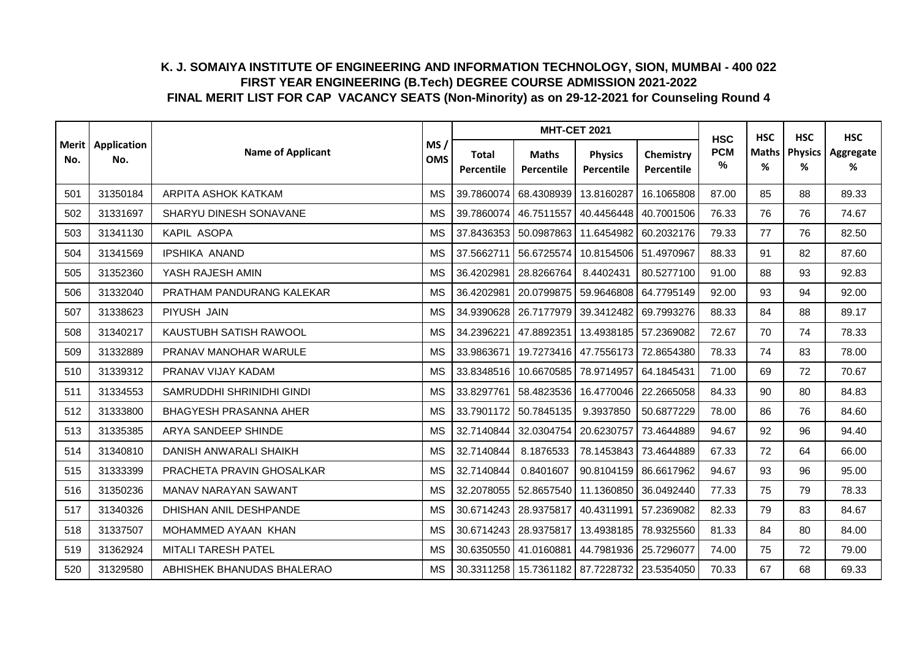# K. J. SOMAIYA INSTITUTE OF ENGINEERING AND INFORMATION TECHNOLOGY, SION, MUMBAI - 400 022
## FIRST YEAR ENGINEERING (B.Tech) DEGREE COURSE ADMISSION 2021-2022
## FINAL MERIT LIST FOR CAP VACANCY SEATS (Non-Minority) as on 29-12-2021 for Counseling Round 4

| Merit No. | Application No. | Name of Applicant | MS / OMS | MHT-CET 2021 | | | | HSC PCM % | HSC Maths % | HSC Physics % | HSC Aggregate % |
|---|---|---|---|---|---|---|---|---|---|---|---|
| | | | | Total Percentile | Maths Percentile | Physics Percentile | Chemistry Percentile | | | | |
| 501 | 31350184 | ARPITA ASHOK KATKAM | MS | 39.7860074 | 68.4308939 | 13.8160287 | 16.1065808 | 87.00 | 85 | 88 | 89.33 |
| 502 | 31331697 | SHARYU DINESH SONAVANE | MS | 39.7860074 | 46.7511557 | 40.4456448 | 40.7001506 | 76.33 | 76 | 76 | 74.67 |
| 503 | 31341130 | KAPIL ASOPA | MS | 37.8436353 | 50.0987863 | 11.6454982 | 60.2032176 | 79.33 | 77 | 76 | 82.50 |
| 504 | 31341569 | IPSHIKA ANAND | MS | 37.5662711 | 56.6725574 | 10.8154506 | 51.4970967 | 88.33 | 91 | 82 | 87.60 |
| 505 | 31352360 | YASH RAJESH AMIN | MS | 36.4202981 | 28.8266764 | 8.4402431 | 80.5277100 | 91.00 | 88 | 93 | 92.83 |
| 506 | 31332040 | PRATHAM PANDURANG KALEKAR | MS | 36.4202981 | 20.0799875 | 59.9646808 | 64.7795149 | 92.00 | 93 | 94 | 92.00 |
| 507 | 31338623 | PIYUSH JAIN | MS | 34.9390628 | 26.7177979 | 39.3412482 | 69.7993276 | 88.33 | 84 | 88 | 89.17 |
| 508 | 31340217 | KAUSTUBH SATISH RAWOOL | MS | 34.2396221 | 47.8892351 | 13.4938185 | 57.2369082 | 72.67 | 70 | 74 | 78.33 |
| 509 | 31332889 | PRANAV MANOHAR WARULE | MS | 33.9863671 | 19.7273416 | 47.7556173 | 72.8654380 | 78.33 | 74 | 83 | 78.00 |
| 510 | 31339312 | PRANAV VIJAY KADAM | MS | 33.8348516 | 10.6670585 | 78.9714957 | 64.1845431 | 71.00 | 69 | 72 | 70.67 |
| 511 | 31334553 | SAMRUDDHI SHRINIDHI GINDI | MS | 33.8297761 | 58.4823536 | 16.4770046 | 22.2665058 | 84.33 | 90 | 80 | 84.83 |
| 512 | 31333800 | BHAGYESH PRASANNA AHER | MS | 33.7901172 | 50.7845135 | 9.3937850 | 50.6877229 | 78.00 | 86 | 76 | 84.60 |
| 513 | 31335385 | ARYA SANDEEP SHINDE | MS | 32.7140844 | 32.0304754 | 20.6230757 | 73.4644889 | 94.67 | 92 | 96 | 94.40 |
| 514 | 31340810 | DANISH ANWARALI SHAIKH | MS | 32.7140844 | 8.1876533 | 78.1453843 | 73.4644889 | 67.33 | 72 | 64 | 66.00 |
| 515 | 31333399 | PRACHETA PRAVIN GHOSALKAR | MS | 32.7140844 | 0.8401607 | 90.8104159 | 86.6617962 | 94.67 | 93 | 96 | 95.00 |
| 516 | 31350236 | MANAV NARAYAN SAWANT | MS | 32.2078055 | 52.8657540 | 11.1360850 | 36.0492440 | 77.33 | 75 | 79 | 78.33 |
| 517 | 31340326 | DHISHAN ANIL DESHPANDE | MS | 30.6714243 | 28.9375817 | 40.4311991 | 57.2369082 | 82.33 | 79 | 83 | 84.67 |
| 518 | 31337507 | MOHAMMED AYAAN KHAN | MS | 30.6714243 | 28.9375817 | 13.4938185 | 78.9325560 | 81.33 | 84 | 80 | 84.00 |
| 519 | 31362924 | MITALI TARESH PATEL | MS | 30.6350550 | 41.0160881 | 44.7981936 | 25.7296077 | 74.00 | 75 | 72 | 79.00 |
| 520 | 31329580 | ABHISHEK BHANUDAS BHALERAO | MS | 30.3311258 | 15.7361182 | 87.7228732 | 23.5354050 | 70.33 | 67 | 68 | 69.33 |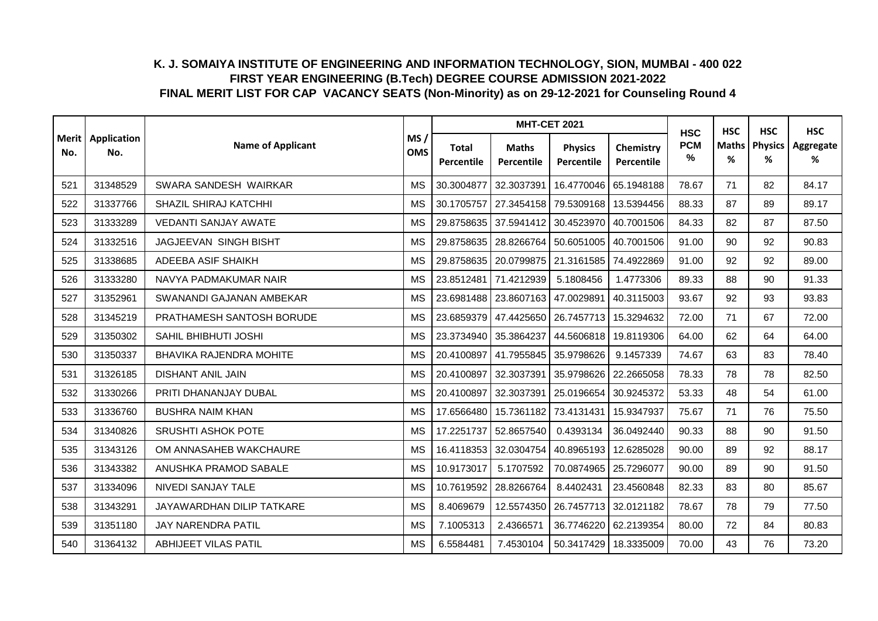# K. J. SOMAIYA INSTITUTE OF ENGINEERING AND INFORMATION TECHNOLOGY, SION, MUMBAI - 400 022
## FIRST YEAR ENGINEERING (B.Tech) DEGREE COURSE ADMISSION 2021-2022
## FINAL MERIT LIST FOR CAP VACANCY SEATS (Non-Minority) as on 29-12-2021 for Counseling Round 4

| Merit No. | Application No. | Name of Applicant | MS / OMS | MHT-CET 2021 | | | | HSC PCM % | HSC Maths % | HSC Physics % | HSC Aggregate % |
|---|---|---|---|---|---|---|---|---|---|---|---|
| | | | | Total Percentile | Maths Percentile | Physics Percentile | Chemistry Percentile | | | | |
| 521 | 31348529 | SWARA SANDESH WAIRKAR | MS | 30.3004877 | 32.3037391 | 16.4770046 | 65.1948188 | 78.67 | 71 | 82 | 84.17 |
| 522 | 31337766 | SHAZIL SHIRAJ KATCHHI | MS | 30.1705757 | 27.3454158 | 79.5309168 | 13.5394456 | 88.33 | 87 | 89 | 89.17 |
| 523 | 31333289 | VEDANTI SANJAY AWATE | MS | 29.8758635 | 37.5941412 | 30.4523970 | 40.7001506 | 84.33 | 82 | 87 | 87.50 |
| 524 | 31332516 | JAGJEEVAN SINGH BISHT | MS | 29.8758635 | 28.8266764 | 50.6051005 | 40.7001506 | 91.00 | 90 | 92 | 90.83 |
| 525 | 31338685 | ADEEBA ASIF SHAIKH | MS | 29.8758635 | 20.0799875 | 21.3161585 | 74.4922869 | 91.00 | 92 | 92 | 89.00 |
| 526 | 31333280 | NAVYA PADMAKUMAR NAIR | MS | 23.8512481 | 71.4212939 | 5.1808456 | 1.4773306 | 89.33 | 88 | 90 | 91.33 |
| 527 | 31352961 | SWANANDI GAJANAN AMBEKAR | MS | 23.6981488 | 23.8607163 | 47.0029891 | 40.3115003 | 93.67 | 92 | 93 | 93.83 |
| 528 | 31345219 | PRATHAMESH SANTOSH BORUDE | MS | 23.6859379 | 47.4425650 | 26.7457713 | 15.3294632 | 72.00 | 71 | 67 | 72.00 |
| 529 | 31350302 | SAHIL BHIBHUTI JOSHI | MS | 23.3734940 | 35.3864237 | 44.5606818 | 19.8119306 | 64.00 | 62 | 64 | 64.00 |
| 530 | 31350337 | BHAVIKA RAJENDRA MOHITE | MS | 20.4100897 | 41.7955845 | 35.9798626 | 9.1457339 | 74.67 | 63 | 83 | 78.40 |
| 531 | 31326185 | DISHANT ANIL JAIN | MS | 20.4100897 | 32.3037391 | 35.9798626 | 22.2665058 | 78.33 | 78 | 78 | 82.50 |
| 532 | 31330266 | PRITI DHANANJAY DUBAL | MS | 20.4100897 | 32.3037391 | 25.0196654 | 30.9245372 | 53.33 | 48 | 54 | 61.00 |
| 533 | 31336760 | BUSHRA NAIM KHAN | MS | 17.6566480 | 15.7361182 | 73.4131431 | 15.9347937 | 75.67 | 71 | 76 | 75.50 |
| 534 | 31340826 | SRUSHTI ASHOK POTE | MS | 17.2251737 | 52.8657540 | 0.4393134 | 36.0492440 | 90.33 | 88 | 90 | 91.50 |
| 535 | 31343126 | OM ANNASAHEB WAKCHAURE | MS | 16.4118353 | 32.0304754 | 40.8965193 | 12.6285028 | 90.00 | 89 | 92 | 88.17 |
| 536 | 31343382 | ANUSHKA PRAMOD SABALE | MS | 10.9173017 | 5.1707592 | 70.0874965 | 25.7296077 | 90.00 | 89 | 90 | 91.50 |
| 537 | 31334096 | NIVEDI SANJAY TALE | MS | 10.7619592 | 28.8266764 | 8.4402431 | 23.4560848 | 82.33 | 83 | 80 | 85.67 |
| 538 | 31343291 | JAYAWARDHAN DILIP TATKARE | MS | 8.4069679 | 12.5574350 | 26.7457713 | 32.0121182 | 78.67 | 78 | 79 | 77.50 |
| 539 | 31351180 | JAY NARENDRA PATIL | MS | 7.1005313 | 2.4366571 | 36.7746220 | 62.2139354 | 80.00 | 72 | 84 | 80.83 |
| 540 | 31364132 | ABHIJEET VILAS PATIL | MS | 6.5584481 | 7.4530104 | 50.3417429 | 18.3335009 | 70.00 | 43 | 76 | 73.20 |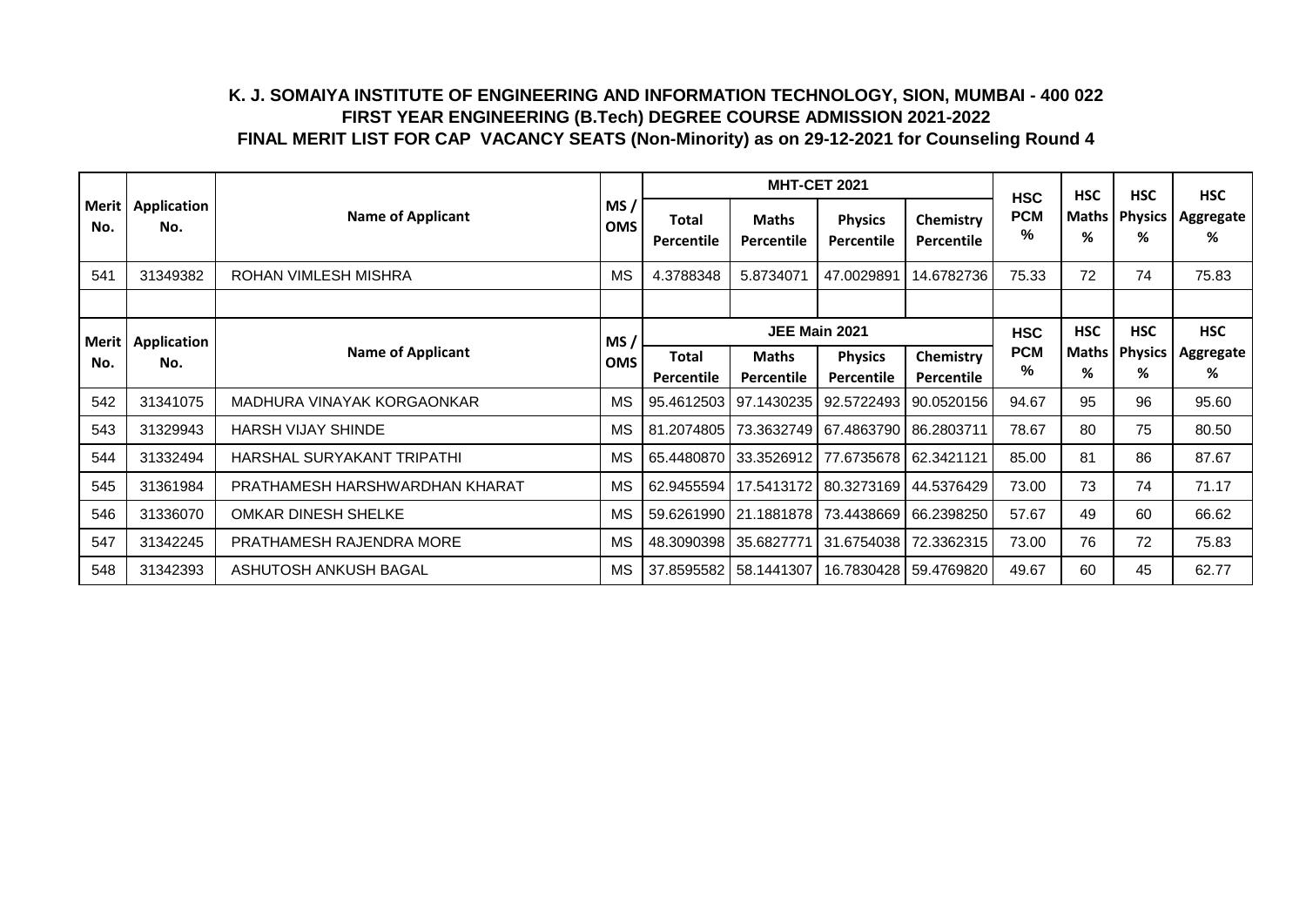**K. J. SOMAIYA INSTITUTE OF ENGINEERING AND INFORMATION TECHNOLOGY, SION, MUMBAI - 400 022**

**FIRST YEAR ENGINEERING (B.Tech) DEGREE COURSE ADMISSION 2021-2022**

**FINAL MERIT LIST FOR CAP VACANCY SEATS (Non-Minority) as on 29-12-2021 for Counseling Round 4**

| Merit No. | Application No. | Name of Applicant | MS / OMS | MHT-CET 2021 | | | | HSC PCM % | HSC Maths % | HSC Physics % | HSC Aggregate % |
|---|---|---|---|---|---|---|---|---|---|---|---|
| | | | | Total Percentile | Maths Percentile | Physics Percentile | Chemistry Percentile | | | | |
| 541 | 31349382 | ROHAN VIMLESH MISHRA | MS | 4.3788348 | 5.8734071 | 47.0029891 | 14.6782736 | 75.33 | 72 | 74 | 75.83 |

| Merit No. | Application No. | Name of Applicant | MS / OMS | JEE Main 2021 | | | | HSC PCM % | HSC Maths % | HSC Physics % | HSC Aggregate % |
|---|---|---|---|---|---|---|---|---|---|---|---|
| | | | | Total Percentile | Maths Percentile | Physics Percentile | Chemistry Percentile | | | | |
| 542 | 31341075 | MADHURA VINAYAK KORGAONKAR | MS | 95.4612503 | 97.1430235 | 92.5722493 | 90.0520156 | 94.67 | 95 | 96 | 95.60 |
| 543 | 31329943 | HARSH VIJAY SHINDE | MS | 81.2074805 | 73.3632749 | 67.4863790 | 86.2803711 | 78.67 | 80 | 75 | 80.50 |
| 544 | 31332494 | HARSHAL SURYAKANT TRIPATHI | MS | 65.4480870 | 33.3526912 | 77.6735678 | 62.3421121 | 85.00 | 81 | 86 | 87.67 |
| 545 | 31361984 | PRATHAMESH HARSHWARDHAN KHARAT | MS | 62.9455594 | 17.5413172 | 80.3273169 | 44.5376429 | 73.00 | 73 | 74 | 71.17 |
| 546 | 31336070 | OMKAR DINESH SHELKE | MS | 59.6261990 | 21.1881878 | 73.4438669 | 66.2398250 | 57.67 | 49 | 60 | 66.62 |
| 547 | 31342245 | PRATHAMESH RAJENDRA MORE | MS | 48.3090398 | 35.6827771 | 31.6754038 | 72.3362315 | 73.00 | 76 | 72 | 75.83 |
| 548 | 31342393 | ASHUTOSH ANKUSH BAGAL | MS | 37.8595582 | 58.1441307 | 16.7830428 | 59.4769820 | 49.67 | 60 | 45 | 62.77 |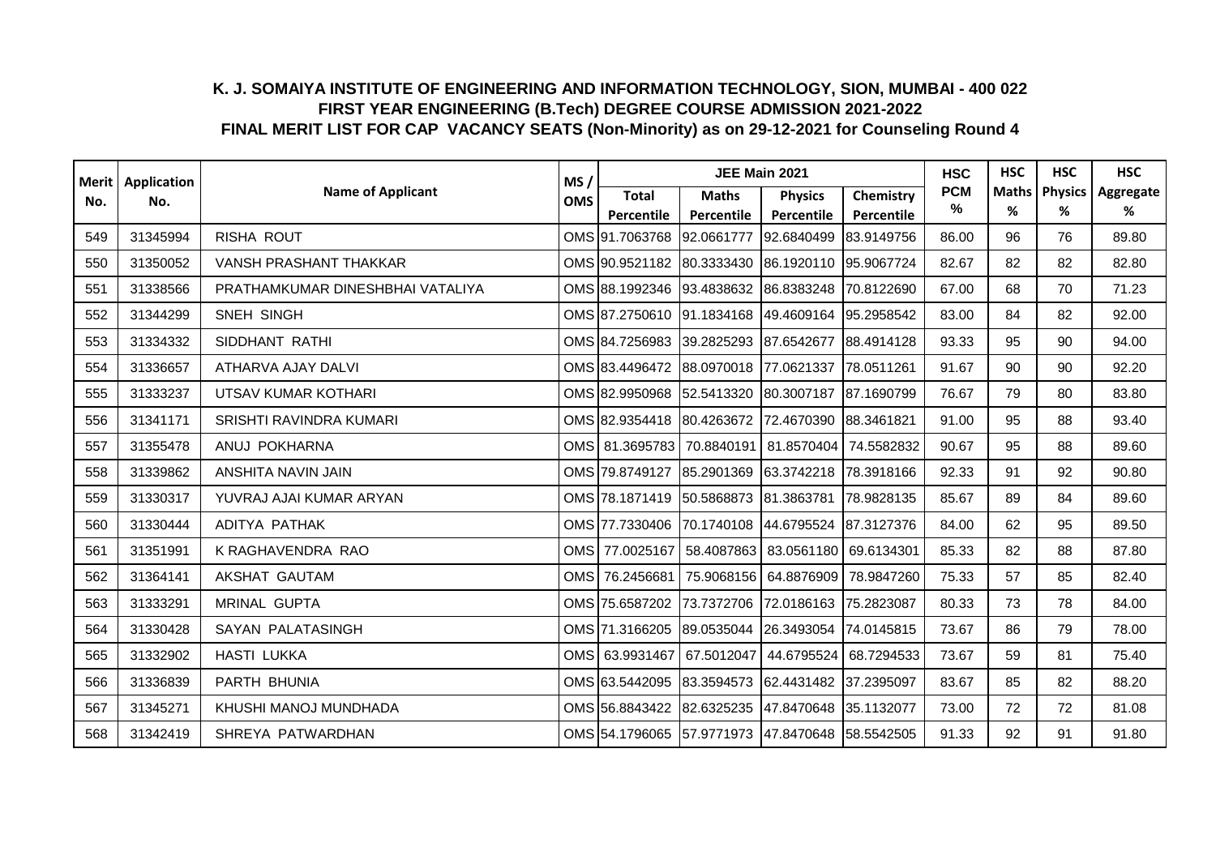# K. J. SOMAIYA INSTITUTE OF ENGINEERING AND INFORMATION TECHNOLOGY, SION, MUMBAI - 400 022

## FIRST YEAR ENGINEERING (B.Tech) DEGREE COURSE ADMISSION 2021-2022

## FINAL MERIT LIST FOR CAP VACANCY SEATS (Non-Minority) as on 29-12-2021 for Counseling Round 4

| Merit No. | Application No. | Name of Applicant | MS / OMS | JEE Main 2021 | | | | HSC | HSC | HSC | HSC |
|---|---|---|---|---|---|---|---|---|---|---|---|
| | | | | Total Percentile | Maths Percentile | Physics Percentile | Chemistry Percentile | PCM % | Maths % | Physics % | Aggregate % |
| 549 | 31345994 | RISHA ROUT | OMS | 91.7063768 | 92.0661777 | 92.6840499 | 83.9149756 | 86.00 | 96 | 76 | 89.80 |
| 550 | 31350052 | VANSH PRASHANT THAKKAR | OMS | 90.9521182 | 80.3333430 | 86.1920110 | 95.9067724 | 82.67 | 82 | 82 | 82.80 |
| 551 | 31338566 | PRATHAMKUMAR DINESHBHAI VATALIYA | OMS | 88.1992346 | 93.4838632 | 86.8383248 | 70.8122690 | 67.00 | 68 | 70 | 71.23 |
| 552 | 31344299 | SNEH SINGH | OMS | 87.2750610 | 91.1834168 | 49.4609164 | 95.2958542 | 83.00 | 84 | 82 | 92.00 |
| 553 | 31334332 | SIDDHANT RATHI | OMS | 84.7256983 | 39.2825293 | 87.6542677 | 88.4914128 | 93.33 | 95 | 90 | 94.00 |
| 554 | 31336657 | ATHARVA AJAY DALVI | OMS | 83.4496472 | 88.0970018 | 77.0621337 | 78.0511261 | 91.67 | 90 | 90 | 92.20 |
| 555 | 31333237 | UTSAV KUMAR KOTHARI | OMS | 82.9950968 | 52.5413320 | 80.3007187 | 87.1690799 | 76.67 | 79 | 80 | 83.80 |
| 556 | 31341171 | SRISHTI RAVINDRA KUMARI | OMS | 82.9354418 | 80.4263672 | 72.4670390 | 88.3461821 | 91.00 | 95 | 88 | 93.40 |
| 557 | 31355478 | ANUJ POKHARNA | OMS | 81.3695783 | 70.8840191 | 81.8570404 | 74.5582832 | 90.67 | 95 | 88 | 89.60 |
| 558 | 31339862 | ANSHITA NAVIN JAIN | OMS | 79.8749127 | 85.2901369 | 63.3742218 | 78.3918166 | 92.33 | 91 | 92 | 90.80 |
| 559 | 31330317 | YUVRAJ AJAI KUMAR ARYAN | OMS | 78.1871419 | 50.5868873 | 81.3863781 | 78.9828135 | 85.67 | 89 | 84 | 89.60 |
| 560 | 31330444 | ADITYA PATHAK | OMS | 77.7330406 | 70.1740108 | 44.6795524 | 87.3127376 | 84.00 | 62 | 95 | 89.50 |
| 561 | 31351991 | K RAGHAVENDRA RAO | OMS | 77.0025167 | 58.4087863 | 83.0561180 | 69.6134301 | 85.33 | 82 | 88 | 87.80 |
| 562 | 31364141 | AKSHAT GAUTAM | OMS | 76.2456681 | 75.9068156 | 64.8876909 | 78.9847260 | 75.33 | 57 | 85 | 82.40 |
| 563 | 31333291 | MRINAL GUPTA | OMS | 75.6587202 | 73.7372706 | 72.0186163 | 75.2823087 | 80.33 | 73 | 78 | 84.00 |
| 564 | 31330428 | SAYAN PALATASINGH | OMS | 71.3166205 | 89.0535044 | 26.3493054 | 74.0145815 | 73.67 | 86 | 79 | 78.00 |
| 565 | 31332902 | HASTI LUKKA | OMS | 63.9931467 | 67.5012047 | 44.6795524 | 68.7294533 | 73.67 | 59 | 81 | 75.40 |
| 566 | 31336839 | PARTH BHUNIA | OMS | 63.5442095 | 83.3594573 | 62.4431482 | 37.2395097 | 83.67 | 85 | 82 | 88.20 |
| 567 | 31345271 | KHUSHI MANOJ MUNDHADA | OMS | 56.8843422 | 82.6325235 | 47.8470648 | 35.1132077 | 73.00 | 72 | 72 | 81.08 |
| 568 | 31342419 | SHREYA PATWARDHAN | OMS | 54.1796065 | 57.9771973 | 47.8470648 | 58.5542505 | 91.33 | 92 | 91 | 91.80 |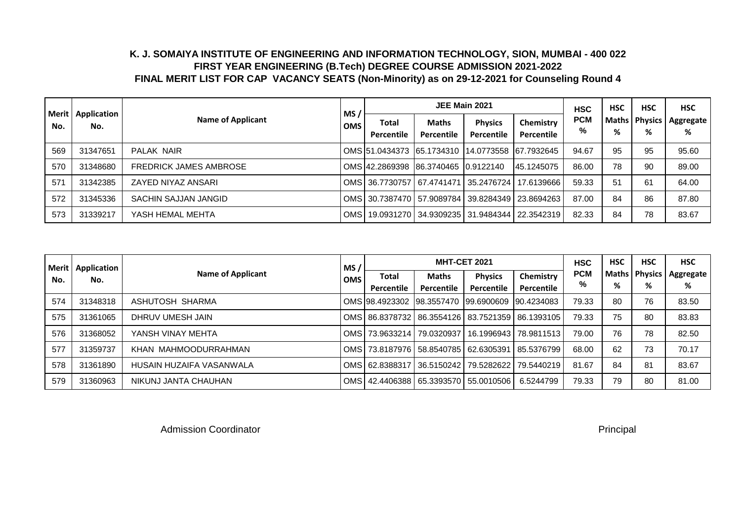**K. J. SOMAIYA INSTITUTE OF ENGINEERING AND INFORMATION TECHNOLOGY, SION, MUMBAI - 400 022**
**FIRST YEAR ENGINEERING (B.Tech) DEGREE COURSE ADMISSION 2021-2022**
**FINAL MERIT LIST FOR CAP VACANCY SEATS (Non-Minority) as on 29-12-2021 for Counseling Round 4**

| Merit No. | Application No. | Name of Applicant | MS / OMS | JEE Main 2021 | | | | HSC | HSC | HSC | HSC |
|---|---|---|---|---|---|---|---|---|---|---|---|
| | | | | Total Percentile | Maths Percentile | Physics Percentile | Chemistry Percentile | PCM % | Maths % | Physics % | Aggregate % |
| 569 | 31347651 | PALAK NAIR | OMS | 51.0434373 | 65.1734310 | 14.0773558 | 67.7932645 | 94.67 | 95 | 95 | 95.60 |
| 570 | 31348680 | FREDRICK JAMES AMBROSE | OMS | 42.2869398 | 86.3740465 | 0.9122140 | 45.1245075 | 86.00 | 78 | 90 | 89.00 |
| 571 | 31342385 | ZAYED NIYAZ ANSARI | OMS | 36.7730757 | 67.4741471 | 35.2476724 | 17.6139666 | 59.33 | 51 | 61 | 64.00 |
| 572 | 31345336 | SACHIN SAJJAN JANGID | OMS | 30.7387470 | 57.9089784 | 39.8284349 | 23.8694263 | 87.00 | 84 | 86 | 87.80 |
| 573 | 31339217 | YASH HEMAL MEHTA | OMS | 19.0931270 | 34.9309235 | 31.9484344 | 22.3542319 | 82.33 | 84 | 78 | 83.67 |

| Merit No. | Application No. | Name of Applicant | MS / OMS | MHT-CET 2021 | | | | HSC | HSC | HSC | HSC |
|---|---|---|---|---|---|---|---|---|---|---|---|
| | | | | Total Percentile | Maths Percentile | Physics Percentile | Chemistry Percentile | PCM % | Maths % | Physics % | Aggregate % |
| 574 | 31348318 | ASHUTOSH SHARMA | OMS | 98.4923302 | 98.3557470 | 99.6900609 | 90.4234083 | 79.33 | 80 | 76 | 83.50 |
| 575 | 31361065 | DHRUV UMESH JAIN | OMS | 86.8378732 | 86.3554126 | 83.7521359 | 86.1393105 | 79.33 | 75 | 80 | 83.83 |
| 576 | 31368052 | YANSH VINAY MEHTA | OMS | 73.9633214 | 79.0320937 | 16.1996943 | 78.9811513 | 79.00 | 76 | 78 | 82.50 |
| 577 | 31359737 | KHAN MAHMOODURRAHMAN | OMS | 73.8187976 | 58.8540785 | 62.6305391 | 85.5376799 | 68.00 | 62 | 73 | 70.17 |
| 578 | 31361890 | HUSAIN HUZAIFA VASANWALA | OMS | 62.8388317 | 36.5150242 | 79.5282622 | 79.5440219 | 81.67 | 84 | 81 | 83.67 |
| 579 | 31360963 | NIKUNJ JANTA CHAUHAN | OMS | 42.4406388 | 65.3393570 | 55.0010506 | 6.5244799 | 79.33 | 79 | 80 | 81.00 |

Admission Coordinator

Principal